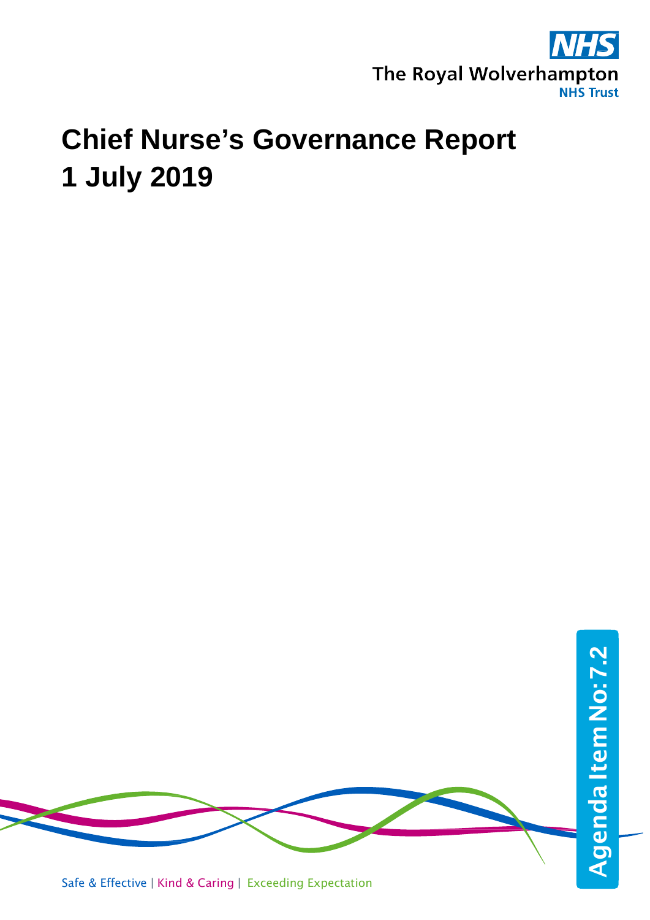The Royal Wolverhampton NHS Trust

# Chief Nurse's Governance Report
# 1 July 2019

Agenda Item No: 7.2

Safe & Effective | Kind & Caring | Exceeding Expectation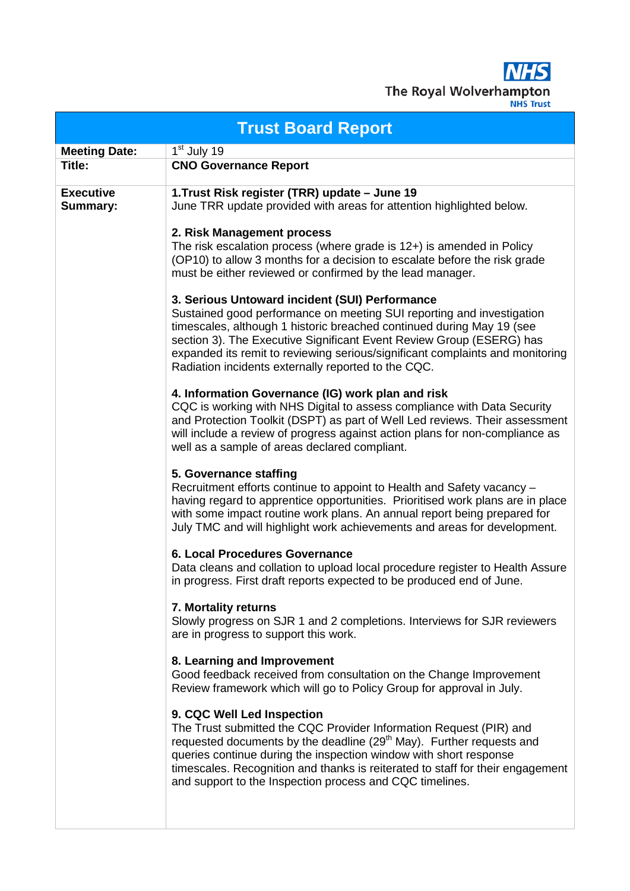The Royal Wolverhampton NHS Trust

# Trust Board Report

| | |
|---|---|
| **Meeting Date:** | 1st July 19 |
| **Title:** | **CNO Governance Report** |
| **Executive Summary:** | **1.Trust Risk register (TRR) update – June 19**<br>June TRR update provided with areas for attention highlighted below.<br><br>**2. Risk Management process**<br>The risk escalation process (where grade is 12+) is amended in Policy (OP10) to allow 3 months for a decision to escalate before the risk grade must be either reviewed or confirmed by the lead manager.<br><br>**3. Serious Untoward incident (SUI) Performance**<br>Sustained good performance on meeting SUI reporting and investigation timescales, although 1 historic breached continued during May 19 (see section 3). The Executive Significant Event Review Group (ESERG) has expanded its remit to reviewing serious/significant complaints and monitoring Radiation incidents externally reported to the CQC.<br><br>**4. Information Governance (IG) work plan and risk**<br>CQC is working with NHS Digital to assess compliance with Data Security and Protection Toolkit (DSPT) as part of Well Led reviews. Their assessment will include a review of progress against action plans for non-compliance as well as a sample of areas declared compliant.<br><br>**5. Governance staffing**<br>Recruitment efforts continue to appoint to Health and Safety vacancy – having regard to apprentice opportunities. Prioritised work plans are in place with some impact routine work plans. An annual report being prepared for July TMC and will highlight work achievements and areas for development.<br><br>**6. Local Procedures Governance**<br>Data cleans and collation to upload local procedure register to Health Assure in progress. First draft reports expected to be produced end of June.<br><br>**7. Mortality returns**<br>Slowly progress on SJR 1 and 2 completions. Interviews for SJR reviewers are in progress to support this work.<br><br>**8. Learning and Improvement**<br>Good feedback received from consultation on the Change Improvement Review framework which will go to Policy Group for approval in July.<br><br>**9. CQC Well Led Inspection**<br>The Trust submitted the CQC Provider Information Request (PIR) and requested documents by the deadline (29th May). Further requests and queries continue during the inspection window with short response timescales. Recognition and thanks is reiterated to staff for their engagement and support to the Inspection process and CQC timelines. |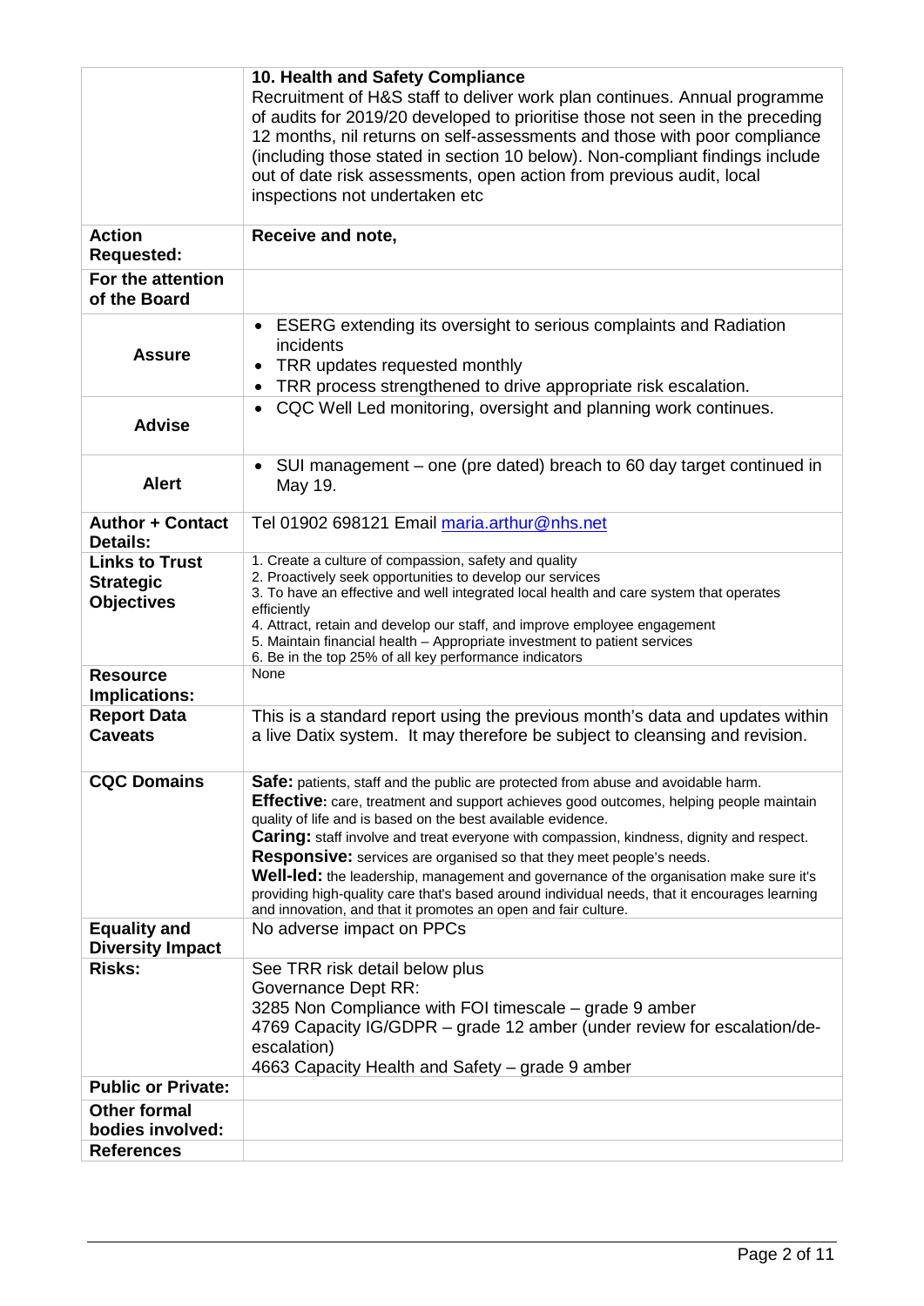| | |
|---|---|
| | **10. Health and Safety Compliance**<br>Recruitment of H&S staff to deliver work plan continues. Annual programme of audits for 2019/20 developed to prioritise those not seen in the preceding 12 months, nil returns on self-assessments and those with poor compliance (including those stated in section 10 below). Non-compliant findings include out of date risk assessments, open action from previous audit, local inspections not undertaken etc |
| **Action Requested:** | **Receive and note,** |
| **For the attention of the Board** | |
| **Assure** | • ESERG extending its oversight to serious complaints and Radiation incidents<br>• TRR updates requested monthly<br>• TRR process strengthened to drive appropriate risk escalation. |
| **Advise** | • CQC Well Led monitoring, oversight and planning work continues. |
| **Alert** | • SUI management – one (pre dated) breach to 60 day target continued in May 19. |
| **Author + Contact Details:** | Tel 01902 698121 Email [maria.arthur@nhs.net](mailto:maria.arthur@nhs.net) |
| **Links to Trust Strategic Objectives** | 1. Create a culture of compassion, safety and quality<br>2. Proactively seek opportunities to develop our services<br>3. To have an effective and well integrated local health and care system that operates efficiently<br>4. Attract, retain and develop our staff, and improve employee engagement<br>5. Maintain financial health – Appropriate investment to patient services<br>6. Be in the top 25% of all key performance indicators |
| **Resource Implications:** | None |
| **Report Data Caveats** | This is a standard report using the previous month's data and updates within a live Datix system. It may therefore be subject to cleansing and revision. |
| **CQC Domains** | **Safe:** patients, staff and the public are protected from abuse and avoidable harm.<br>**Effective:** care, treatment and support achieves good outcomes, helping people maintain quality of life and is based on the best available evidence.<br>**Caring:** staff involve and treat everyone with compassion, kindness, dignity and respect.<br>**Responsive:** services are organised so that they meet people's needs.<br>**Well-led:** the leadership, management and governance of the organisation make sure it's providing high-quality care that's based around individual needs, that it encourages learning and innovation, and that it promotes an open and fair culture. |
| **Equality and Diversity Impact** | No adverse impact on PPCs |
| **Risks:** | See TRR risk detail below plus<br>Governance Dept RR:<br>3285 Non Compliance with FOI timescale – grade 9 amber<br>4769 Capacity IG/GDPR – grade 12 amber (under review for escalation/de-escalation)<br>4663 Capacity Health and Safety – grade 9 amber |
| **Public or Private:** | |
| **Other formal bodies involved:** | |
| **References** | |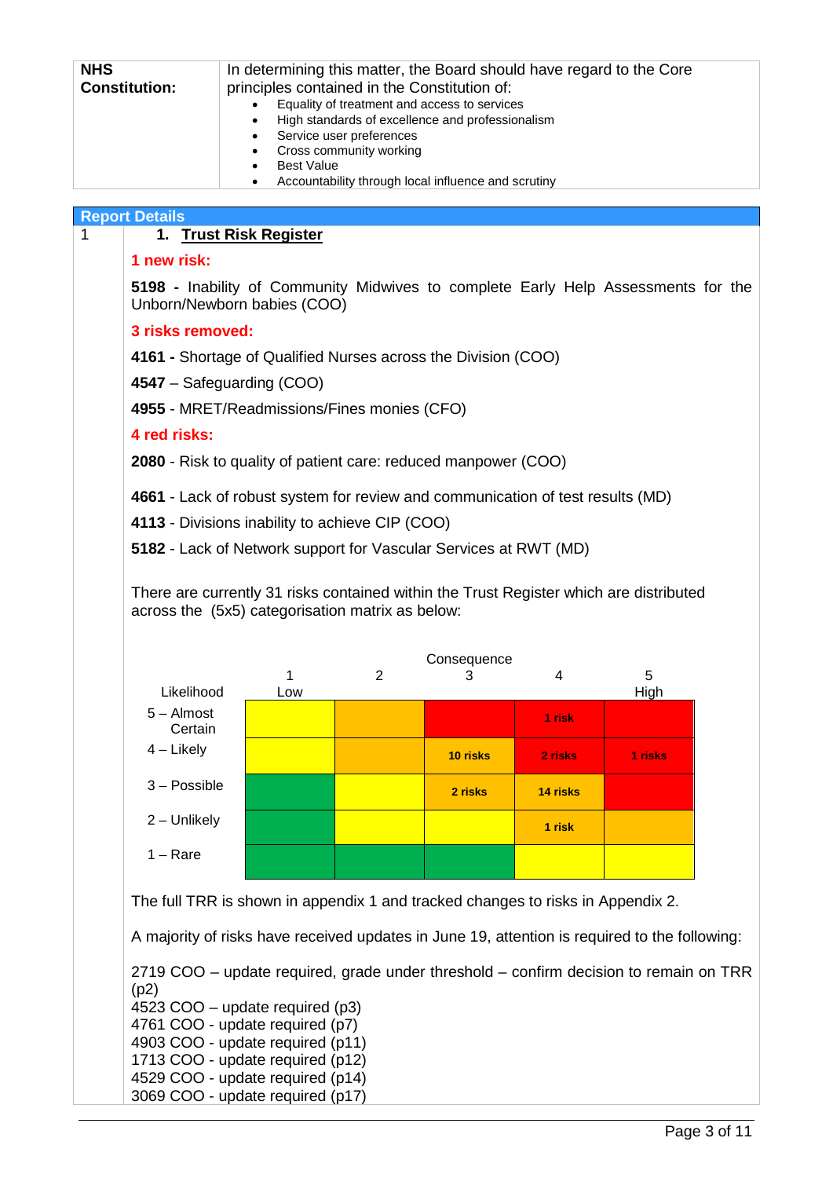| NHS Constitution: | In determining this matter, the Board should have regard to the Core principles contained in the Constitution of:<br>• Equality of treatment and access to services<br>• High standards of excellence and professionalism<br>• Service user preferences<br>• Cross community working<br>• Best Value<br>• Accountability through local influence and scrutiny |
|---|---|

## Report Details

1

### 1. Trust Risk Register

**1 new risk:**

**5198 -** Inability of Community Midwives to complete Early Help Assessments for the Unborn/Newborn babies (COO)

**3 risks removed:**

**4161 -** Shortage of Qualified Nurses across the Division (COO)

**4547** – Safeguarding (COO)

**4955** - MRET/Readmissions/Fines monies (CFO)

**4 red risks:**

**2080** - Risk to quality of patient care: reduced manpower (COO)

**4661** - Lack of robust system for review and communication of test results (MD)

**4113** - Divisions inability to achieve CIP (COO)

**5182** - Lack of Network support for Vascular Services at RWT (MD)

There are currently 31 risks contained within the Trust Register which are distributed across the (5x5) categorisation matrix as below:

| Likelihood | Consequence 1 Low | 2 | 3 | 4 | 5 High |
|---|---|---|---|---|---|
| 5 – Almost Certain | | | | 1 risk | |
| 4 – Likely | | | 10 risks | 2 risks | 1 risks |
| 3 – Possible | | | 2 risks | 14 risks | |
| 2 – Unlikely | | | | 1 risk | |
| 1 – Rare | | | | | |

The full TRR is shown in appendix 1 and tracked changes to risks in Appendix 2.

A majority of risks have received updates in June 19, attention is required to the following:

2719 COO – update required, grade under threshold – confirm decision to remain on TRR (p2)
4523 COO – update required (p3)
4761 COO - update required (p7)
4903 COO - update required (p11)
1713 COO - update required (p12)
4529 COO - update required (p14)
3069 COO - update required (p17)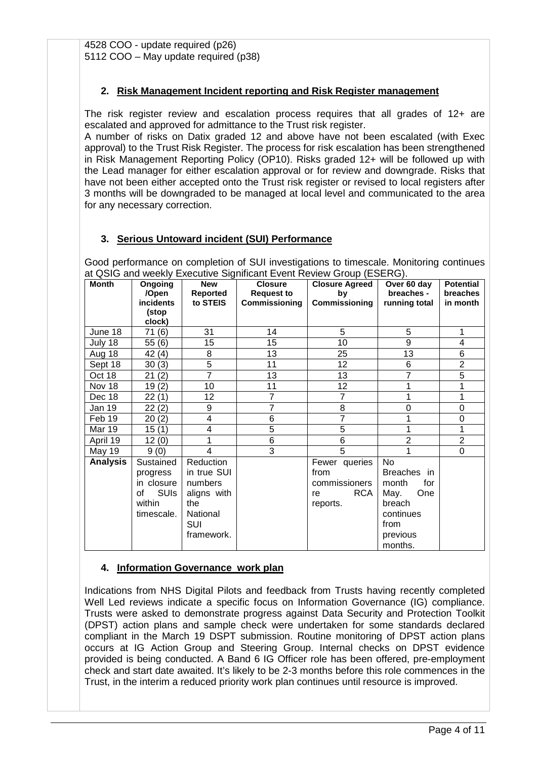4528 COO - update required (p26)
5112 COO – May update required (p38)

## 2. Risk Management Incident reporting and Risk Register management

The risk register review and escalation process requires that all grades of 12+ are escalated and approved for admittance to the Trust risk register.

A number of risks on Datix graded 12 and above have not been escalated (with Exec approval) to the Trust Risk Register. The process for risk escalation has been strengthened in Risk Management Reporting Policy (OP10). Risks graded 12+ will be followed up with the Lead manager for either escalation approval or for review and downgrade. Risks that have not been either accepted onto the Trust risk register or revised to local registers after 3 months will be downgraded to be managed at local level and communicated to the area for any necessary correction.

## 3. Serious Untoward incident (SUI) Performance

Good performance on completion of SUI investigations to timescale. Monitoring continues at QSIG and weekly Executive Significant Event Review Group (ESERG).

| Month | Ongoing /Open incidents (stop clock) | New Reported to STEIS | Closure Request to Commissioning | Closure Agreed by Commissioning | Over 60 day breaches - running total | Potential breaches in month |
|---|---|---|---|---|---|---|
| June 18 | 71 (6) | 31 | 14 | 5 | 5 | 1 |
| July 18 | 55 (6) | 15 | 15 | 10 | 9 | 4 |
| Aug 18 | 42 (4) | 8 | 13 | 25 | 13 | 6 |
| Sept 18 | 30 (3) | 5 | 11 | 12 | 6 | 2 |
| Oct 18 | 21 (2) | 7 | 13 | 13 | 7 | 5 |
| Nov 18 | 19 (2) | 10 | 11 | 12 | 1 | 1 |
| Dec 18 | 22 (1) | 12 | 7 | 7 | 1 | 1 |
| Jan 19 | 22 (2) | 9 | 7 | 8 | 0 | 0 |
| Feb 19 | 20 (2) | 4 | 6 | 7 | 1 | 0 |
| Mar 19 | 15 (1) | 4 | 5 | 5 | 1 | 1 |
| April 19 | 12 (0) | 1 | 6 | 6 | 2 | 2 |
| May 19 | 9 (0) | 4 | 3 | 5 | 1 | 0 |
| **Analysis** | Sustained progress in closure of SUIs within timescale. | Reduction in true SUI numbers aligns with the National SUI framework. | | Fewer queries from commissioners re RCA reports. | No Breaches in month for May. One breach continues from previous months. | |

## 4. Information Governance work plan

Indications from NHS Digital Pilots and feedback from Trusts having recently completed Well Led reviews indicate a specific focus on Information Governance (IG) compliance. Trusts were asked to demonstrate progress against Data Security and Protection Toolkit (DPST) action plans and sample check were undertaken for some standards declared compliant in the March 19 DSPT submission. Routine monitoring of DPST action plans occurs at IG Action Group and Steering Group. Internal checks on DPST evidence provided is being conducted. A Band 6 IG Officer role has been offered, pre-employment check and start date awaited. It's likely to be 2-3 months before this role commences in the Trust, in the interim a reduced priority work plan continues until resource is improved.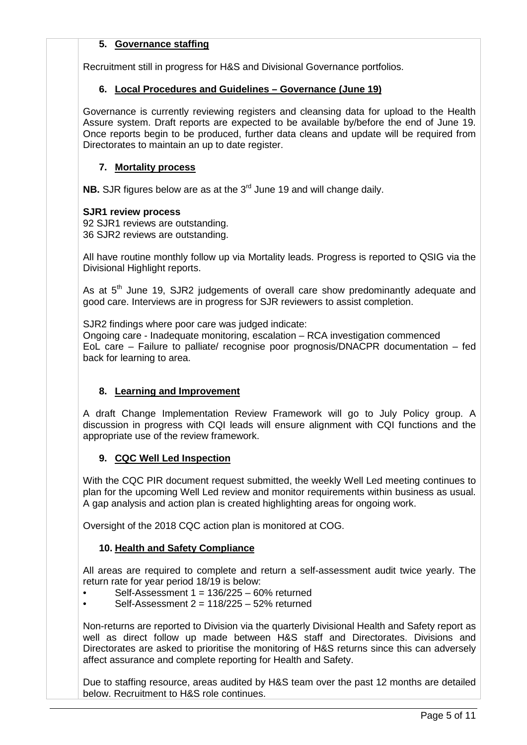## 5. Governance staffing

Recruitment still in progress for H&S and Divisional Governance portfolios.

## 6. Local Procedures and Guidelines – Governance (June 19)

Governance is currently reviewing registers and cleansing data for upload to the Health Assure system. Draft reports are expected to be available by/before the end of June 19. Once reports begin to be produced, further data cleans and update will be required from Directorates to maintain an up to date register.

## 7. Mortality process

**NB.** SJR figures below are as at the 3rd June 19 and will change daily.

**SJR1 review process**

92 SJR1 reviews are outstanding.
36 SJR2 reviews are outstanding.

All have routine monthly follow up via Mortality leads. Progress is reported to QSIG via the Divisional Highlight reports.

As at 5th June 19, SJR2 judgements of overall care show predominantly adequate and good care. Interviews are in progress for SJR reviewers to assist completion.

SJR2 findings where poor care was judged indicate:
Ongoing care - Inadequate monitoring, escalation – RCA investigation commenced
EoL care – Failure to palliate/ recognise poor prognosis/DNACPR documentation – fed back for learning to area.

## 8. Learning and Improvement

A draft Change Implementation Review Framework will go to July Policy group. A discussion in progress with CQI leads will ensure alignment with CQI functions and the appropriate use of the review framework.

## 9. CQC Well Led Inspection

With the CQC PIR document request submitted, the weekly Well Led meeting continues to plan for the upcoming Well Led review and monitor requirements within business as usual. A gap analysis and action plan is created highlighting areas for ongoing work.

Oversight of the 2018 CQC action plan is monitored at COG.

## 10. Health and Safety Compliance

All areas are required to complete and return a self-assessment audit twice yearly. The return rate for year period 18/19 is below:

- Self-Assessment 1 = 136/225 – 60% returned
- Self-Assessment 2 = 118/225 – 52% returned

Non-returns are reported to Division via the quarterly Divisional Health and Safety report as well as direct follow up made between H&S staff and Directorates. Divisions and Directorates are asked to prioritise the monitoring of H&S returns since this can adversely affect assurance and complete reporting for Health and Safety.

Due to staffing resource, areas audited by H&S team over the past 12 months are detailed below. Recruitment to H&S role continues.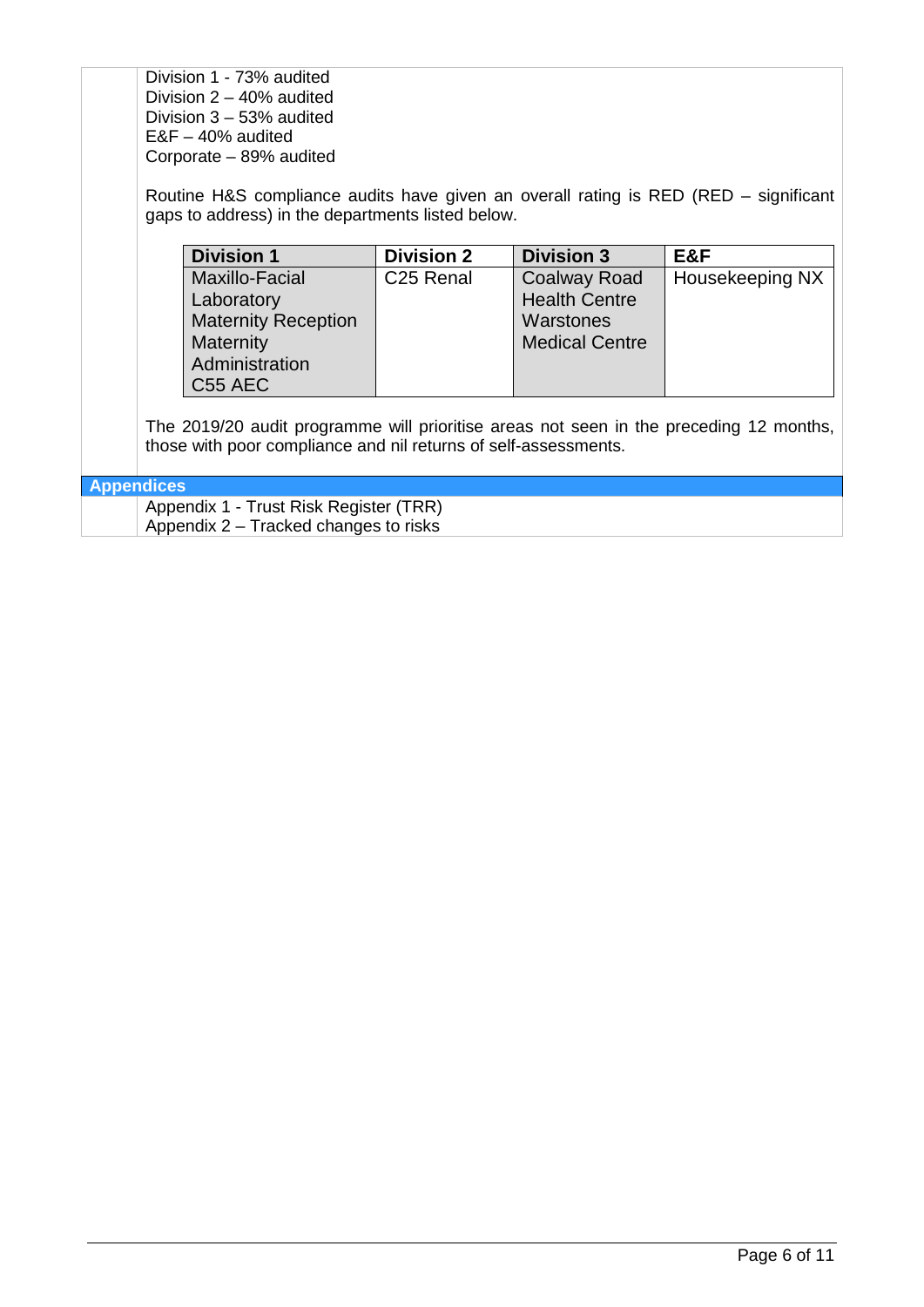Division 1 - 73% audited
Division 2 – 40% audited
Division 3 – 53% audited
E&F – 40% audited
Corporate – 89% audited

Routine H&S compliance audits have given an overall rating is RED (RED – significant gaps to address) in the departments listed below.

| Division 1 | Division 2 | Division 3 | E&F |
|---|---|---|---|
| Maxillo-Facial Laboratory<br>Maternity Reception<br>Maternity Administration<br>C55 AEC | C25 Renal | Coalway Road Health Centre<br>Warstones Medical Centre | Housekeeping NX |

The 2019/20 audit programme will prioritise areas not seen in the preceding 12 months, those with poor compliance and nil returns of self-assessments.

## Appendices

Appendix 1 - Trust Risk Register (TRR)
Appendix 2 – Tracked changes to risks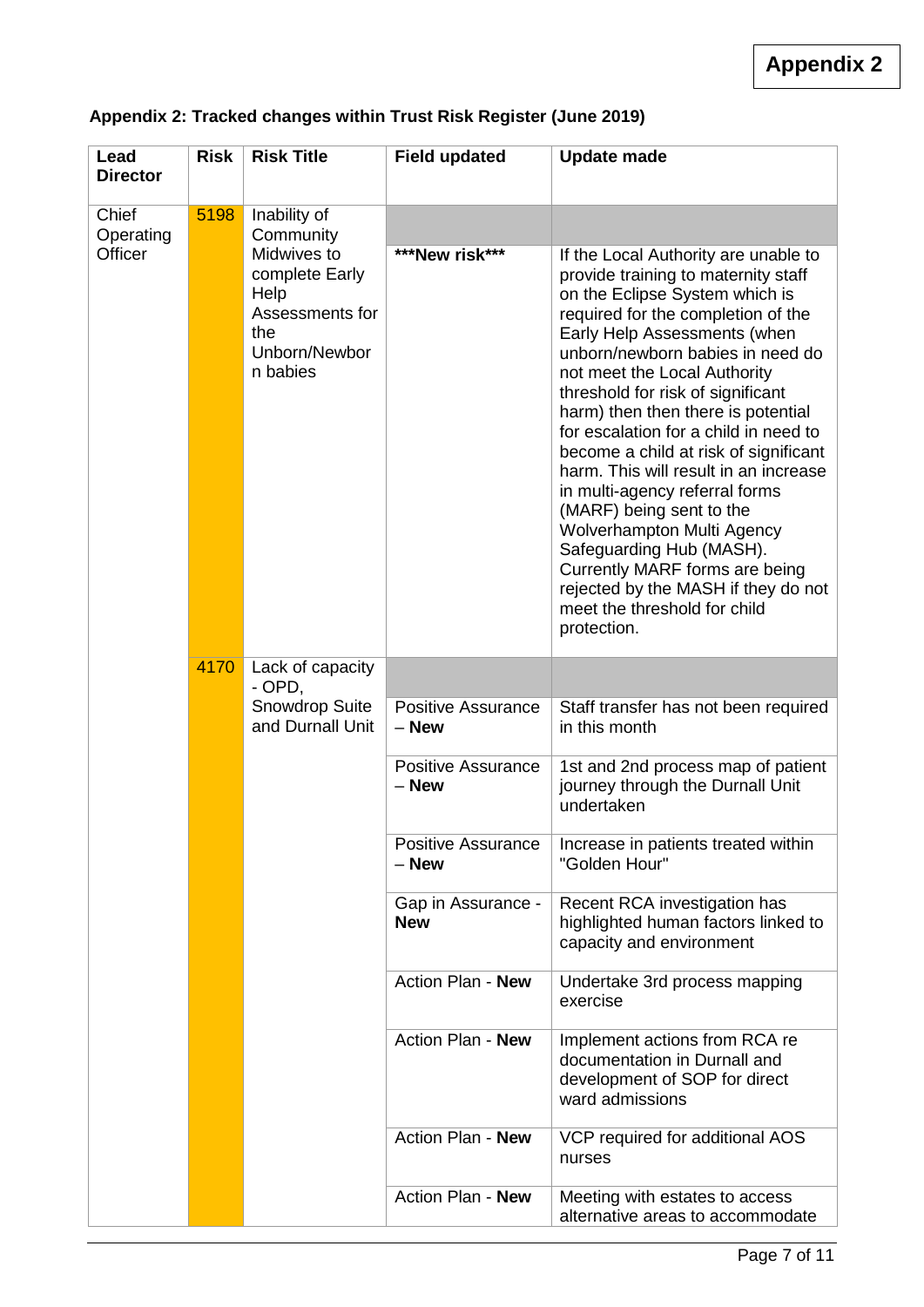**Appendix 2**

**Appendix 2: Tracked changes within Trust Risk Register (June 2019)**

| **Lead Director** | **Risk** | **Risk Title** | **Field updated** | **Update made** |
|---|---|---|---|---|
| Chief Operating Officer | 5198 | Inability of Community Midwives to complete Early Help Assessments for the Unborn/Newborn babies | | |
| | | | **\*\*\*New risk\*\*\*** | If the Local Authority are unable to provide training to maternity staff on the Eclipse System which is required for the completion of the Early Help Assessments (when unborn/newborn babies in need do not meet the Local Authority threshold for risk of significant harm) then then there is potential for escalation for a child in need to become a child at risk of significant harm. This will result in an increase in multi-agency referral forms (MARF) being sent to the Wolverhampton Multi Agency Safeguarding Hub (MASH). Currently MARF forms are being rejected by the MASH if they do not meet the threshold for child protection. |
| | 4170 | Lack of capacity - OPD, Snowdrop Suite and Durnall Unit | | |
| | | | Positive Assurance – **New** | Staff transfer has not been required in this month |
| | | | Positive Assurance – **New** | 1st and 2nd process map of patient journey through the Durnall Unit undertaken |
| | | | Positive Assurance – **New** | Increase in patients treated within "Golden Hour" |
| | | | Gap in Assurance - **New** | Recent RCA investigation has highlighted human factors linked to capacity and environment |
| | | | Action Plan - **New** | Undertake 3rd process mapping exercise |
| | | | Action Plan - **New** | Implement actions from RCA re documentation in Durnall and development of SOP for direct ward admissions |
| | | | Action Plan - **New** | VCP required for additional AOS nurses |
| | | | Action Plan - **New** | Meeting with estates to access alternative areas to accommodate |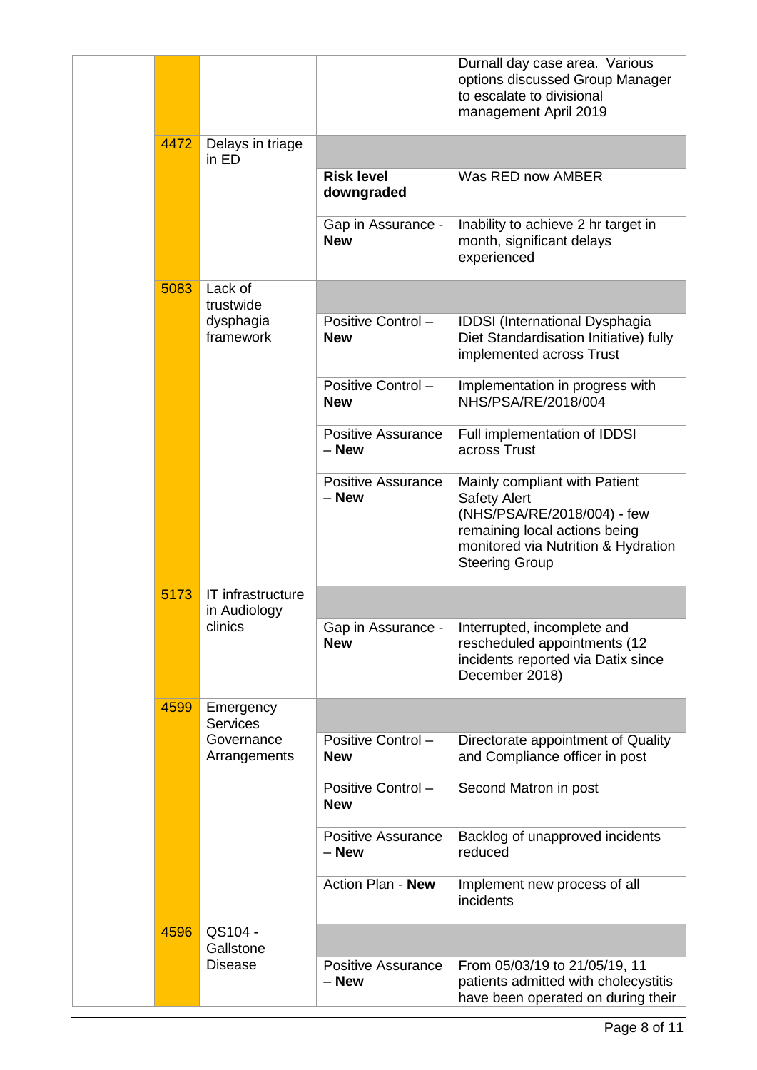| | | | |
|---|---|---|---|
| | | | Durnall day case area. Various options discussed Group Manager to escalate to divisional management April 2019 |
| 4472 | Delays in triage in ED | | |
| | | **Risk level downgraded** | Was RED now AMBER |
| | | Gap in Assurance - **New** | Inability to achieve 2 hr target in month, significant delays experienced |
| 5083 | Lack of trustwide dysphagia framework | | |
| | | Positive Control – **New** | IDDSI (International Dysphagia Diet Standardisation Initiative) fully implemented across Trust |
| | | Positive Control – **New** | Implementation in progress with NHS/PSA/RE/2018/004 |
| | | Positive Assurance – **New** | Full implementation of IDDSI across Trust |
| | | Positive Assurance – **New** | Mainly compliant with Patient Safety Alert (NHS/PSA/RE/2018/004) - few remaining local actions being monitored via Nutrition & Hydration Steering Group |
| 5173 | IT infrastructure in Audiology clinics | | |
| | | Gap in Assurance - **New** | Interrupted, incomplete and rescheduled appointments (12 incidents reported via Datix since December 2018) |
| 4599 | Emergency Services Governance Arrangements | | |
| | | Positive Control – **New** | Directorate appointment of Quality and Compliance officer in post |
| | | Positive Control – **New** | Second Matron in post |
| | | Positive Assurance – **New** | Backlog of unapproved incidents reduced |
| | | Action Plan - **New** | Implement new process of all incidents |
| 4596 | QS104 - Gallstone Disease | | |
| | | Positive Assurance – **New** | From 05/03/19 to 21/05/19, 11 patients admitted with cholecystitis have been operated on during their |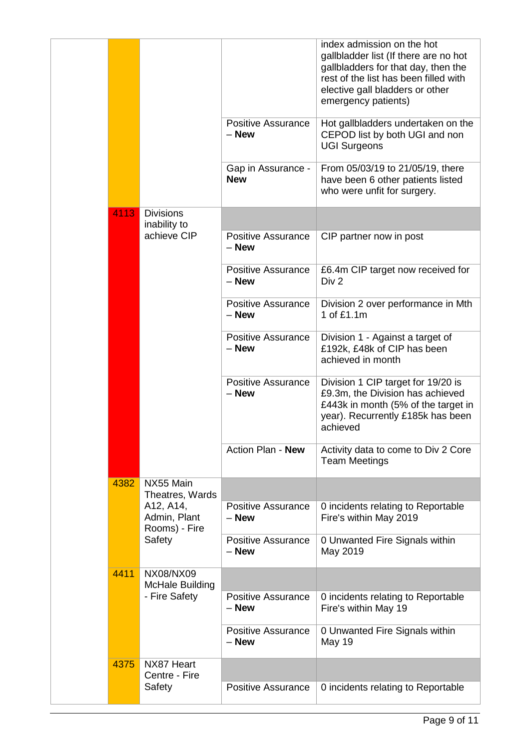| | | | |
|---|---|---|---|
| | | | index admission on the hot gallbladder list (If there are no hot gallbladders for that day, then the rest of the list has been filled with elective gall bladders or other emergency patients) |
| | | Positive Assurance – **New** | Hot gallbladders undertaken on the CEPOD list by both UGI and non UGI Surgeons |
| | | Gap in Assurance - **New** | From 05/03/19 to 21/05/19, there have been 6 other patients listed who were unfit for surgery. |
| 4113 | Divisions inability to achieve CIP | | |
| | | Positive Assurance – **New** | CIP partner now in post |
| | | Positive Assurance – **New** | £6.4m CIP target now received for Div 2 |
| | | Positive Assurance – **New** | Division 2 over performance in Mth 1 of £1.1m |
| | | Positive Assurance – **New** | Division 1 - Against a target of £192k, £48k of CIP has been achieved in month |
| | | Positive Assurance – **New** | Division 1 CIP target for 19/20 is £9.3m, the Division has achieved £443k in month (5% of the target in year). Recurrently £185k has been achieved |
| | | Action Plan - **New** | Activity data to come to Div 2 Core Team Meetings |
| 4382 | NX55 Main Theatres, Wards A12, A14, Admin, Plant Rooms) - Fire Safety | | |
| | | Positive Assurance – **New** | 0 incidents relating to Reportable Fire's within May 2019 |
| | | Positive Assurance – **New** | 0 Unwanted Fire Signals within May 2019 |
| 4411 | NX08/NX09 McHale Building - Fire Safety | | |
| | | Positive Assurance – **New** | 0 incidents relating to Reportable Fire's within May 19 |
| | | Positive Assurance – **New** | 0 Unwanted Fire Signals within May 19 |
| 4375 | NX87 Heart Centre - Fire Safety | | |
| | | Positive Assurance | 0 incidents relating to Reportable |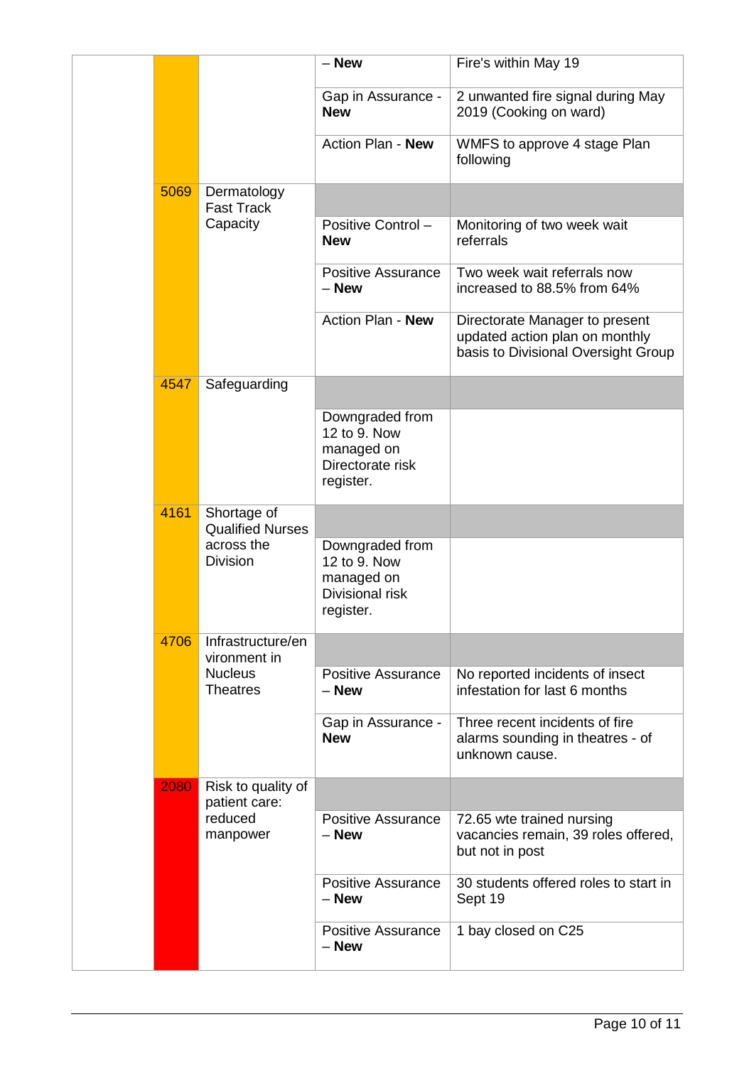| | | | | |
|---|---|---|---|---|
| | | | – **New** | Fire's within May 19 |
| | | | Gap in Assurance - **New** | 2 unwanted fire signal during May 2019 (Cooking on ward) |
| | | | Action Plan - **New** | WMFS to approve 4 stage Plan following |
| | 5069 | Dermatology Fast Track Capacity | | |
| | | | Positive Control – **New** | Monitoring of two week wait referrals |
| | | | Positive Assurance – **New** | Two week wait referrals now increased to 88.5% from 64% |
| | | | Action Plan - **New** | Directorate Manager to present updated action plan on monthly basis to Divisional Oversight Group |
| | 4547 | Safeguarding | | |
| | | | Downgraded from 12 to 9. Now managed on Directorate risk register. | |
| | 4161 | Shortage of Qualified Nurses across the Division | | |
| | | | Downgraded from 12 to 9. Now managed on Divisional risk register. | |
| | 4706 | Infrastructure/environment in Nucleus Theatres | | |
| | | | Positive Assurance – **New** | No reported incidents of insect infestation for last 6 months |
| | | | Gap in Assurance - **New** | Three recent incidents of fire alarms sounding in theatres - of unknown cause. |
| | 2080 | Risk to quality of patient care: reduced manpower | | |
| | | | Positive Assurance – **New** | 72.65 wte trained nursing vacancies remain, 39 roles offered, but not in post |
| | | | Positive Assurance – **New** | 30 students offered roles to start in Sept 19 |
| | | | Positive Assurance – **New** | 1 bay closed on C25 |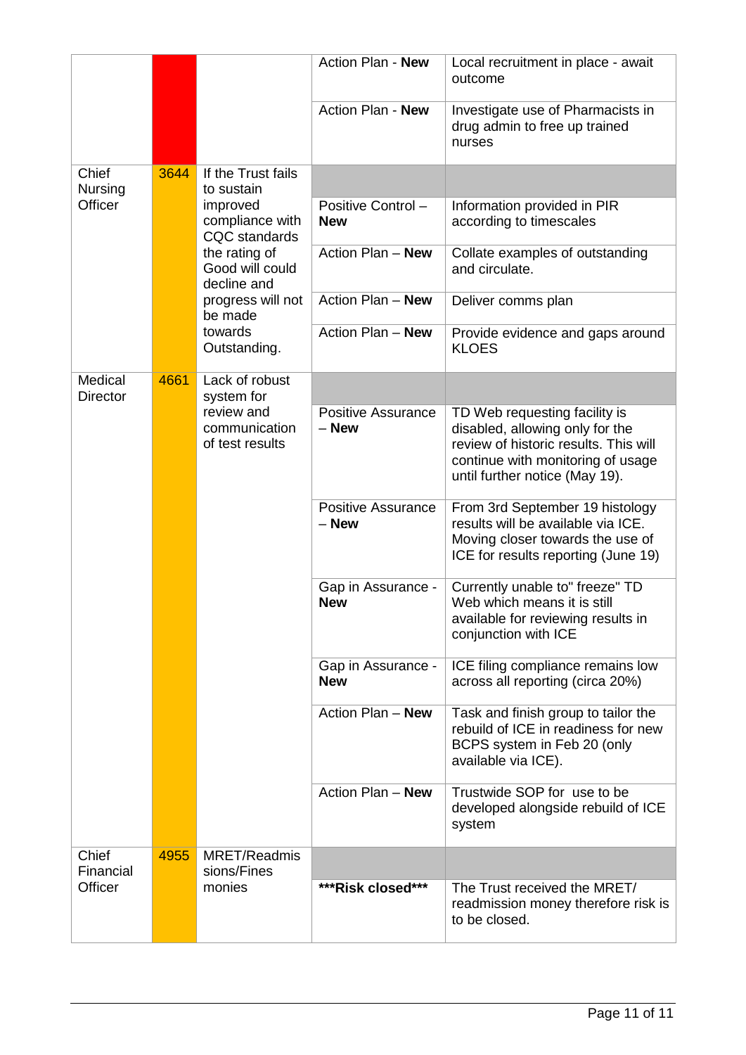| | | | | |
|---|---|---|---|---|
| | | | Action Plan - **New** | Local recruitment in place - await outcome |
| | | | Action Plan - **New** | Investigate use of Pharmacists in drug admin to free up trained nurses |
| Chief Nursing Officer | 3644 | If the Trust fails to sustain improved compliance with CQC standards the rating of Good will could decline and progress will not be made towards Outstanding. | | |
| | | | Positive Control – **New** | Information provided in PIR according to timescales |
| | | | Action Plan – **New** | Collate examples of outstanding and circulate. |
| | | | Action Plan – **New** | Deliver comms plan |
| | | | Action Plan – **New** | Provide evidence and gaps around KLOES |
| Medical Director | 4661 | Lack of robust system for review and communication of test results | | |
| | | | Positive Assurance – **New** | TD Web requesting facility is disabled, allowing only for the review of historic results. This will continue with monitoring of usage until further notice (May 19). |
| | | | Positive Assurance – **New** | From 3rd September 19 histology results will be available via ICE. Moving closer towards the use of ICE for results reporting (June 19) |
| | | | Gap in Assurance - **New** | Currently unable to" freeze" TD Web which means it is still available for reviewing results in conjunction with ICE |
| | | | Gap in Assurance - **New** | ICE filing compliance remains low across all reporting (circa 20%) |
| | | | Action Plan – **New** | Task and finish group to tailor the rebuild of ICE in readiness for new BCPS system in Feb 20 (only available via ICE). |
| | | | Action Plan – **New** | Trustwide SOP for use to be developed alongside rebuild of ICE system |
| Chief Financial Officer | 4955 | MRET/Readmissions/Fines monies | | |
| | | | **\*\*\*Risk closed\*\*\*** | The Trust received the MRET/ readmission money therefore risk is to be closed. |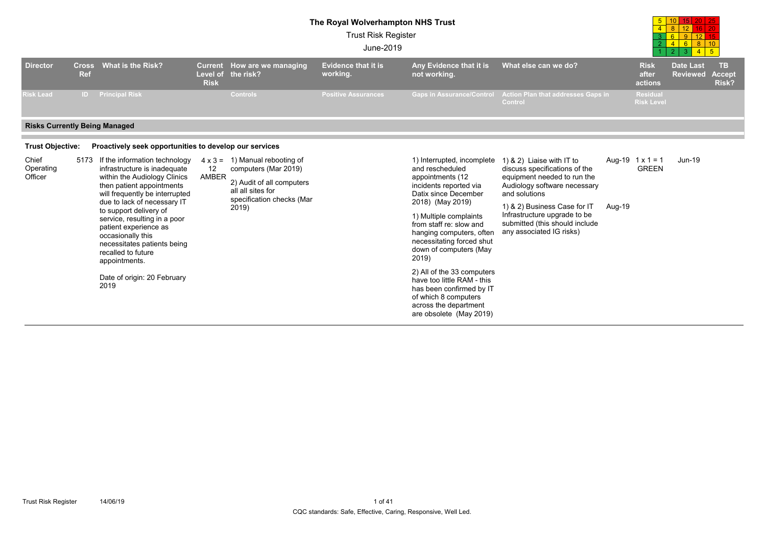# The Royal Wolverhampton NHS Trust

Trust Risk Register

June-2019

| | | | | | |
|---|---|---|---|---|---|
| 5 | 10 | 15 | 20 | 25 |
| 4 | 8 | 12 | 16 | 20 |
| 3 | 6 | 9 | 12 | 15 |
| 2 | 4 | 6 | 8 | 10 |
| 1 | 2 | 3 | 4 | 5 |

| Director | Cross Ref | What is the Risk? | Current Level of Risk | How are we managing the risk? | Evidence that it is working. | Any Evidence that it is not working. | What else can we do? | | Risk after actions | Date Last Reviewed | TB Accept Risk? |
|---|---|---|---|---|---|---|---|---|---|---|---|
| Risk Lead | ID | Principal Risk | | Controls | Positive Assurances | Gaps in Assurance/Control | Action Plan that addresses Gaps in Control | | Residual Risk Level | | |

## Risks Currently Being Managed

**Trust Objective: Proactively seek opportunities to develop our services**

| Director | Cross Ref | What is the Risk? | Current Level of Risk | How are we managing the risk? | Evidence that it is working. | Any Evidence that it is not working. | What else can we do? | | Risk after actions | Date Last Reviewed | TB Accept Risk? |
|---|---|---|---|---|---|---|---|---|---|---|---|
| Chief Operating Officer | 5173 | If the information technology infrastructure is inadequate within the Audiology Clinics then patient appointments will frequently be interrupted due to lack of necessary IT to support delivery of service, resulting in a poor patient experience as occasionally this necessitates patients being recalled to future appointments.<br><br>Date of origin: 20 February 2019 | 4 x 3 = 12 AMBER | 1) Manual rebooting of computers (Mar 2019)<br><br>2) Audit of all computers all all sites for specification checks (Mar 2019) | | 1) Interrupted, incomplete and rescheduled appointments (12 incidents reported via Datix since December 2018) (May 2019)<br><br>1) Multiple complaints from staff re: slow and hanging computers, often necessitating forced shut down of computers (May 2019)<br><br>2) All of the 33 computers have too little RAM - this has been confirmed by IT of which 8 computers across the department are obsolete (May 2019) | 1) & 2) Liaise with IT to discuss specifications of the equipment needed to run the Audiology software necessary and solutions<br><br>1) & 2) Business Case for IT Infrastructure upgrade to be submitted (this should include any associated IG risks) | Aug-19<br><br>Aug-19 | 1 x 1 = 1 GREEN | Jun-19 | |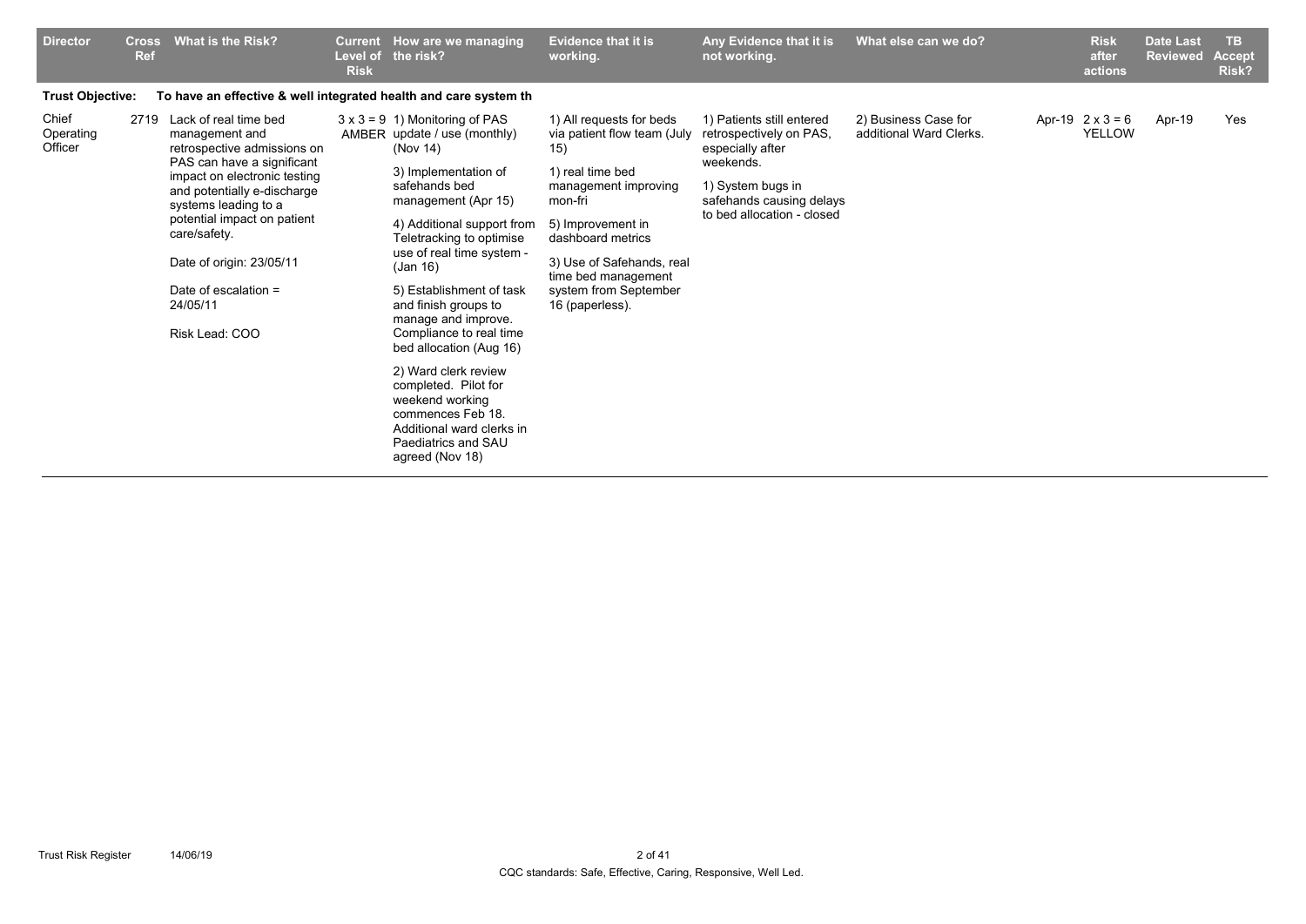| Director | Cross Ref | What is the Risk? | Current Level of Risk | How are we managing the risk? | Evidence that it is working. | Any Evidence that it is not working. | What else can we do? | Risk after actions | Date Last Reviewed | TB Accept Risk? |
|---|---|---|---|---|---|---|---|---|---|---|
| **Trust Objective:** | | **To have an effective & well integrated health and care system th** | | | | | | | | |
| Chief Operating Officer | 2719 | Lack of real time bed management and retrospective admissions on PAS can have a significant impact on electronic testing and potentially e-discharge systems leading to a potential impact on patient care/safety.<br><br>Date of origin: 23/05/11<br><br>Date of escalation = 24/05/11<br><br>Risk Lead: COO | 3 x 3 = 9 AMBER | 1) Monitoring of PAS update / use (monthly) (Nov 14)<br><br>3) Implementation of safehands bed management (Apr 15)<br><br>4) Additional support from Teletracking to optimise use of real time system - (Jan 16)<br><br>5) Establishment of task and finish groups to manage and improve. Compliance to real time bed allocation (Aug 16)<br><br>2) Ward clerk review completed. Pilot for weekend working commences Feb 18. Additional ward clerks in Paediatrics and SAU agreed (Nov 18) | 1) All requests for beds via patient flow team (July 15)<br><br>1) real time bed management improving mon-fri<br><br>5) Improvement in dashboard metrics<br><br>3) Use of Safehands, real time bed management system from September 16 (paperless). | 1) Patients still entered retrospectively on PAS, especially after weekends.<br><br>1) System bugs in safehands causing delays to bed allocation - closed | 2) Business Case for additional Ward Clerks. | Apr-19 2 x 3 = 6 YELLOW | Apr-19 | Yes |

CQC standards: Safe, Effective, Caring, Responsive, Well Led.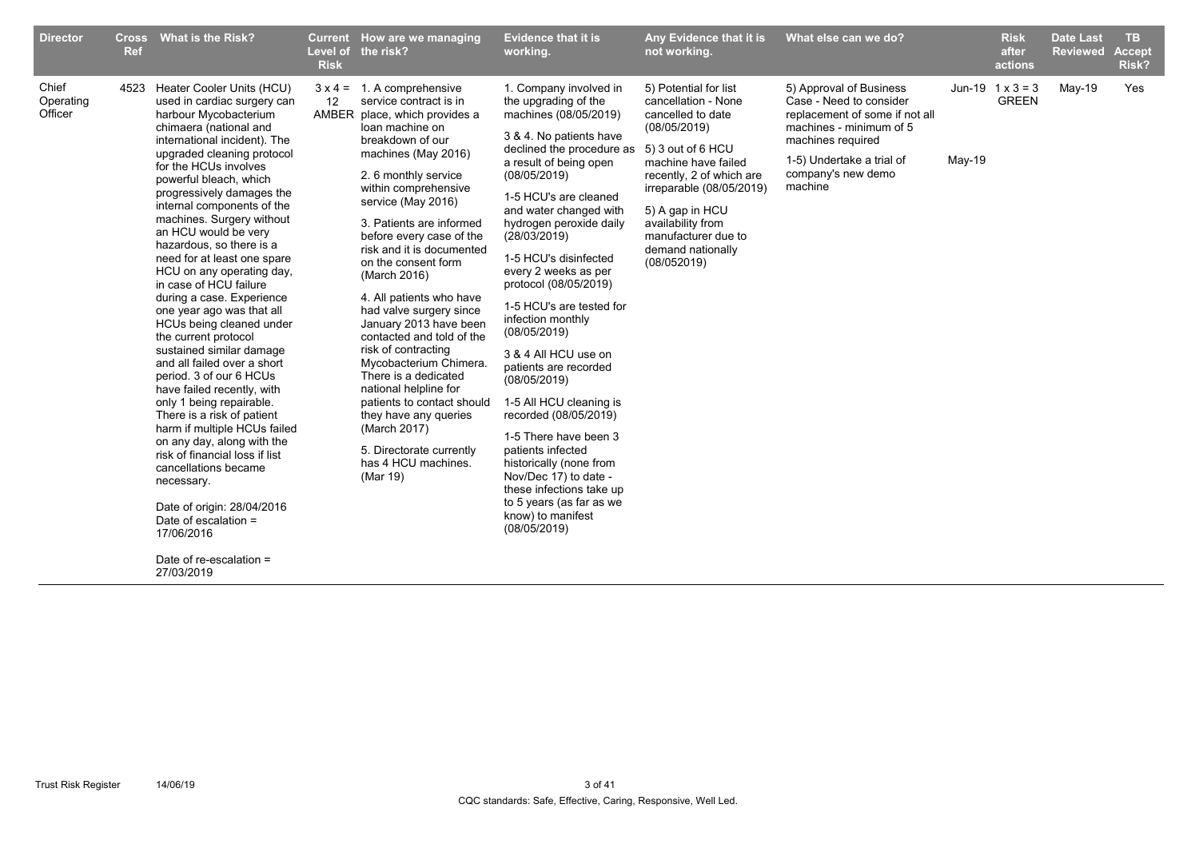| Director | Cross Ref | What is the Risk? | Current Level of Risk | How are we managing the risk? | Evidence that it is working. | Any Evidence that it is not working. | What else can we do? | | Risk after actions | Date Last Reviewed | TB Accept Risk? |
|---|---|---|---|---|---|---|---|---|---|---|---|
| Chief Operating Officer | 4523 | Heater Cooler Units (HCU) used in cardiac surgery can harbour Mycobacterium chimaera (national and international incident). The upgraded cleaning protocol for the HCUs involves powerful bleach, which progressively damages the internal components of the machines. Surgery without an HCU would be very hazardous, so there is a need for at least one spare HCU on any operating day, in case of HCU failure during a case. Experience one year ago was that all HCUs being cleaned under the current protocol sustained similar damage and all failed over a short period. 3 of our 6 HCUs have failed recently, with only 1 being repairable. There is a risk of patient harm if multiple HCUs failed on any day, along with the risk of financial loss if list cancellations became necessary.<br><br>Date of origin: 28/04/2016<br>Date of escalation = 17/06/2016<br><br>Date of re-escalation = 27/03/2019 | 3 x 4 = 12 AMBER | 1. A comprehensive service contract is in place, which provides a loan machine on breakdown of our machines (May 2016)<br><br>2. 6 monthly service within comprehensive service (May 2016)<br><br>3. Patients are informed before every case of the risk and it is documented on the consent form (March 2016)<br><br>4. All patients who have had valve surgery since January 2013 have been contacted and told of the risk of contracting Mycobacterium Chimera. There is a dedicated national helpline for patients to contact should they have any queries (March 2017)<br><br>5. Directorate currently has 4 HCU machines. (Mar 19) | 1. Company involved in the upgrading of the machines (08/05/2019)<br><br>3 & 4. No patients have declined the procedure as a result of being open (08/05/2019)<br><br>1-5 HCU's are cleaned and water changed with hydrogen peroxide daily (28/03/2019)<br><br>1-5 HCU's disinfected every 2 weeks as per protocol (08/05/2019)<br><br>1-5 HCU's are tested for infection monthly (08/05/2019)<br><br>3 & 4 All HCU use on patients are recorded (08/05/2019)<br><br>1-5 All HCU cleaning is recorded (08/05/2019)<br><br>1-5 There have been 3 patients infected historically (none from Nov/Dec 17) to date - these infections take up to 5 years (as far as we know) to manifest (08/05/2019) | 5) Potential for list cancellation - None cancelled to date (08/05/2019)<br><br>5) 3 out of 6 HCU machine have failed recently, 2 of which are irreparable (08/05/2019)<br><br>5) A gap in HCU availability from manufacturer due to demand nationally (08/052019) | 5) Approval of Business Case - Need to consider replacement of some if not all machines - minimum of 5 machines required<br><br>1-5) Undertake a trial of company's new demo machine | Jun-19<br><br><br><br><br>May-19 | 1 x 3 = 3 GREEN | May-19 | Yes |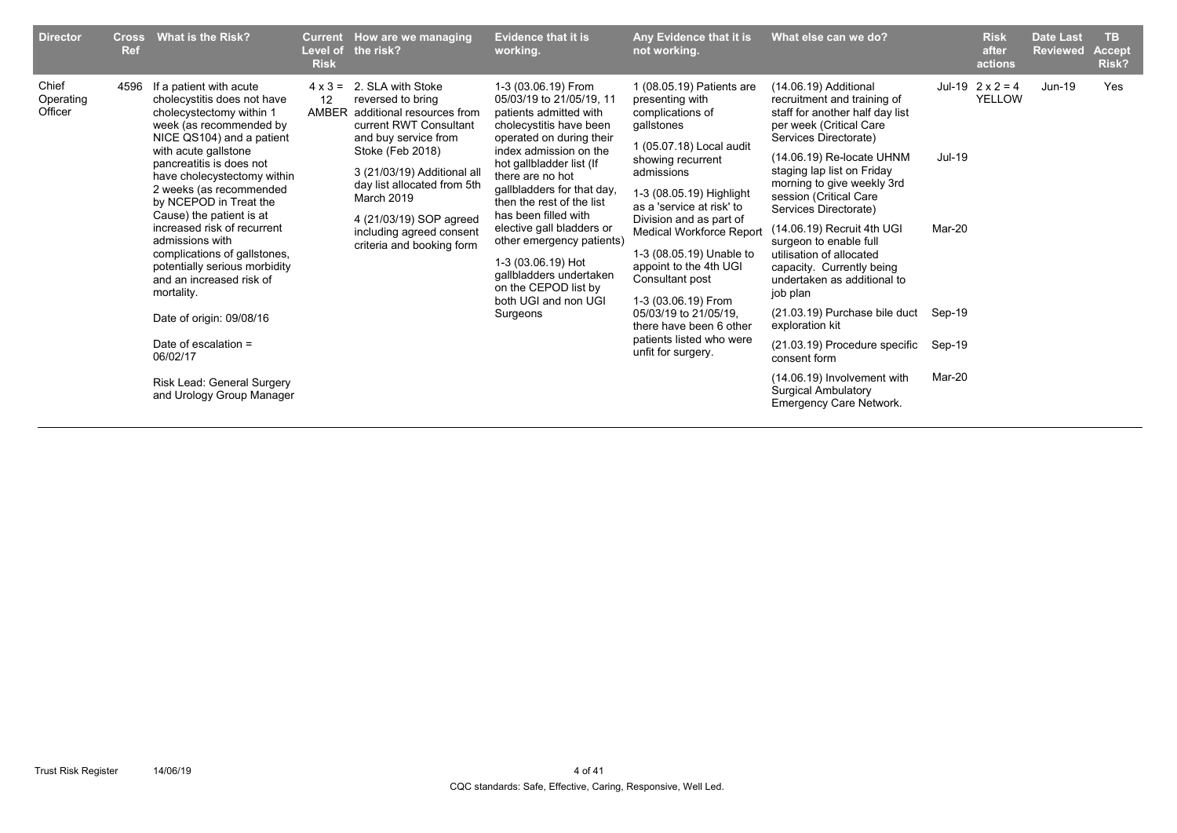| Director | Cross Ref | What is the Risk? | Current Level of Risk | How are we managing the risk? | Evidence that it is working. | Any Evidence that it is not working. | What else can we do? | | Risk after actions | Date Last Reviewed | TB Accept Risk? |
|---|---|---|---|---|---|---|---|---|---|---|---|
| Chief Operating Officer | 4596 | If a patient with acute cholecystitis does not have cholecystectomy within 1 week (as recommended by NICE QS104) and a patient with acute gallstone pancreatitis is does not have cholecystectomy within 2 weeks (as recommended by NCEPOD in Treat the Cause) the patient is at increased risk of recurrent admissions with complications of gallstones, potentially serious morbidity and an increased risk of mortality.<br><br>Date of origin: 09/08/16<br><br>Date of escalation = 06/02/17<br><br>Risk Lead: General Surgery and Urology Group Manager | 4 x 3 = 12 AMBER | 2. SLA with Stoke reversed to bring additional resources from current RWT Consultant and buy service from Stoke (Feb 2018)<br><br>3 (21/03/19) Additional all day list allocated from 5th March 2019<br><br>4 (21/03/19) SOP agreed including agreed consent criteria and booking form | 1-3 (03.06.19) From 05/03/19 to 21/05/19, 11 patients admitted with cholecystitis have been operated on during their index admission on the hot gallbladder list (If there are no hot gallbladders for that day, then the rest of the list has been filled with elective gall bladders or other emergency patients)<br><br>1-3 (03.06.19) Hot gallbladders undertaken on the CEPOD list by both UGI and non UGI Surgeons | 1 (08.05.19) Patients are presenting with complications of gallstones<br><br>1 (05.07.18) Local audit showing recurrent admissions<br><br>1-3 (08.05.19) Highlight as a 'service at risk' to Division and as part of Medical Workforce Report<br><br>1-3 (08.05.19) Unable to appoint to the 4th UGI Consultant post<br><br>1-3 (03.06.19) From 05/03/19 to 21/05/19, there have been 6 other patients listed who were unfit for surgery. | (14.06.19) Additional recruitment and training of staff for another half day list per week (Critical Care Services Directorate)<br><br>(14.06.19) Re-locate UHNM staging lap list on Friday morning to give weekly 3rd session (Critical Care Services Directorate)<br><br>(14.06.19) Recruit 4th UGI surgeon to enable full utilisation of allocated capacity. Currently being undertaken as additional to job plan<br><br>(21.03.19) Purchase bile duct exploration kit<br><br>(21.03.19) Procedure specific consent form<br><br>(14.06.19) Involvement with Surgical Ambulatory Emergency Care Network. | Jul-19<br><br>Jul-19<br><br>Mar-20<br><br>Sep-19<br><br>Sep-19<br><br>Mar-20 | 2 x 2 = 4 YELLOW | Jun-19 | Yes |

CQC standards: Safe, Effective, Caring, Responsive, Well Led.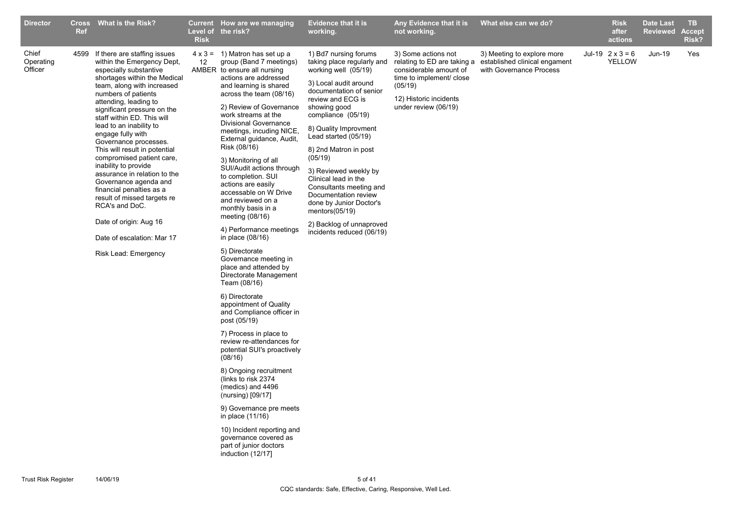| Director | Cross Ref | What is the Risk? | Current Level of Risk | How are we managing the risk? | Evidence that it is working. | Any Evidence that it is not working. | What else can we do? | | Risk after actions | Date Last Reviewed | TB Accept Risk? |
|---|---|---|---|---|---|---|---|---|---|---|---|
| Chief Operating Officer | 4599 | If there are staffing issues within the Emergency Dept, especially substantive shortages within the Medical team, along with increased numbers of patients attending, leading to significant pressure on the staff within ED. This will lead to an inability to engage fully with Governance processes. This will result in potential compromised patient care, inability to provide assurance in relation to the Governance agenda and financial penalties as a result of missed targets re RCA's and DoC.<br><br>Date of origin: Aug 16<br><br>Date of escalation: Mar 17<br><br>Risk Lead: Emergency | 4 x 3 = 12 AMBER | 1) Matron has set up a group (Band 7 meetings) to ensure all nursing actions are addressed and learning is shared across the team (08/16)<br><br>2) Review of Governance work streams at the Divisional Governance meetings, incuding NICE, External guidance, Audit, Risk (08/16)<br><br>3) Monitoring of all SUI/Audit actions through to completion. SUI actions are easily accessable on W Drive and reviewed on a monthly basis in a meeting (08/16)<br><br>4) Performance meetings in place (08/16)<br><br>5) Directorate Governance meeting in place and attended by Directorate Management Team (08/16)<br><br>6) Directorate appointment of Quality and Compliance officer in post (05/19)<br><br>7) Process in place to review re-attendances for potential SUI's proactively (08/16)<br><br>8) Ongoing recruitment (links to risk 2374 (medics) and 4496 (nursing) [09/17]<br><br>9) Governance pre meets in place (11/16)<br><br>10) Incident reporting and governance covered as part of junior doctors induction (12/17] | 1) Bd7 nursing forums taking place regularly and working well (05/19)<br><br>3) Local audit around documentation of senior review and ECG is showing good compliance (05/19)<br><br>8) Quality Improvment Lead started (05/19)<br><br>8) 2nd Matron in post (05/19)<br><br>3) Reviewed weekly by Clinical lead in the Consultants meeting and Documentation review done by Junior Doctor's mentors(05/19)<br><br>2) Backlog of unnaproved incidents reduced (06/19) | 3) Some actions not relating to ED are taking a considerable amount of time to implement/ close (05/19)<br><br>12) Historic incidents under review (06/19) | 3) Meeting to explore more established clinical engament with Governance Process | Jul-19 | 2 x 3 = 6 YELLOW | Jun-19 | Yes |

CQC standards: Safe, Effective, Caring, Responsive, Well Led.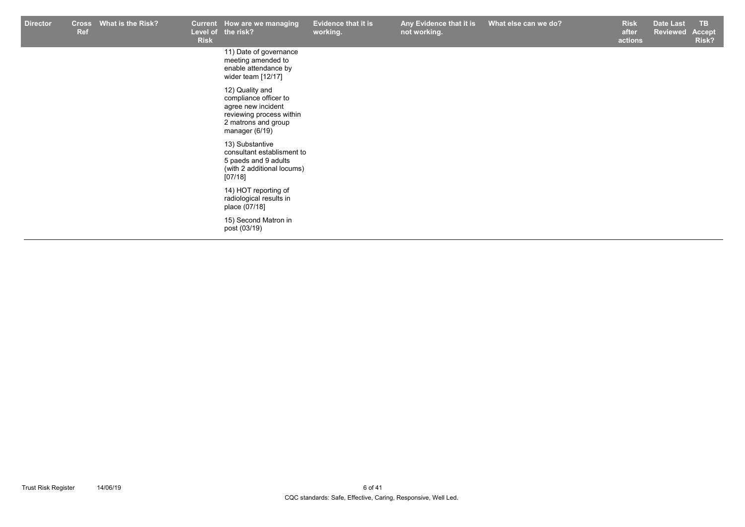| Director | Cross Ref | What is the Risk? | Current Level of Risk | How are we managing the risk? | Evidence that it is working. | Any Evidence that it is not working. | What else can we do? | Risk after actions | Date Last Reviewed | TB Accept Risk? |
|---|---|---|---|---|---|---|---|---|---|---|
| | | | | 11) Date of governance meeting amended to enable attendance by wider team [12/17]<br><br>12) Quality and compliance officer to agree new incident reviewing process within 2 matrons and group manager (6/19)<br><br>13) Substantive consultant establishment to 5 paeds and 9 adults (with 2 additional locums) [07/18]<br><br>14) HOT reporting of radiological results in place (07/18]<br><br>15) Second Matron in post (03/19) | | | | | | |

CQC standards: Safe, Effective, Caring, Responsive, Well Led.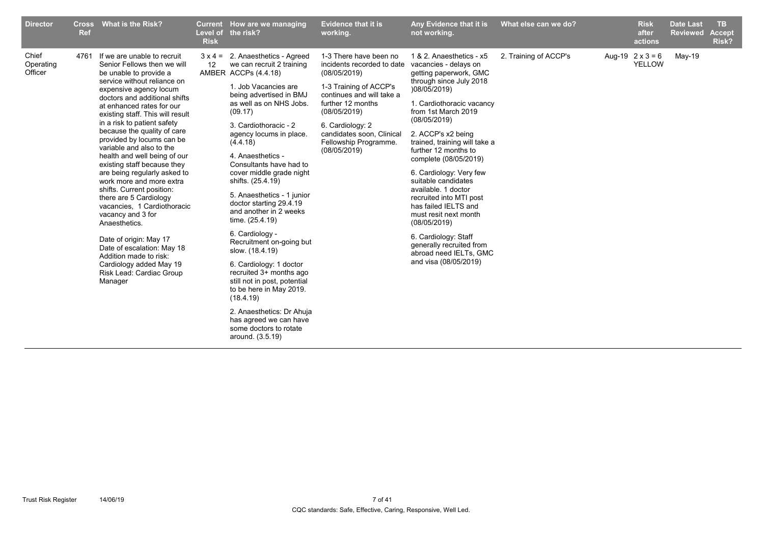| Director | Cross Ref | What is the Risk? | Current Level of the Risk | How are we managing the risk? | Evidence that it is working. | Any Evidence that it is not working. | What else can we do? | | Risk after actions | Date Last Reviewed | TB Accept Risk? |
|---|---|---|---|---|---|---|---|---|---|---|---|
| Chief Operating Officer | 4761 | If we are unable to recruit Senior Fellows then we will be unable to provide a service without reliance on expensive agency locum doctors and additional shifts at enhanced rates for our existing staff. This will result in a risk to patient safety because the quality of care provided by locums can be variable and also to the health and well being of our existing staff because they are being regularly asked to work more and more extra shifts. Current position: there are 5 Cardiology vacancies, 1 Cardiothoracic vacancy and 3 for Anaesthetics.<br><br>Date of origin: May 17<br>Date of escalation: May 18<br>Addition made to risk: Cardiology added May 19<br>Risk Lead: Cardiac Group Manager | 3 x 4 = 12 AMBER | 2. Anaesthetics - Agreed we can recruit 2 training ACCPs (4.4.18)<br><br>1. Job Vacancies are being advertised in BMJ as well as on NHS Jobs. (09.17)<br><br>3. Cardiothoracic - 2 agency locums in place. (4.4.18)<br><br>4. Anaesthetics - Consultants have had to cover middle grade night shifts. (25.4.19)<br><br>5. Anaesthetics - 1 junior doctor starting 29.4.19 and another in 2 weeks time. (25.4.19)<br><br>6. Cardiology - Recruitment on-going but slow. (18.4.19)<br><br>6. Cardiology: 1 doctor recruited 3+ months ago still not in post, potential to be here in May 2019. (18.4.19)<br><br>2. Anaesthetics: Dr Ahuja has agreed we can have some doctors to rotate around. (3.5.19) | 1-3 There have been no incidents recorded to date (08/05/2019)<br><br>1-3 Training of ACCP's continues and will take a further 12 months (08/05/2019)<br><br>6. Cardiology: 2 candidates soon, Clinical Fellowship Programme. (08/05/2019) | 1 & 2. Anaesthetics - x5 vacancies - delays on getting paperwork, GMC through since July 2018 )08/05/2019)<br><br>1. Cardiothoracic vacancy from 1st March 2019 (08/05/2019)<br><br>2. ACCP's x2 being trained, training will take a further 12 months to complete (08/05/2019)<br><br>6. Cardiology: Very few suitable candidates available. 1 doctor recruited into MTI post has failed IELTS and must resit next month (08/05/2019)<br><br>6. Cardiology: Staff generally recruited from abroad need IELTs, GMC and visa (08/05/2019) | 2. Training of ACCP's | Aug-19 | 2 x 3 = 6 YELLOW | May-19 | |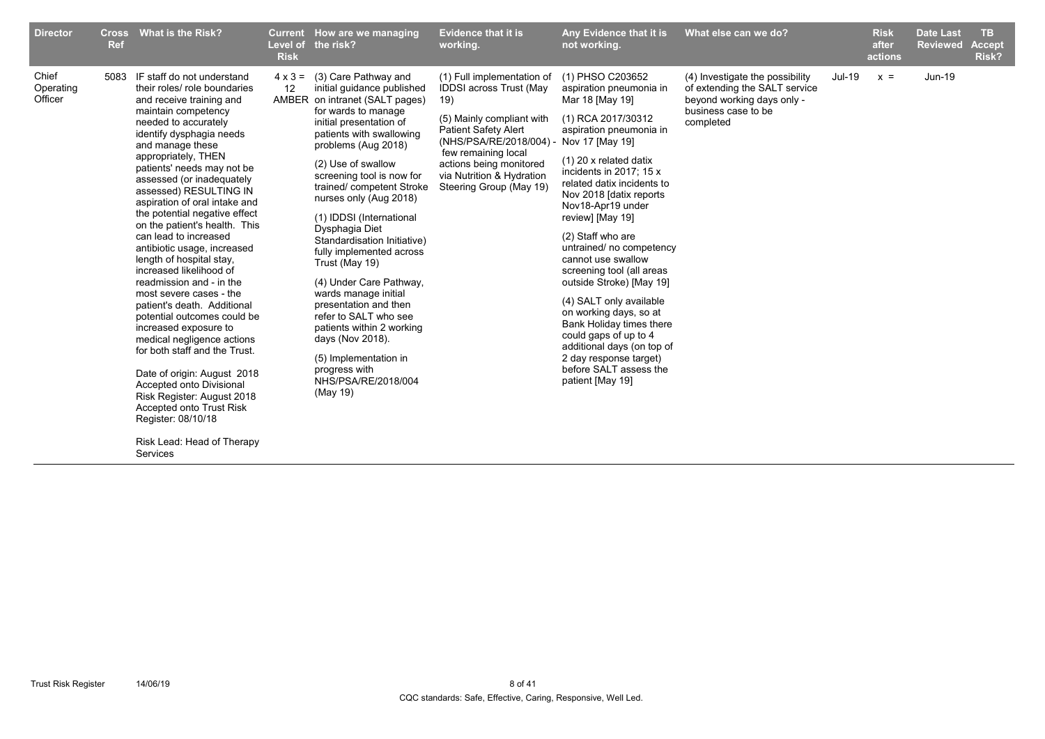| Director | Cross Ref | What is the Risk? | Current Level of Risk | How are we managing the risk? | Evidence that it is working. | Any Evidence that it is not working. | What else can we do? | | Risk after actions | Date Last Reviewed | TB Accept Risk? |
|---|---|---|---|---|---|---|---|---|---|---|---|
| Chief Operating Officer | 5083 | IF staff do not understand their roles/ role boundaries and receive training and maintain competency needed to accurately identify dysphagia needs and manage these appropriately, THEN patients' needs may not be assessed (or inadequately assessed) RESULTING IN aspiration of oral intake and the potential negative effect on the patient's health. This can lead to increased antibiotic usage, increased length of hospital stay, increased likelihood of readmission and - in the most severe cases - the patient's death. Additional potential outcomes could be increased exposure to medical negligence actions for both staff and the Trust.<br><br>Date of origin: August 2018<br>Accepted onto Divisional Risk Register: August 2018<br>Accepted onto Trust Risk Register: 08/10/18<br><br>Risk Lead: Head of Therapy Services | 4 x 3 = 12 AMBER | (3) Care Pathway and initial guidance published on intranet (SALT pages) for wards to manage initial presentation of patients with swallowing problems (Aug 2018)<br><br>(2) Use of swallow screening tool is now for trained/ competent Stroke nurses only (Aug 2018)<br><br>(1) IDDSI (International Dysphagia Diet Standardisation Initiative) fully implemented across Trust (May 19)<br><br>(4) Under Care Pathway, wards manage initial presentation and then refer to SALT who see patients within 2 working days (Nov 2018).<br><br>(5) Implementation in progress with NHS/PSA/RE/2018/004 (May 19) | (1) Full implementation of IDDSI across Trust (May 19)<br><br>(5) Mainly compliant with Patient Safety Alert (NHS/PSA/RE/2018/004) - few remaining local actions being monitored via Nutrition & Hydration Steering Group (May 19) | (1) PHSO C203652 aspiration pneumonia in Mar 18 [May 19]<br><br>(1) RCA 2017/30312 aspiration pneumonia in Nov 17 [May 19]<br><br>(1) 20 x related datix incidents in 2017; 15 x related datix incidents to Nov 2018 [datix reports Nov18-Apr19 under review] [May 19]<br><br>(2) Staff who are untrained/ no competency cannot use swallow screening tool (all areas outside Stroke) [May 19]<br><br>(4) SALT only available on working days, so at Bank Holiday times there could gaps of up to 4 additional days (on top of 2 day response target) before SALT assess the patient [May 19] | (4) Investigate the possibility of extending the SALT service beyond working days only - business case to be completed | Jul-19 | x = | Jun-19 | |

CQC standards: Safe, Effective, Caring, Responsive, Well Led.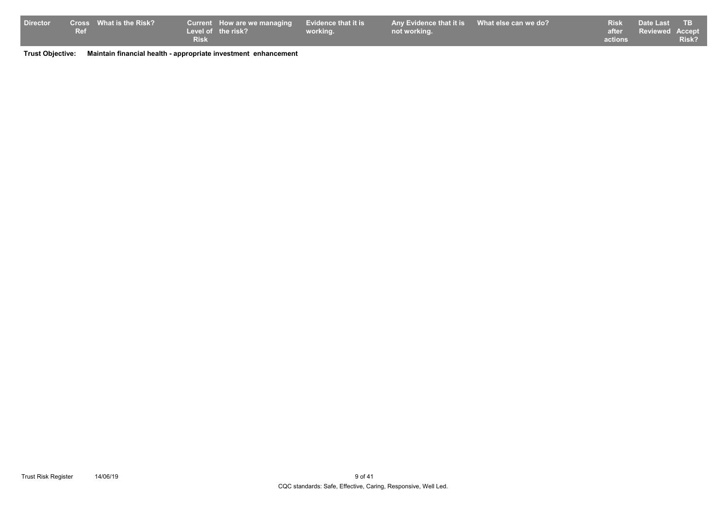| Director | Cross Ref | What is the Risk? | Current Level of Risk | How are we managing the risk? | Evidence that it is working. | Any Evidence that it is not working. | What else can we do? | Risk after actions | Date Last Reviewed | TB Accept Risk? |
|---|---|---|---|---|---|---|---|---|---|---|

**Trust Objective:** **Maintain financial health - appropriate investment enhancement**

CQC standards: Safe, Effective, Caring, Responsive, Well Led.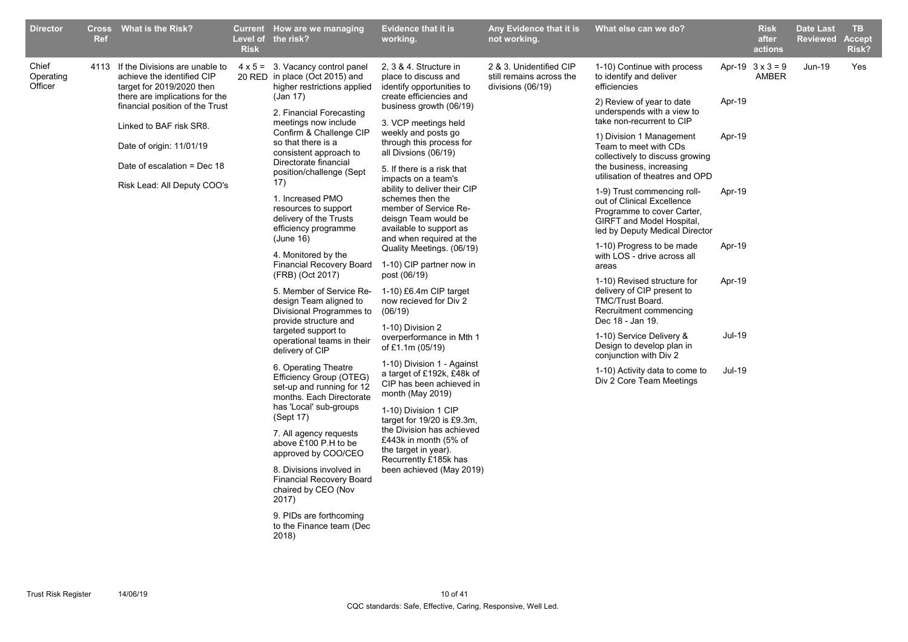| Director | Cross Ref | What is the Risk? | Current Level of Risk | How are we managing the risk? | Evidence that it is working. | Any Evidence that it is not working. | What else can we do? | | Risk after actions | Date Last Reviewed | TB Accept Risk? |
|---|---|---|---|---|---|---|---|---|---|---|---|
| Chief Operating Officer | 4113 | If the Divisions are unable to achieve the identified CIP target for 2019/2020 then there are implications for the financial position of the Trust<br><br>Linked to BAF risk SR8.<br><br>Date of origin: 11/01/19<br><br>Date of escalation = Dec 18<br><br>Risk Lead: All Deputy COO's | 4 x 5 = 20 RED | 3. Vacancy control panel in place (Oct 2015) and higher restrictions applied (Jan 17)<br><br>2. Financial Forecasting meetings now include Confirm & Challenge CIP so that there is a consistent approach to Directorate financial position/challenge (Sept 17)<br><br>1. Increased PMO resources to support delivery of the Trusts efficiency programme (June 16)<br><br>4. Monitored by the Financial Recovery Board (FRB) (Oct 2017)<br><br>5. Member of Service Re-design Team aligned to Divisional Programmes to provide structure and targeted support to operational teams in their delivery of CIP<br><br>6. Operating Theatre Efficiency Group (OTEG) set-up and running for 12 months. Each Directorate has 'Local' sub-groups (Sept 17)<br><br>7. All agency requests above £100 P.H to be approved by COO/CEO<br><br>8. Divisions involved in Financial Recovery Board chaired by CEO (Nov 2017)<br><br>9. PIDs are forthcoming to the Finance team (Dec 2018) | 2, 3 & 4. Structure in place to discuss and identify opportunities to create efficiencies and business growth (06/19)<br><br>3. VCP meetings held weekly and posts go through this process for all Divsions (06/19)<br><br>5. If there is a risk that impacts on a team's ability to deliver their CIP schemes then the member of Service Re-deisgn Team would be available to support as and when required at the Quality Meetings. (06/19)<br><br>1-10) CIP partner now in post (06/19)<br><br>1-10) £6.4m CIP target now recieved for Div 2 (06/19)<br><br>1-10) Division 2 overperformance in Mth 1 of £1.1m (05/19)<br><br>1-10) Division 1 - Against a target of £192k, £48k of CIP has been achieved in month (May 2019)<br><br>1-10) Division 1 CIP target for 19/20 is £9.3m, the Division has achieved £443k in month (5% of the target in year). Recurrently £185k has been achieved (May 2019) | 2 & 3. Unidentified CIP still remains across the divisions (06/19) | 1-10) Continue with process to identify and deliver efficiencies<br><br>2) Review of year to date underspends with a view to take non-recurrent to CIP<br><br>1) Division 1 Management Team to meet with CDs collectively to discuss growing the business, increasing utilisation of theatres and OPD<br><br>1-9) Trust commencing roll-out of Clinical Excellence Programme to cover Carter, GIRFT and Model Hospital, led by Deputy Medical Director<br><br>1-10) Progress to be made with LOS - drive across all areas<br><br>1-10) Revised structure for delivery of CIP present to TMC/Trust Board. Recruitment commencing Dec 18 - Jan 19.<br><br>1-10) Service Delivery & Design to develop plan in conjunction with Div 2<br><br>1-10) Activity data to come to Div 2 Core Team Meetings | Apr-19<br><br>Apr-19<br><br>Apr-19<br><br>Apr-19<br><br>Apr-19<br><br>Apr-19<br><br>Jul-19<br><br>Jul-19 | 3 x 3 = 9 AMBER | Jun-19 | Yes |

CQC standards: Safe, Effective, Caring, Responsive, Well Led.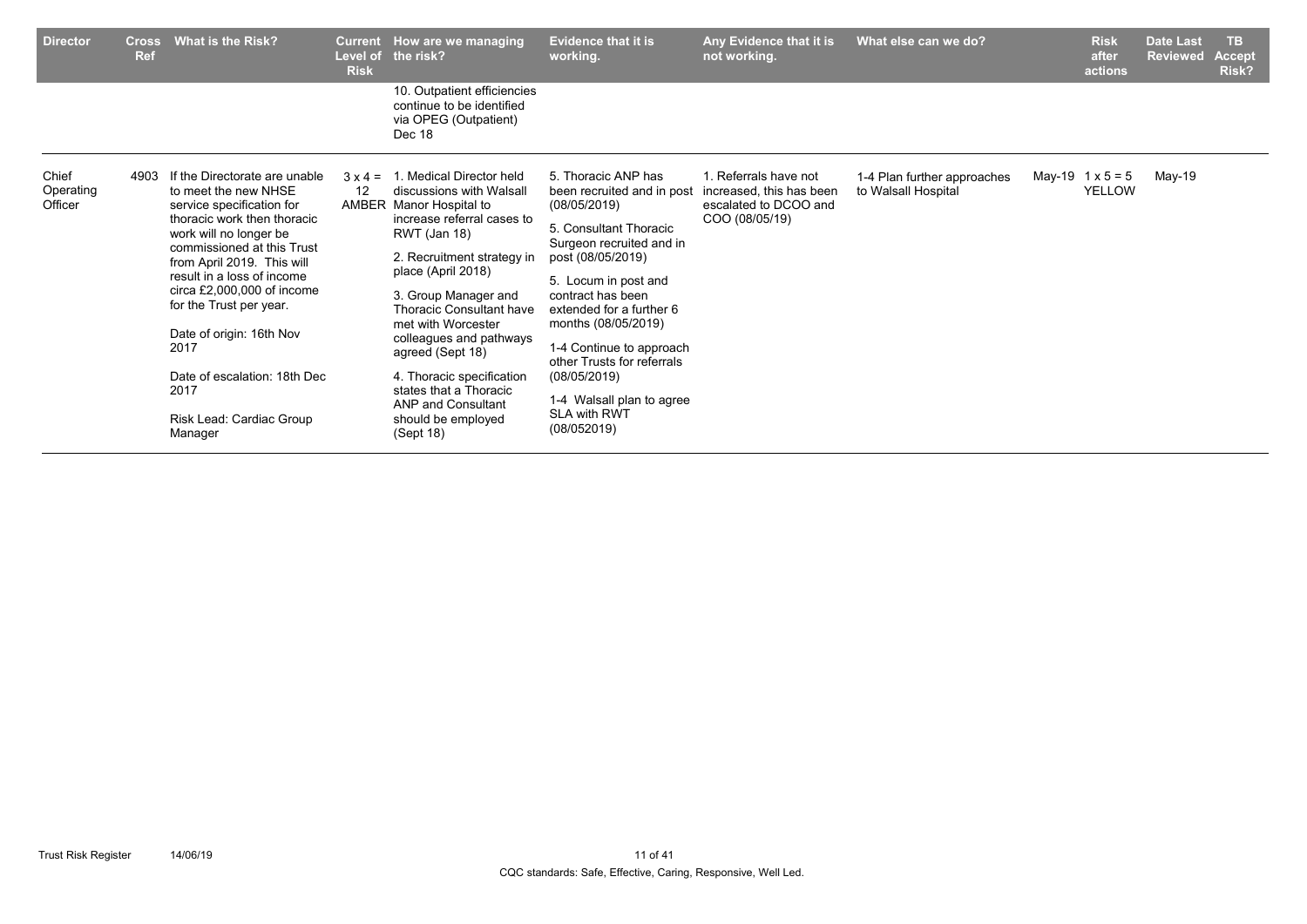| Director | Cross Ref | What is the Risk? | Current Level of Risk | How are we managing the risk? | Evidence that it is working. | Any Evidence that it is not working. | What else can we do? | | Risk after actions | Date Last Reviewed | TB Accept Risk? |
|---|---|---|---|---|---|---|---|---|---|---|---|
| | | | | 10. Outpatient efficiencies continue to be identified via OPEG (Outpatient) Dec 18 | | | | | | | |
| Chief Operating Officer | 4903 | If the Directorate are unable to meet the new NHSE service specification for thoracic work then thoracic work will no longer be commissioned at this Trust from April 2019. This will result in a loss of income circa £2,000,000 of income for the Trust per year.<br><br>Date of origin: 16th Nov 2017<br><br>Date of escalation: 18th Dec 2017<br><br>Risk Lead: Cardiac Group Manager | 3 x 4 = 12 AMBER | 1. Medical Director held discussions with Walsall Manor Hospital to increase referral cases to RWT (Jan 18)<br><br>2. Recruitment strategy in place (April 2018)<br><br>3. Group Manager and Thoracic Consultant have met with Worcester colleagues and pathways agreed (Sept 18)<br><br>4. Thoracic specification states that a Thoracic ANP and Consultant should be employed (Sept 18) | 5. Thoracic ANP has been recruited and in post (08/05/2019)<br><br>5. Consultant Thoracic Surgeon recruited and in post (08/05/2019)<br><br>5. Locum in post and contract has been extended for a further 6 months (08/05/2019)<br><br>1-4 Continue to approach other Trusts for referrals (08/05/2019)<br><br>1-4 Walsall plan to agree SLA with RWT (08/052019) | 1. Referrals have not increased, this has been escalated to DCOO and COO (08/05/19) | 1-4 Plan further approaches to Walsall Hospital | May-19 | 1 x 5 = 5 YELLOW | May-19 | |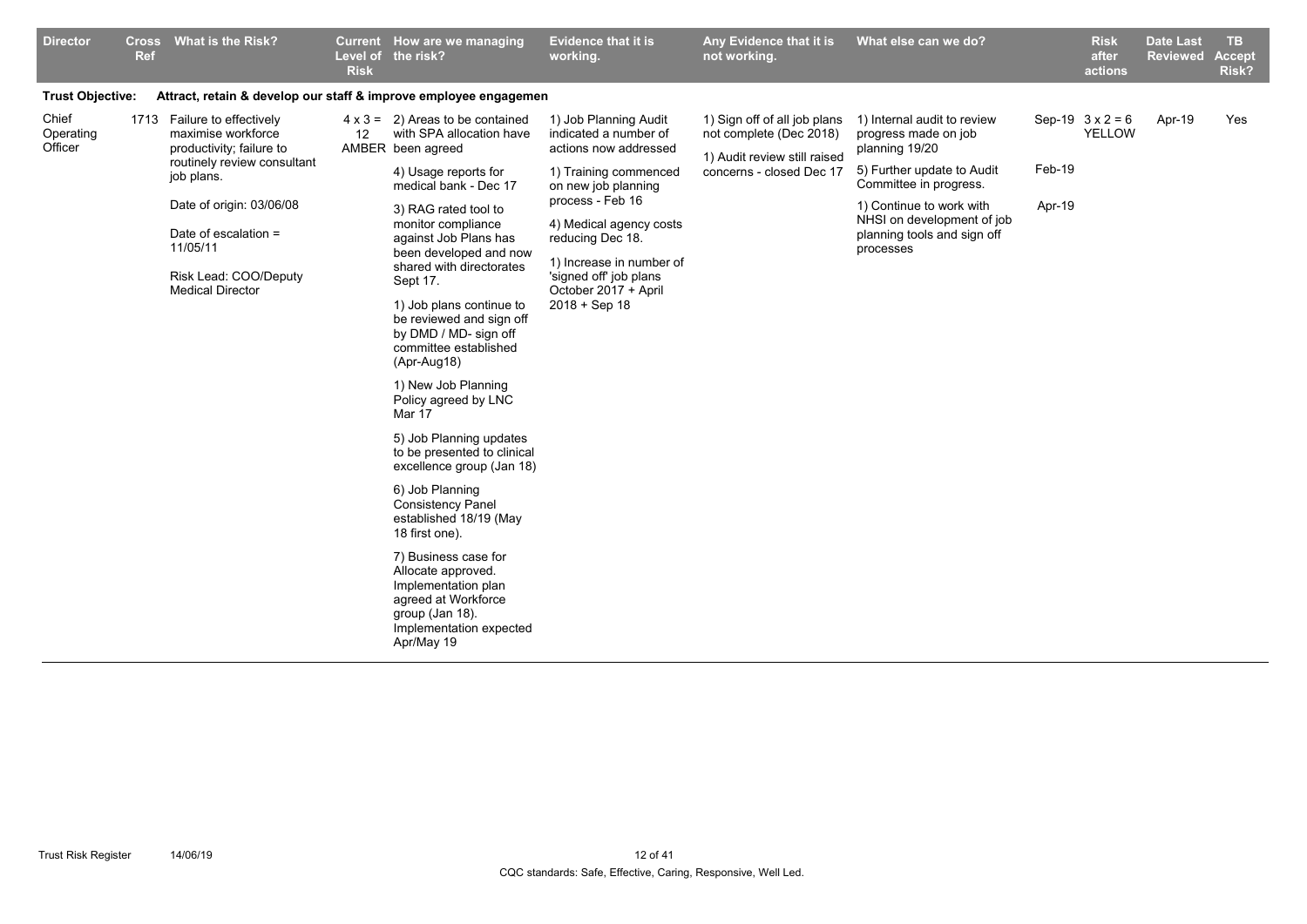| Director | Cross Ref | What is the Risk? | Current Level of Risk | How are we managing the risk? | Evidence that it is working. | Any Evidence that it is not working. | What else can we do? | | Risk after actions | Date Last Reviewed | TB Accept Risk? |
|---|---|---|---|---|---|---|---|---|---|---|---|
| **Trust Objective:** | | **Attract, retain & develop our staff & improve employee engagemen** | | | | | | | | | |
| Chief Operating Officer | 1713 | Failure to effectively maximise workforce productivity; failure to routinely review consultant job plans.<br><br>Date of origin: 03/06/08<br><br>Date of escalation = 11/05/11<br><br>Risk Lead: COO/Deputy Medical Director | 4 x 3 = 12 AMBER | 2) Areas to be contained with SPA allocation have been agreed<br><br>4) Usage reports for medical bank - Dec 17<br><br>3) RAG rated tool to monitor compliance against Job Plans has been developed and now shared with directorates Sept 17.<br><br>1) Job plans continue to be reviewed and sign off by DMD / MD- sign off committee established (Apr-Aug18)<br><br>1) New Job Planning Policy agreed by LNC Mar 17<br><br>5) Job Planning updates to be presented to clinical excellence group (Jan 18)<br><br>6) Job Planning Consistency Panel established 18/19 (May 18 first one).<br><br>7) Business case for Allocate approved. Implementation plan agreed at Workforce group (Jan 18). Implementation expected Apr/May 19 | 1) Job Planning Audit indicated a number of actions now addressed<br><br>1) Training commenced on new job planning process - Feb 16<br><br>4) Medical agency costs reducing Dec 18.<br><br>1) Increase in number of 'signed off' job plans October 2017 + April 2018 + Sep 18 | 1) Sign off of all job plans not complete (Dec 2018)<br><br>1) Audit review still raised concerns - closed Dec 17 | 1) Internal audit to review progress made on job planning 19/20<br><br>5) Further update to Audit Committee in progress.<br><br>1) Continue to work with NHSI on development of job planning tools and sign off processes | Sep-19<br><br>Feb-19<br><br>Apr-19 | 3 x 2 = 6 YELLOW | Apr-19 | Yes |

CQC standards: Safe, Effective, Caring, Responsive, Well Led.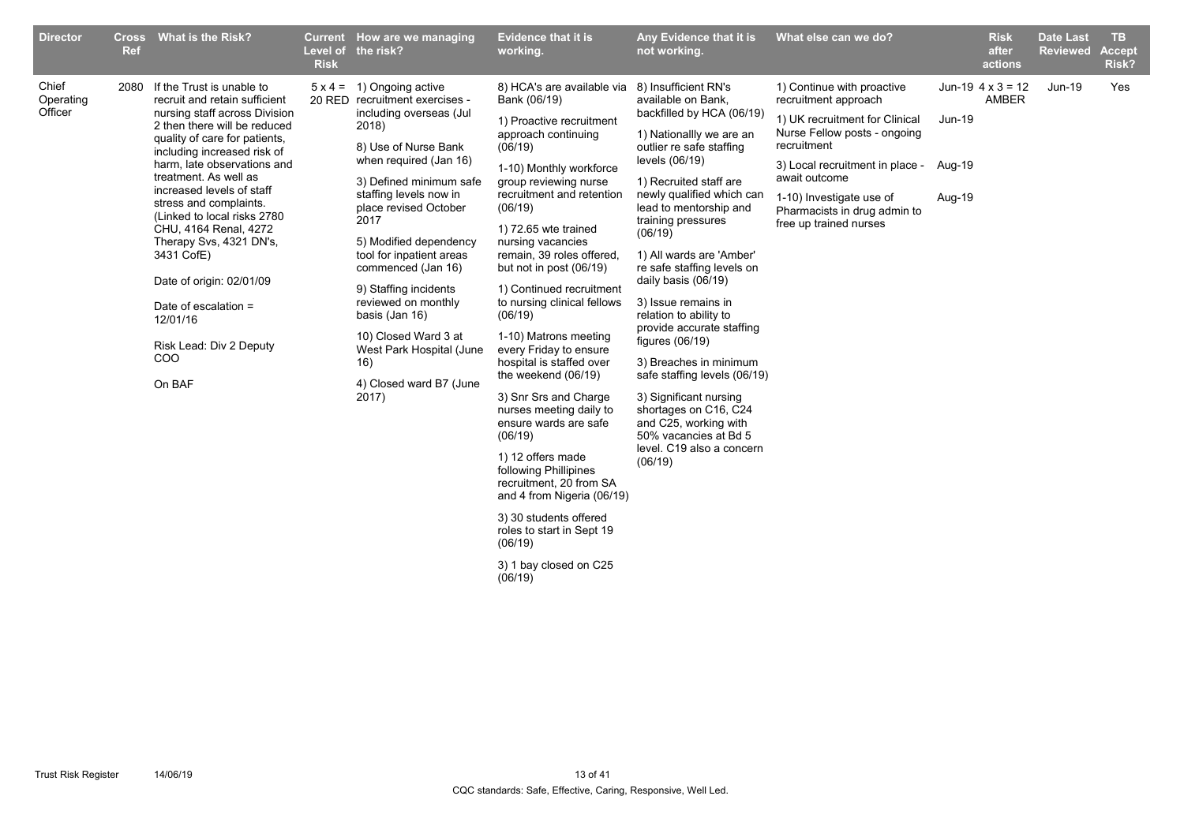| Director | Cross Ref | What is the Risk? | Current Level of Risk | How are we managing the risk? | Evidence that it is working. | Any Evidence that it is not working. | What else can we do? | | Risk after actions | Date Last Reviewed | TB Accept Risk? |
|---|---|---|---|---|---|---|---|---|---|---|---|
| Chief Operating Officer | 2080 | If the Trust is unable to recruit and retain sufficient nursing staff across Division 2 then there will be reduced quality of care for patients, including increased risk of harm, late observations and treatment. As well as increased levels of staff stress and complaints. (Linked to local risks 2780 CHU, 4164 Renal, 4272 Therapy Svs, 4321 DN's, 3431 CofE)<br><br>Date of origin: 02/01/09<br><br>Date of escalation = 12/01/16<br><br>Risk Lead: Div 2 Deputy COO<br><br>On BAF | 5 x 4 = 20 RED | 1) Ongoing active recruitment exercises - including overseas (Jul 2018)<br><br>8) Use of Nurse Bank when required (Jan 16)<br><br>3) Defined minimum safe staffing levels now in place revised October 2017<br><br>5) Modified dependency tool for inpatient areas commenced (Jan 16)<br><br>9) Staffing incidents reviewed on monthly basis (Jan 16)<br><br>10) Closed Ward 3 at West Park Hospital (June 16)<br><br>4) Closed ward B7 (June 2017) | 8) HCA's are available via Bank (06/19)<br><br>1) Proactive recruitment approach continuing (06/19)<br><br>1-10) Monthly workforce group reviewing nurse recruitment and retention (06/19)<br><br>1) 72.65 wte trained nursing vacancies remain, 39 roles offered, but not in post (06/19)<br><br>1) Continued recruitment to nursing clinical fellows (06/19)<br><br>1-10) Matrons meeting every Friday to ensure hospital is staffed over the weekend (06/19)<br><br>3) Snr Srs and Charge nurses meeting daily to ensure wards are safe (06/19)<br><br>1) 12 offers made following Phillipines recruitment, 20 from SA and 4 from Nigeria (06/19)<br><br>3) 30 students offered roles to start in Sept 19 (06/19)<br><br>3) 1 bay closed on C25 (06/19) | 8) Insufficient RN's available on Bank, backfilled by HCA (06/19)<br><br>1) Nationallly we are an outlier re safe staffing levels (06/19)<br><br>1) Recruited staff are newly qualified which can lead to mentorship and training pressures (06/19)<br><br>1) All wards are 'Amber' re safe staffing levels on daily basis (06/19)<br><br>3) Issue remains in relation to ability to provide accurate staffing figures (06/19)<br><br>3) Breaches in minimum safe staffing levels (06/19)<br><br>3) Significant nursing shortages on C16, C24 and C25, working with 50% vacancies at Bd 5 level. C19 also a concern (06/19) | 1) Continue with proactive recruitment approach<br><br>1) UK recruitment for Clinical Nurse Fellow posts - ongoing recruitment<br><br>3) Local recruitment in place - await outcome<br><br>1-10) Investigate use of Pharmacists in drug admin to free up trained nurses | Jun-19<br><br>Jun-19<br><br>Aug-19<br><br>Aug-19 | 4 x 3 = 12 AMBER | Jun-19 | Yes |

CQC standards: Safe, Effective, Caring, Responsive, Well Led.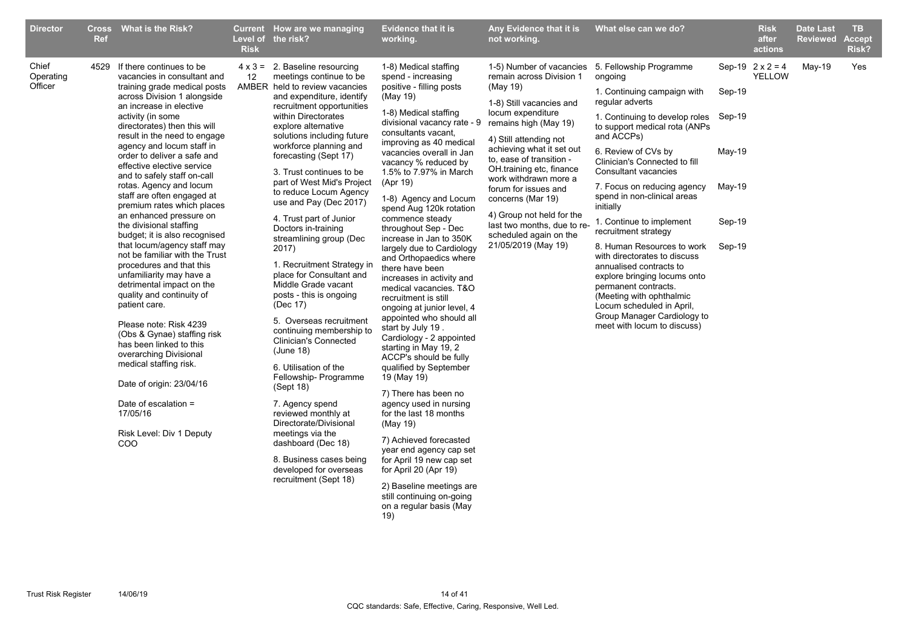| Director | Cross Ref | What is the Risk? | Current Level of Risk | How are we managing the risk? | Evidence that it is working. | Any Evidence that it is not working. | What else can we do? | | Risk after actions | Date Last Reviewed | TB Accept Risk? |
|---|---|---|---|---|---|---|---|---|---|---|---|
| Chief Operating Officer | 4529 | If there continues to be vacancies in consultant and training grade medical posts across Division 1 alongside an increase in elective activity (in some directorates) then this will result in the need to engage agency and locum staff in order to deliver a safe and effective elective service and to safely staff on-call rotas. Agency and locum staff are often engaged at premium rates which places an enhanced pressure on the divisional staffing budget; it is also recognised that locum/agency staff may not be familiar with the Trust procedures and that this unfamiliarity may have a detrimental impact on the quality and continuity of patient care.<br><br>Please note: Risk 4239 (Obs & Gynae) staffing risk has been linked to this overarching Divisional medical staffing risk.<br><br>Date of origin: 23/04/16<br><br>Date of escalation = 17/05/16<br><br>Risk Level: Div 1 Deputy COO | 4 x 3 = 12 AMBER | 2. Baseline resourcing meetings continue to be held to review vacancies and expenditure, identify recruitment opportunities within Directorates explore alternative solutions including future workforce planning and forecasting (Sept 17)<br><br>3. Trust continues to be part of West Mid's Project to reduce Locum Agency use and Pay (Dec 2017)<br><br>4. Trust part of Junior Doctors in-training streamlining group (Dec 2017)<br><br>1. Recruitment Strategy in place for Consultant and Middle Grade vacant posts - this is ongoing (Dec 17)<br><br>5. Overseas recruitment continuing membership to Clinician's Connected (June 18)<br><br>6. Utilisation of the Fellowship- Programme (Sept 18)<br><br>7. Agency spend reviewed monthly at Directorate/Divisional meetings via the dashboard (Dec 18)<br><br>8. Business cases being developed for overseas recruitment (Sept 18) | 1-8) Medical staffing spend - increasing positive - filling posts (May 19)<br><br>1-8) Medical staffing divisional vacancy rate - 9 consultants vacant, improving as 40 medical vacancies overall in Jan vacancy % reduced by 1.5% to 7.97% in March (Apr 19)<br><br>1-8) Agency and Locum spend Aug 120k rotation commence steady throughout Sep - Dec increase in Jan to 350K largely due to Cardiology and Orthopaedics where there have been increases in activity and medical vacancies. T&O recruitment is still ongoing at junior level, 4 appointed who should all start by July 19 . Cardiology - 2 appointed starting in May 19, 2 ACCP's should be fully qualified by September 19 (May 19)<br><br>7) There has been no agency used in nursing for the last 18 months (May 19)<br><br>7) Achieved forecasted year end agency cap set for April 19 new cap set for April 20 (Apr 19)<br><br>2) Baseline meetings are still continuing on-going on a regular basis (May 19) | 1-5) Number of vacancies remain across Division 1 (May 19)<br><br>1-8) Still vacancies and locum expenditure remains high (May 19)<br><br>4) Still attending not achieving what it set out to, ease of transition - OH.training etc, finance work withdrawn more a forum for issues and concerns (Mar 19)<br><br>4) Group not held for the last two months, due to re-scheduled again on the 21/05/2019 (May 19) | 5. Fellowship Programme ongoing<br><br>1. Continuing campaign with regular adverts<br><br>1. Continuing to develop roles to support medical rota (ANPs and ACCPs)<br><br>6. Review of CVs by Clinician's Connected to fill Consultant vacancies<br><br>7. Focus on reducing agency spend in non-clinical areas initially<br><br>1. Continue to implement recruitment strategy<br><br>8. Human Resources to work with directorates to discuss annualised contracts to explore bringing locums onto permanent contracts. (Meeting with ophthalmic Locum scheduled in April, Group Manager Cardiology to meet with locum to discuss) | Sep-19<br><br>Sep-19<br><br>Sep-19<br><br>May-19<br><br>May-19<br><br>Sep-19<br><br>Sep-19 | 2 x 2 = 4 YELLOW | May-19 | Yes |

CQC standards: Safe, Effective, Caring, Responsive, Well Led.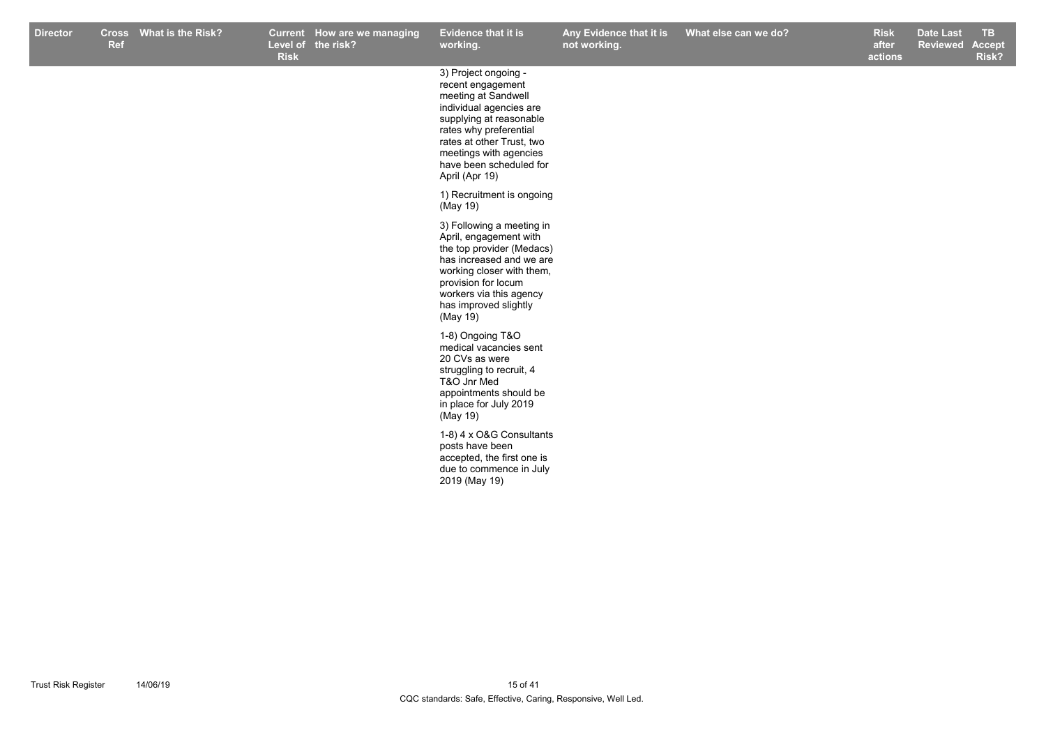| Director | Cross Ref | What is the Risk? | Current Level of Risk | How are we managing the risk? | Evidence that it is working. | Any Evidence that it is not working. | What else can we do? | Risk after actions | Date Last Reviewed | TB Accept Risk? |
|---|---|---|---|---|---|---|---|---|---|---|
| | | | | | 3) Project ongoing - recent engagement meeting at Sandwell individual agencies are supplying at reasonable rates why preferential rates at other Trust, two meetings with agencies have been scheduled for April (Apr 19)<br><br>1) Recruitment is ongoing (May 19)<br><br>3) Following a meeting in April, engagement with the top provider (Medacs) has increased and we are working closer with them, provision for locum workers via this agency has improved slightly (May 19)<br><br>1-8) Ongoing T&O medical vacancies sent 20 CVs as were struggling to recruit, 4 T&O Jnr Med appointments should be in place for July 2019 (May 19)<br><br>1-8) 4 x O&G Consultants posts have been accepted, the first one is due to commence in July 2019 (May 19) | | | | | |

CQC standards: Safe, Effective, Caring, Responsive, Well Led.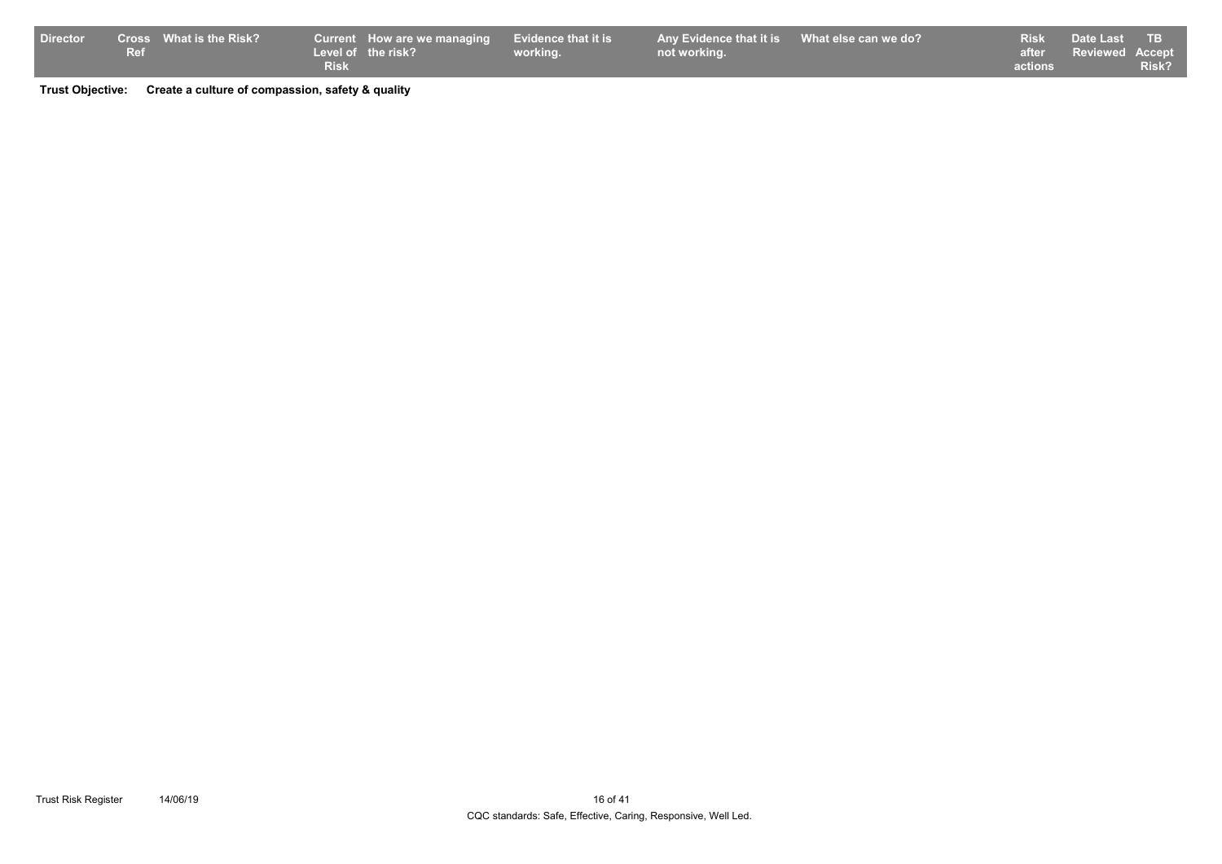| Director | Cross Ref | What is the Risk? | Current Level of Risk | How are we managing the risk? | Evidence that it is working. | Any Evidence that it is not working. | What else can we do? | Risk after actions | Date Last Reviewed | TB Accept Risk? |
|---|---|---|---|---|---|---|---|---|---|---|

**Trust Objective:** **Create a culture of compassion, safety & quality**

CQC standards: Safe, Effective, Caring, Responsive, Well Led.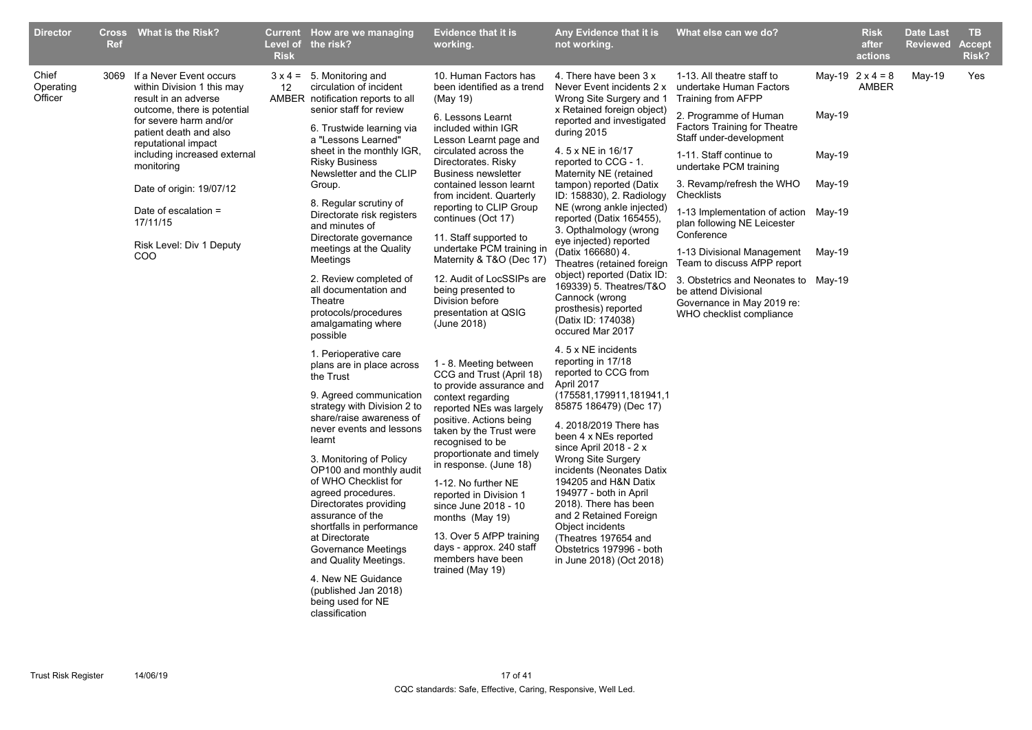| Director | Cross Ref | What is the Risk? | Current Level of Risk | How are we managing the risk? | Evidence that it is working. | Any Evidence that it is not working. | What else can we do? | | Risk after actions | Date Last Reviewed | TB Accept Risk? |
|---|---|---|---|---|---|---|---|---|---|---|---|
| Chief Operating Officer | 3069 | If a Never Event occurs within Division 1 this may result in an adverse outcome, there is potential for severe harm and/or patient death and also reputational impact including increased external monitoring<br><br>Date of origin: 19/07/12<br><br>Date of escalation = 17/11/15<br><br>Risk Level: Div 1 Deputy COO | 3 x 4 = 12 AMBER | 5. Monitoring and circulation of incident notification reports to all senior staff for review<br><br>6. Trustwide learning via a "Lessons Learned" sheet in the monthly IGR, Risky Business Newsletter and the CLIP Group.<br><br>8. Regular scrutiny of Directorate risk registers and minutes of Directorate governance meetings at the Quality Meetings<br><br>2. Review completed of all documentation and Theatre protocols/procedures amalgamating where possible<br><br>1. Perioperative care plans are in place across the Trust<br><br>9. Agreed communication strategy with Division 2 to share/raise awareness of never events and lessons learnt<br><br>3. Monitoring of Policy OP100 and monthly audit of WHO Checklist for agreed procedures. Directorates providing assurance of the shortfalls in performance at Directorate Governance Meetings and Quality Meetings.<br><br>4. New NE Guidance (published Jan 2018) being used for NE classification | 10. Human Factors has been identified as a trend (May 19)<br><br>6. Lessons Learnt included within IGR Lesson Learnt page and circulated across the Directorates. Risky Business newsletter contained lesson learnt from incident. Quarterly reporting to CLIP Group continues (Oct 17)<br><br>11. Staff supported to undertake PCM training in Maternity & T&O (Dec 17)<br><br>12. Audit of LocSSIPs are being presented to Division before presentation at QSIG (June 2018)<br><br>1 - 8. Meeting between CCG and Trust (April 18) to provide assurance and context regarding reported NEs was largely positive. Actions being taken by the Trust were recognised to be proportionate and timely in response. (June 18)<br><br>1-12. No further NE reported in Division 1 since June 2018 - 10 months (May 19)<br><br>13. Over 5 AfPP training days - approx. 240 staff members have been trained (May 19) | 4. There have been 3 x Never Event incidents 2 x Wrong Site Surgery and 1 x Retained foreign object) reported and investigated during 2015<br><br>4. 5 x NE in 16/17 reported to CCG - 1. Maternity NE (retained tampon) reported (Datix ID: 158830), 2. Radiology NE (wrong ankle injected) reported (Datix 165455), 3. Opthalmology (wrong eye injected) reported (Datix 166680) 4. Theatres (retained foreign object) reported (Datix ID: 169339) 5. Theatres/T&O Cannock (wrong prosthesis) reported (Datix ID: 174038) occured Mar 2017<br><br>4. 5 x NE incidents reporting in 17/18 reported to CCG from April 2017 (175581,179911,181941,185875 186479) (Dec 17)<br><br>4. 2018/2019 There has been 4 x NEs reported since April 2018 - 2 x Wrong Site Surgery incidents (Neonates Datix 194205 and H&N Datix 194977 - both in April 2018). There has been and 2 Retained Foreign Object incidents (Theatres 197654 and Obstetrics 197996 - both in June 2018) (Oct 2018) | 1-13. All theatre staff to undertake Human Factors Training from AFPP<br><br>2. Programme of Human Factors Training for Theatre Staff under-development<br><br>1-11. Staff continue to undertake PCM training<br><br>3. Revamp/refresh the WHO Checklists<br><br>1-13 Implementation of action plan following NE Leicester Conference<br><br>1-13 Divisional Management Team to discuss AfPP report<br><br>3. Obstetrics and Neonates to be attend Divisional Governance in May 2019 re: WHO checklist compliance | May-19<br><br>May-19<br><br>May-19<br><br>May-19<br><br>May-19<br><br>May-19<br><br>May-19 | 2 x 4 = 8 AMBER | May-19 | Yes |

CQC standards: Safe, Effective, Caring, Responsive, Well Led.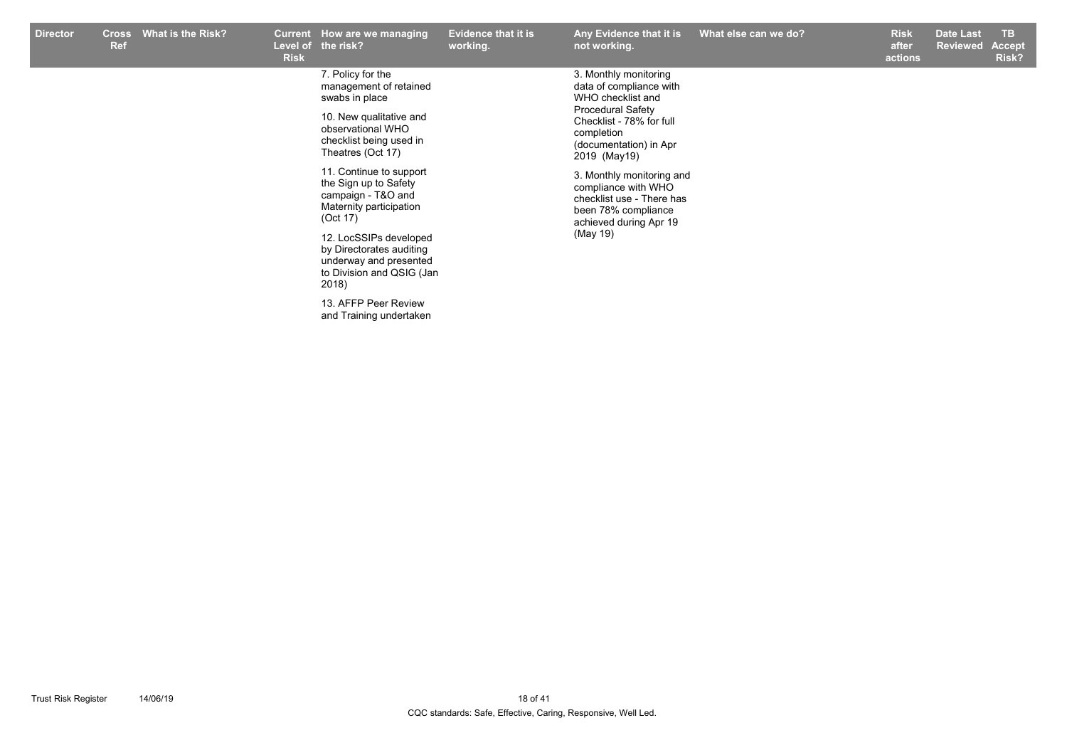| Director | Cross Ref | What is the Risk? | Current Level of Risk | How are we managing the risk? | Evidence that it is working. | Any Evidence that it is not working. | What else can we do? | Risk after actions | Date Last Reviewed | TB Accept Risk? |
|---|---|---|---|---|---|---|---|---|---|---|
| | | | | 7. Policy for the management of retained swabs in place<br><br>10. New qualitative and observational WHO checklist being used in Theatres (Oct 17)<br><br>11. Continue to support the Sign up to Safety campaign - T&O and Maternity participation (Oct 17)<br><br>12. LocSSIPs developed by Directorates auditing underway and presented to Division and QSIG (Jan 2018)<br><br>13. AFFP Peer Review and Training undertaken | | 3. Monthly monitoring data of compliance with WHO checklist and Procedural Safety Checklist - 78% for full completion (documentation) in Apr 2019 (May19)<br><br>3. Monthly monitoring and compliance with WHO checklist use - There has been 78% compliance achieved during Apr 19 (May 19) | | | | |

CQC standards: Safe, Effective, Caring, Responsive, Well Led.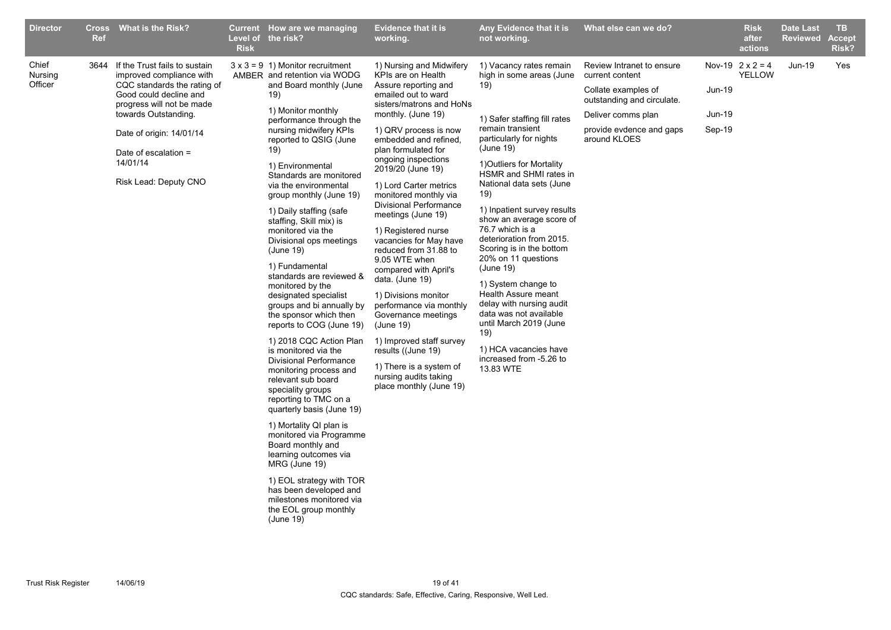| Director | Cross Ref | What is the Risk? | Current Level of Risk | How are we managing the risk? | Evidence that it is working. | Any Evidence that it is not working. | What else can we do? | | Risk after actions | Date Last Reviewed | TB Accept Risk? |
|---|---|---|---|---|---|---|---|---|---|---|---|
| Chief Nursing Officer | 3644 | If the Trust fails to sustain improved compliance with CQC standards the rating of Good could decline and progress will not be made towards Outstanding.<br><br>Date of origin: 14/01/14<br><br>Date of escalation = 14/01/14<br><br>Risk Lead: Deputy CNO | 3 x 3 = 9 AMBER | 1) Monitor recruitment and retention via WODG and Board monthly (June 19)<br><br>1) Monitor monthly performance through the nursing midwifery KPIs reported to QSIG (June 19)<br><br>1) Environmental Standards are monitored via the environmental group monthly (June 19)<br><br>1) Daily staffing (safe staffing, Skill mix) is monitored via the Divisional ops meetings (June 19)<br><br>1) Fundamental standards are reviewed & monitored by the designated specialist groups and bi annually by the sponsor which then reports to COG (June 19)<br><br>1) 2018 CQC Action Plan is monitored via the Divisional Performance monitoring process and relevant sub board speciality groups reporting to TMC on a quarterly basis (June 19)<br><br>1) Mortality QI plan is monitored via Programme Board monthly and learning outcomes via MRG (June 19)<br><br>1) EOL strategy with TOR has been developed and milestones monitored via the EOL group monthly (June 19) | 1) Nursing and Midwifery KPIs are on Health Assure reporting and emailed out to ward sisters/matrons and HoNs monthly. (June 19)<br><br>1) QRV process is now embedded and refined, plan formulated for ongoing inspections 2019/20 (June 19)<br><br>1) Lord Carter metrics monitored monthly via Divisional Performance meetings (June 19)<br><br>1) Registered nurse vacancies for May have reduced from 31.88 to 9.05 WTE when compared with April's data. (June 19)<br><br>1) Divisions monitor performance via monthly Governance meetings (June 19)<br><br>1) Improved staff survey results ((June 19)<br><br>1) There is a system of nursing audits taking place monthly (June 19) | 1) Vacancy rates remain high in some areas (June 19)<br><br>1) Safer staffing fill rates remain transient particularly for nights (June 19)<br><br>1)Outliers for Mortality HSMR and SHMI rates in National data sets (June 19)<br><br>1) Inpatient survey results show an average score of 76.7 which is a deterioration from 2015. Scoring is in the bottom 20% on 11 questions (June 19)<br><br>1) System change to Health Assure meant delay with nursing audit data was not available until March 2019 (June 19)<br><br>1) HCA vacancies have increased from -5.26 to 13.83 WTE | Review Intranet to ensure current content<br><br>Collate examples of outstanding and circulate.<br><br>Deliver comms plan<br><br>provide evdence and gaps around KLOES | Nov-19<br><br>Jun-19<br><br>Jun-19<br><br>Sep-19 | 2 x 2 = 4 YELLOW | Jun-19 | Yes |

CQC standards: Safe, Effective, Caring, Responsive, Well Led.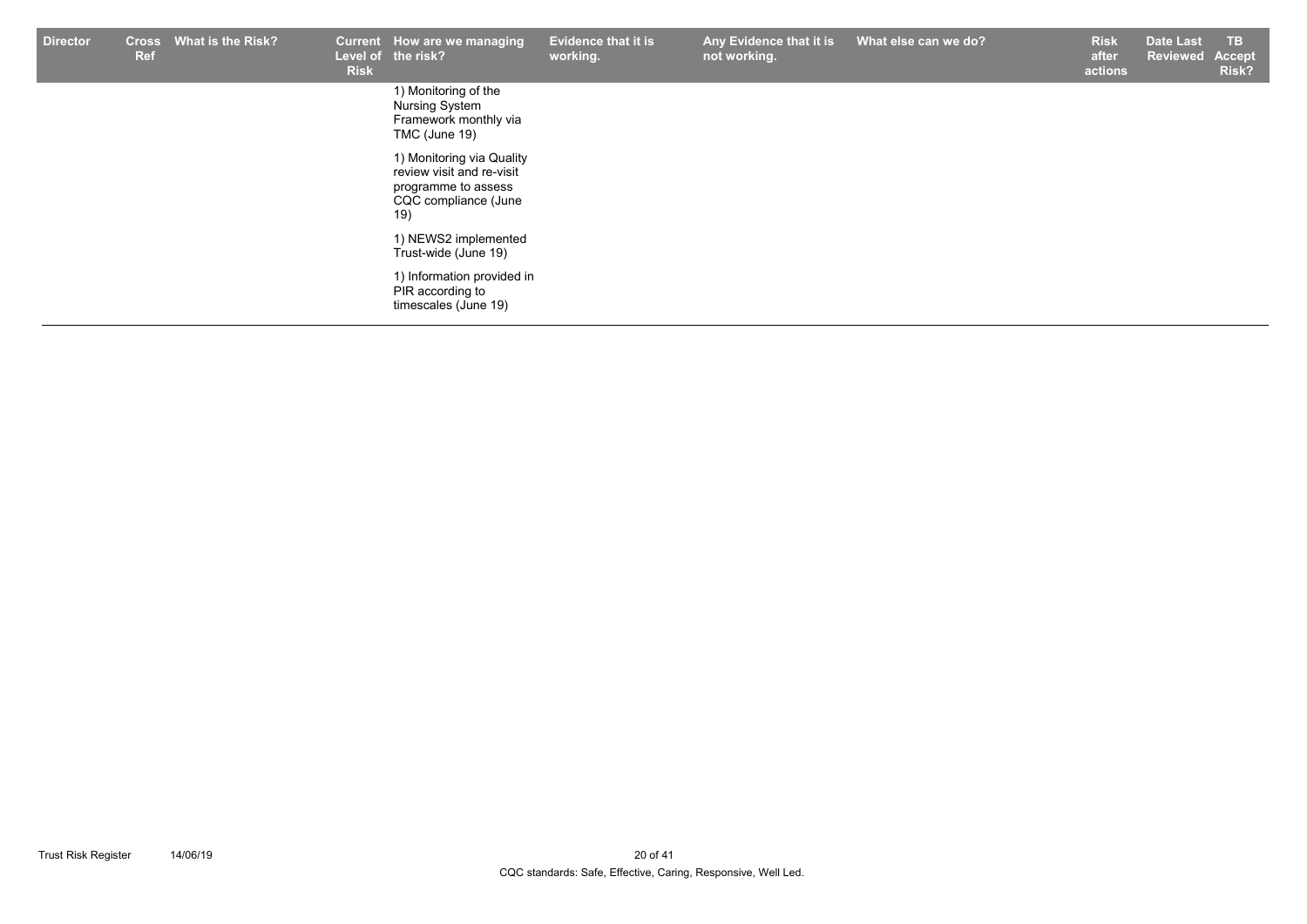| Director | Cross Ref | What is the Risk? | Current Level of Risk | How are we managing the risk? | Evidence that it is working. | Any Evidence that it is not working. | What else can we do? | Risk after actions | Date Last Reviewed | TB Accept Risk? |
|---|---|---|---|---|---|---|---|---|---|---|
| | | | | 1) Monitoring of the Nursing System Framework monthly via TMC (June 19) | | | | | | |
| | | | | 1) Monitoring via Quality review visit and re-visit programme to assess CQC compliance (June 19) | | | | | | |
| | | | | 1) NEWS2 implemented Trust-wide (June 19) | | | | | | |
| | | | | 1) Information provided in PIR according to timescales (June 19) | | | | | | |

CQC standards: Safe, Effective, Caring, Responsive, Well Led.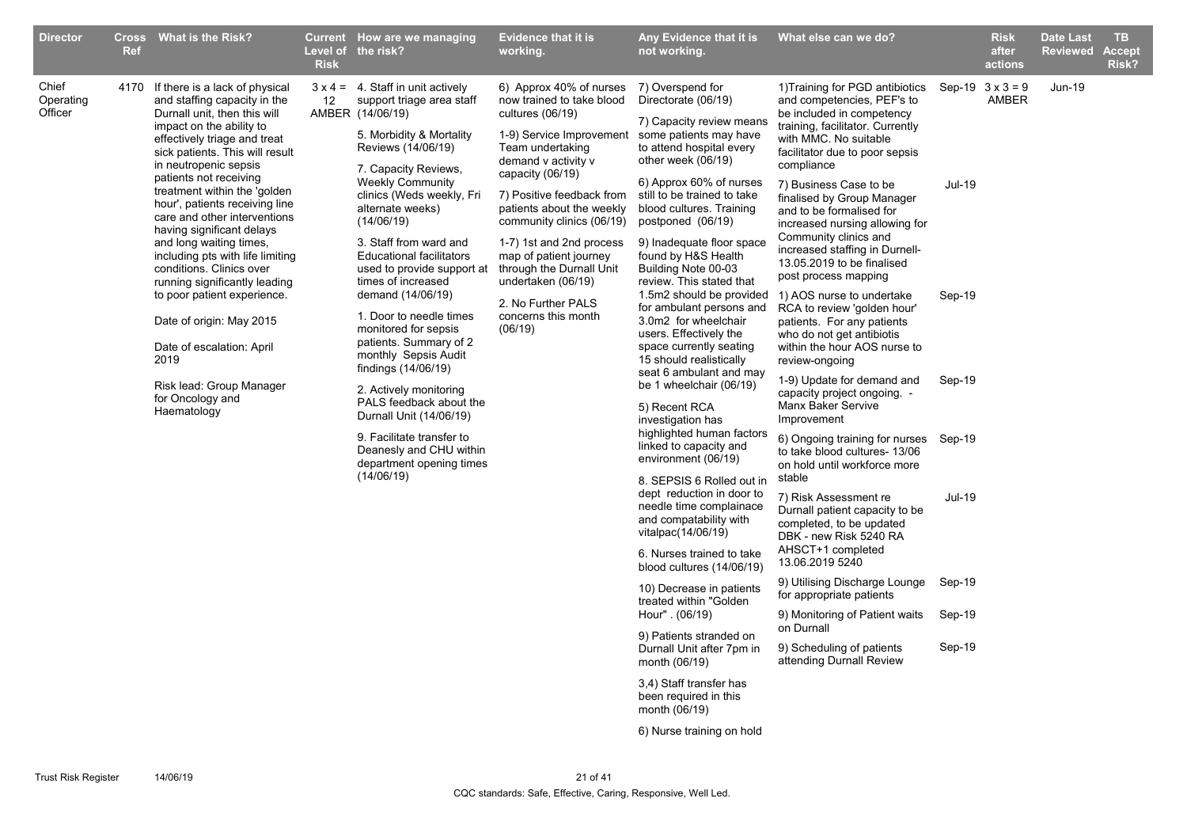| Director | Cross Ref | What is the Risk? | Current Level of Risk | How are we managing the risk? | Evidence that it is working. | Any Evidence that it is not working. | What else can we do? | | Risk after actions | Date Last Reviewed | TB Accept Risk? |
|---|---|---|---|---|---|---|---|---|---|---|---|
| Chief Operating Officer | 4170 | If there is a lack of physical and staffing capacity in the Durnall unit, then this will impact on the ability to effectively triage and treat sick patients. This will result in neutropenic sepsis patients not receiving treatment within the 'golden hour', patients receiving line care and other interventions having significant delays and long waiting times, including pts with life limiting conditions. Clinics over running significantly leading to poor patient experience.<br><br>Date of origin: May 2015<br><br>Date of escalation: April 2019<br><br>Risk lead: Group Manager for Oncology and Haematology | 3 x 4 = 12 AMBER | 4. Staff in unit actively support triage area staff (14/06/19)<br><br>5. Morbidity & Mortality Reviews (14/06/19)<br><br>7. Capacity Reviews, Weekly Community clinics (Weds weekly, Fri alternate weeks) (14/06/19)<br><br>3. Staff from ward and Educational facilitators used to provide support at times of increased demand (14/06/19)<br><br>1. Door to needle times monitored for sepsis patients. Summary of 2 monthly Sepsis Audit findings (14/06/19)<br><br>2. Actively monitoring PALS feedback about the Durnall Unit (14/06/19)<br><br>9. Facilitate transfer to Deanesly and CHU within department opening times (14/06/19) | 6) Approx 40% of nurses now trained to take blood cultures (06/19)<br><br>1-9) Service Improvement Team undertaking demand v activity v capacity (06/19)<br><br>7) Positive feedback from patients about the weekly community clinics (06/19)<br><br>1-7) 1st and 2nd process map of patient journey through the Durnall Unit undertaken (06/19)<br><br>2. No Further PALS concerns this month (06/19) | 7) Overspend for Directorate (06/19)<br><br>7) Capacity review means some patients may have to attend hospital every other week (06/19)<br><br>6) Approx 60% of nurses still to be trained to take blood cultures. Training postponed (06/19)<br><br>9) Inadequate floor space found by H&S Health Building Note 00-03 review. This stated that 1.5m2 should be provided for ambulant persons and 3.0m2 for wheelchair users. Effectively the space currently seating 15 should realistically seat 6 ambulant and may be 1 wheelchair (06/19)<br><br>5) Recent RCA investigation has highlighted human factors linked to capacity and environment (06/19)<br><br>8. SEPSIS 6 Rolled out in dept reduction in door to needle time complainace and compatability with vitalpac(14/06/19)<br><br>6. Nurses trained to take blood cultures (14/06/19)<br><br>10) Decrease in patients treated within "Golden Hour" . (06/19)<br><br>9) Patients stranded on Durnall Unit after 7pm in month (06/19)<br><br>3,4) Staff transfer has been required in this month (06/19)<br><br>6) Nurse training on hold | 1)Training for PGD antibiotics and competencies, PEF's to be included in competency training, facilitator. Currently with MMC. No suitable facilitator due to poor sepsis compliance | Sep-19 | 3 x 3 = 9 AMBER | Jun-19 | |
| | | | | | | | 7) Business Case to be finalised by Group Manager and to be formalised for increased nursing allowing for Community clinics and increased staffing in Durnell-13.05.2019 to be finalised post process mapping | Jul-19 | | | |
| | | | | | | | 1) AOS nurse to undertake RCA to review 'golden hour' patients. For any patients who do not get antibiotis within the hour AOS nurse to review-ongoing | Sep-19 | | | |
| | | | | | | | 1-9) Update for demand and capacity project ongoing. - Manx Baker Servive Improvement | Sep-19 | | | |
| | | | | | | | 6) Ongoing training for nurses to take blood cultures- 13/06 on hold until workforce more stable | Sep-19 | | | |
| | | | | | | | 7) Risk Assessment re Durnall patient capacity to be completed, to be updated DBK - new Risk 5240 RA AHSCT+1 completed 13.06.2019 5240 | Jul-19 | | | |
| | | | | | | | 9) Utilising Discharge Lounge for appropriate patients | Sep-19 | | | |
| | | | | | | | 9) Monitoring of Patient waits on Durnall | Sep-19 | | | |
| | | | | | | | 9) Scheduling of patients attending Durnall Review | Sep-19 | | | |

CQC standards: Safe, Effective, Caring, Responsive, Well Led.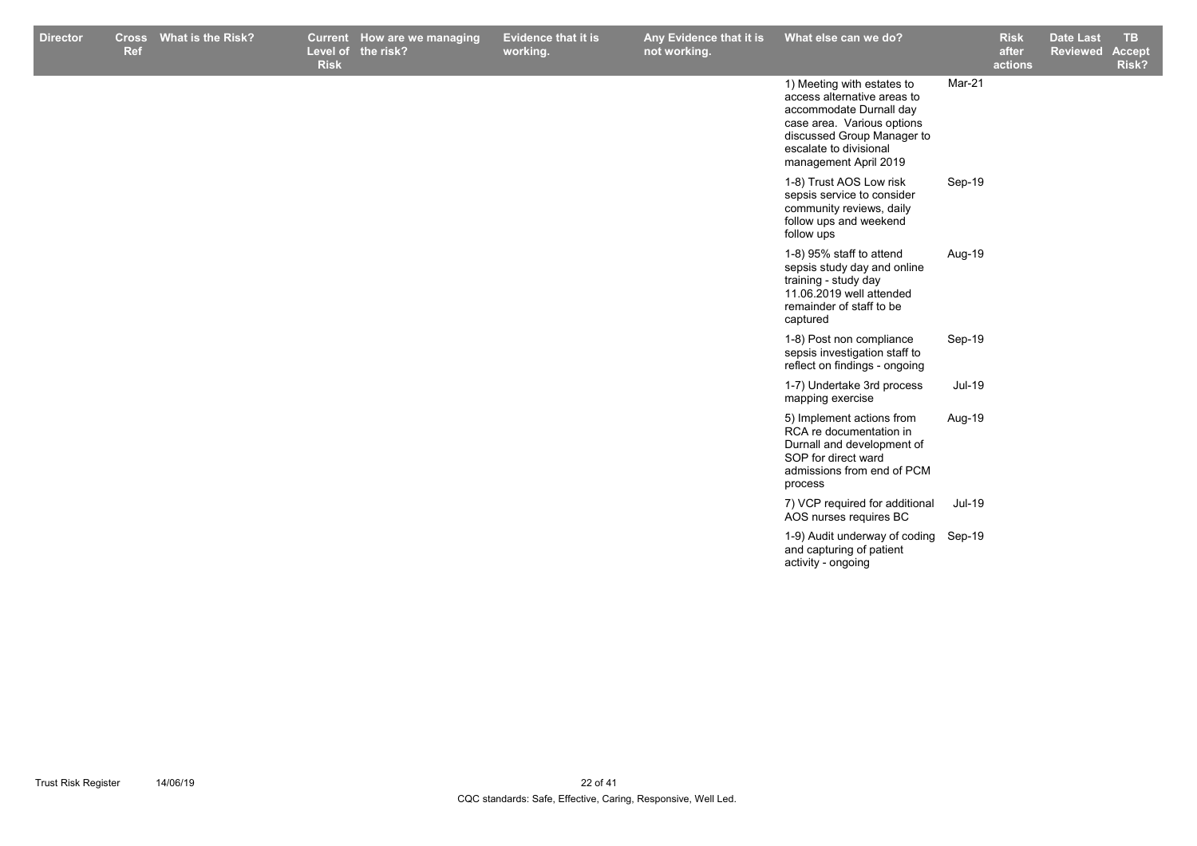| Director | Cross Ref | What is the Risk? | Current Level of Risk | How are we managing the risk? | Evidence that it is working. | Any Evidence that it is not working. | What else can we do? | | Risk after actions | Date Last Reviewed | TB Accept Risk? |
|---|---|---|---|---|---|---|---|---|---|---|---|
| | | | | | | | 1) Meeting with estates to access alternative areas to accommodate Durnall day case area. Various options discussed Group Manager to escalate to divisional management April 2019 | Mar-21 | | | |
| | | | | | | | 1-8) Trust AOS Low risk sepsis service to consider community reviews, daily follow ups and weekend follow ups | Sep-19 | | | |
| | | | | | | | 1-8) 95% staff to attend sepsis study day and online training - study day 11.06.2019 well attended remainder of staff to be captured | Aug-19 | | | |
| | | | | | | | 1-8) Post non compliance sepsis investigation staff to reflect on findings - ongoing | Sep-19 | | | |
| | | | | | | | 1-7) Undertake 3rd process mapping exercise | Jul-19 | | | |
| | | | | | | | 5) Implement actions from RCA re documentation in Durnall and development of SOP for direct ward admissions from end of PCM process | Aug-19 | | | |
| | | | | | | | 7) VCP required for additional AOS nurses requires BC | Jul-19 | | | |
| | | | | | | | 1-9) Audit underway of coding and capturing of patient activity - ongoing | Sep-19 | | | |

CQC standards: Safe, Effective, Caring, Responsive, Well Led.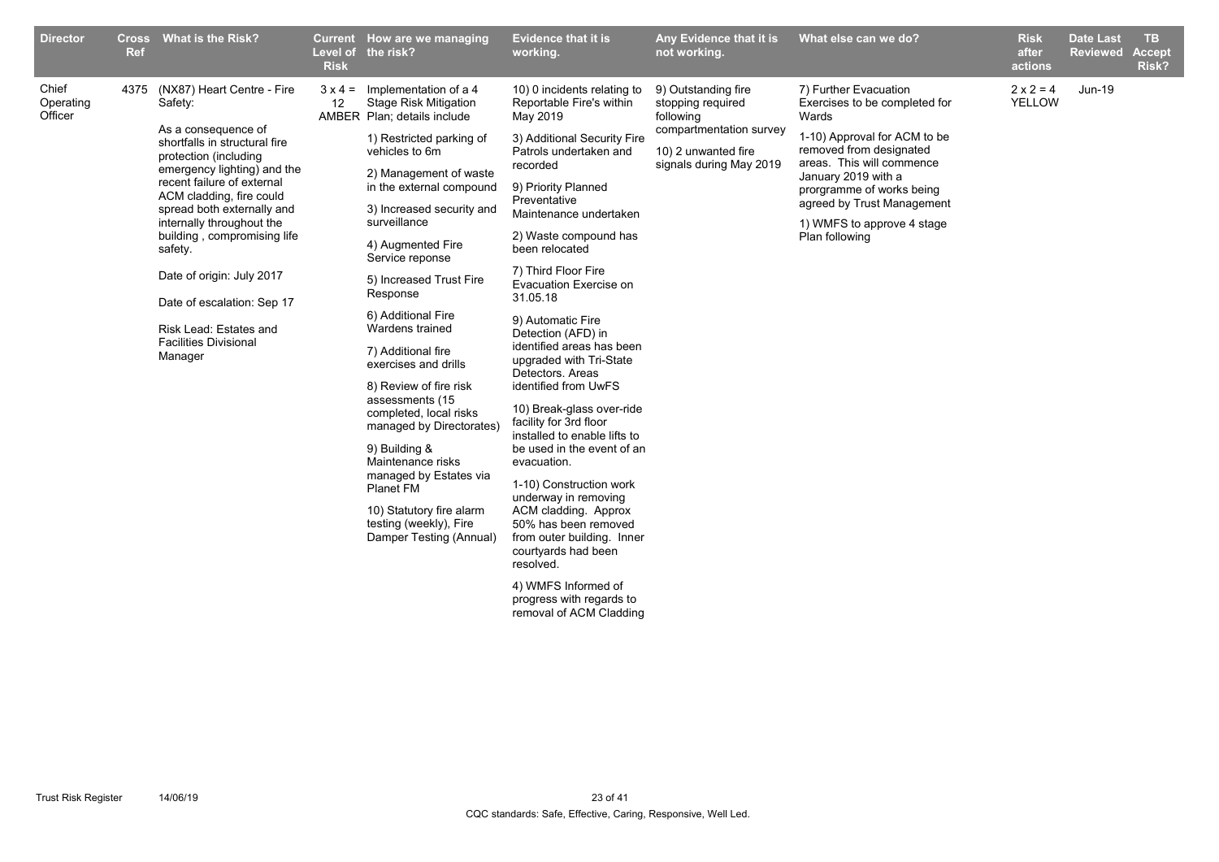| Director | Cross Ref | What is the Risk? | Current Level of Risk | How are we managing the risk? | Evidence that it is working. | Any Evidence that it is not working. | What else can we do? | Risk after actions | Date Last Reviewed | TB Accept Risk? |
|---|---|---|---|---|---|---|---|---|---|---|
| Chief Operating Officer | 4375 | (NX87) Heart Centre - Fire Safety:<br><br>As a consequence of shortfalls in structural fire protection (including emergency lighting) and the recent failure of external ACM cladding, fire could spread both externally and internally throughout the building , compromising life safety.<br><br>Date of origin: July 2017<br><br>Date of escalation: Sep 17<br><br>Risk Lead: Estates and Facilities Divisional Manager | 3 x 4 = 12 AMBER | Implementation of a 4 Stage Risk Mitigation Plan; details include<br><br>1) Restricted parking of vehicles to 6m<br><br>2) Management of waste in the external compound<br><br>3) Increased security and surveillance<br><br>4) Augmented Fire Service reponse<br><br>5) Increased Trust Fire Response<br><br>6) Additional Fire Wardens trained<br><br>7) Additional fire exercises and drills<br><br>8) Review of fire risk assessments (15 completed, local risks managed by Directorates)<br><br>9) Building & Maintenance risks managed by Estates via Planet FM<br><br>10) Statutory fire alarm testing (weekly), Fire Damper Testing (Annual) | 10) 0 incidents relating to Reportable Fire's within May 2019<br><br>3) Additional Security Fire Patrols undertaken and recorded<br><br>9) Priority Planned Preventative Maintenance undertaken<br><br>2) Waste compound has been relocated<br><br>7) Third Floor Fire Evacuation Exercise on 31.05.18<br><br>9) Automatic Fire Detection (AFD) in identified areas has been upgraded with Tri-State Detectors. Areas identified from UwFS<br><br>10) Break-glass over-ride facility for 3rd floor installed to enable lifts to be used in the event of an evacuation.<br><br>1-10) Construction work underway in removing ACM cladding. Approx 50% has been removed from outer building. Inner courtyards had been resolved.<br><br>4) WMFS Informed of progress with regards to removal of ACM Cladding | 9) Outstanding fire stopping required following compartmentation survey<br><br>10) 2 unwanted fire signals during May 2019 | 7) Further Evacuation Exercises to be completed for Wards<br><br>1-10) Approval for ACM to be removed from designated areas. This will commence January 2019 with a prorgramme of works being agreed by Trust Management<br><br>1) WMFS to approve 4 stage Plan following | 2 x 2 = 4 YELLOW | Jun-19 | |

CQC standards: Safe, Effective, Caring, Responsive, Well Led.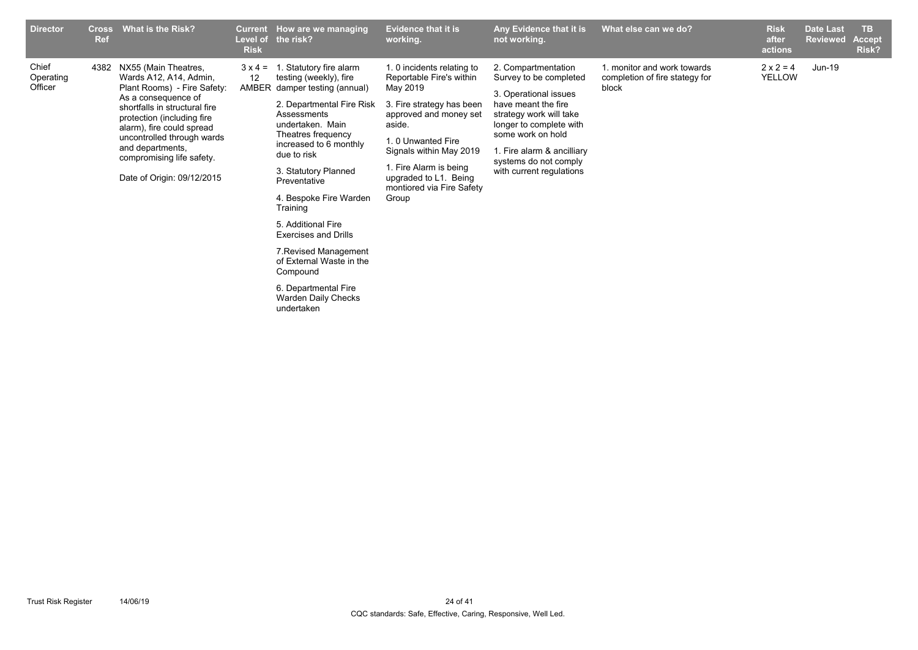| Director | Cross Ref | What is the Risk? | Current Level of Risk | How are we managing the risk? | Evidence that it is working. | Any Evidence that it is not working. | What else can we do? | Risk after actions | Date Last Reviewed | TB Accept Risk? |
|---|---|---|---|---|---|---|---|---|---|---|
| Chief Operating Officer | 4382 | NX55 (Main Theatres, Wards A12, A14, Admin, Plant Rooms) - Fire Safety: As a consequence of shortfalls in structural fire protection (including fire alarm), fire could spread uncontrolled through wards and departments, compromising life safety.<br><br>Date of Origin: 09/12/2015 | 3 x 4 = 12 AMBER | 1. Statutory fire alarm testing (weekly), fire damper testing (annual)<br><br>2. Departmental Fire Risk Assessments undertaken. Main Theatres frequency increased to 6 monthly due to risk<br><br>3. Statutory Planned Preventative<br><br>4. Bespoke Fire Warden Training<br><br>5. Additional Fire Exercises and Drills<br><br>7.Revised Management of External Waste in the Compound<br><br>6. Departmental Fire Warden Daily Checks undertaken | 1. 0 incidents relating to Reportable Fire's within May 2019<br><br>3. Fire strategy has been approved and money set aside.<br><br>1. 0 Unwanted Fire Signals within May 2019<br><br>1. Fire Alarm is being upgraded to L1. Being montiored via Fire Safety Group | 2. Compartmentation Survey to be completed<br><br>3. Operational issues have meant the fire strategy work will take longer to complete with some work on hold<br><br>1. Fire alarm & ancilliary systems do not comply with current regulations | 1. monitor and work towards completion of fire stategy for block | 2 x 2 = 4 YELLOW | Jun-19 | |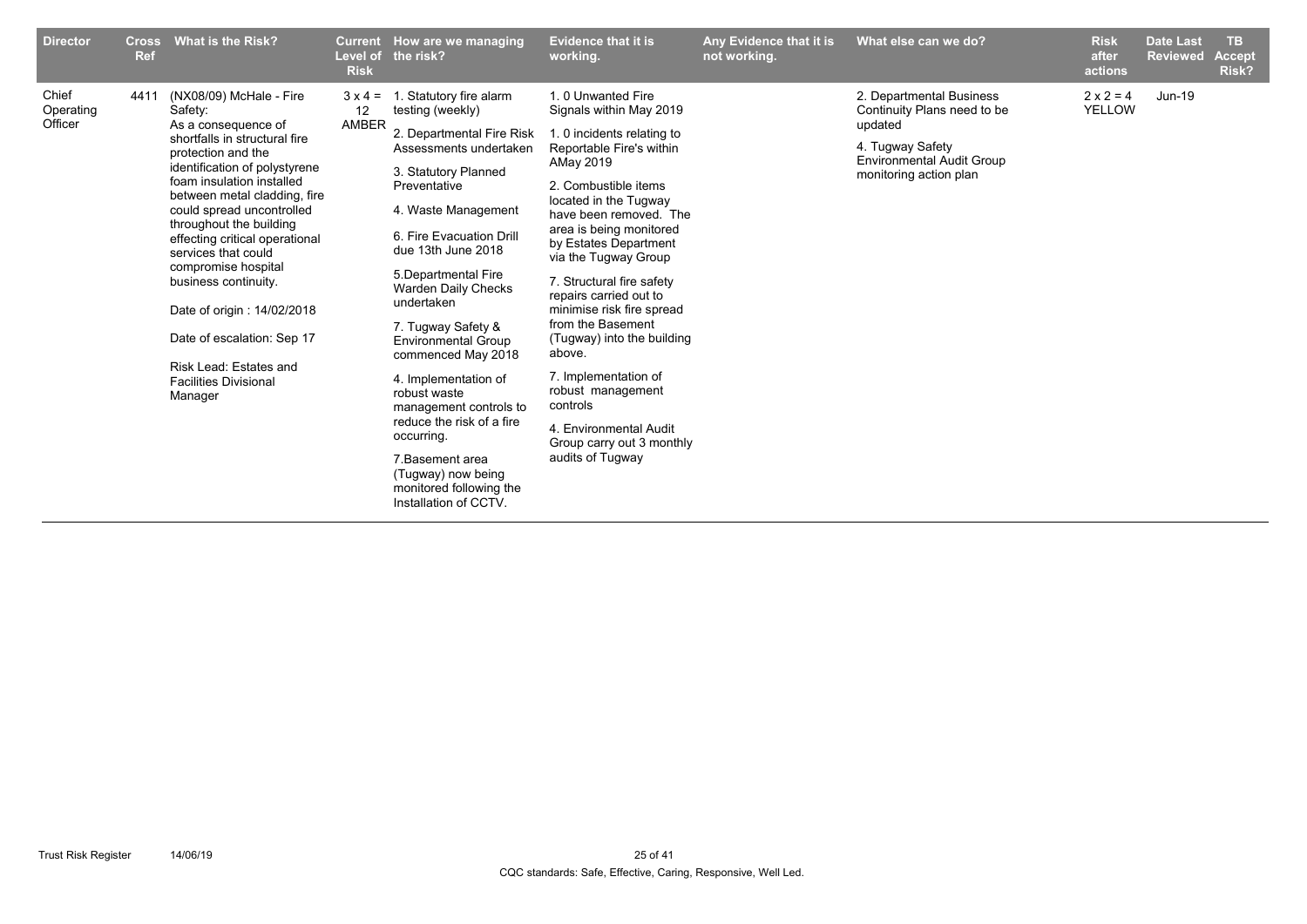| Director | Cross Ref | What is the Risk? | Current Level of Risk | How are we managing the risk? | Evidence that it is working. | Any Evidence that it is not working. | What else can we do? | Risk after actions | Date Last Reviewed | TB Accept Risk? |
|---|---|---|---|---|---|---|---|---|---|---|
| Chief Operating Officer | 4411 | (NX08/09) McHale - Fire Safety:<br>As a consequence of shortfalls in structural fire protection and the identification of polystyrene foam insulation installed between metal cladding, fire could spread uncontrolled throughout the building effecting critical operational services that could compromise hospital business continuity.<br><br>Date of origin : 14/02/2018<br><br>Date of escalation: Sep 17<br><br>Risk Lead: Estates and Facilities Divisional Manager | 3 x 4 = 12 AMBER | 1. Statutory fire alarm testing (weekly)<br><br>2. Departmental Fire Risk Assessments undertaken<br><br>3. Statutory Planned Preventative<br><br>4. Waste Management<br><br>6. Fire Evacuation Drill due 13th June 2018<br><br>5.Departmental Fire Warden Daily Checks undertaken<br><br>7. Tugway Safety & Environmental Group commenced May 2018<br><br>4. Implementation of robust waste management controls to reduce the risk of a fire occurring.<br><br>7.Basement area (Tugway) now being monitored following the Installation of CCTV. | 1. 0 Unwanted Fire Signals within May 2019<br><br>1. 0 incidents relating to Reportable Fire's within AMay 2019<br><br>2. Combustible items located in the Tugway have been removed. The area is being monitored by Estates Department via the Tugway Group<br><br>7. Structural fire safety repairs carried out to minimise risk fire spread from the Basement (Tugway) into the building above.<br><br>7. Implementation of robust management controls<br><br>4. Environmental Audit Group carry out 3 monthly audits of Tugway | | 2. Departmental Business Continuity Plans need to be updated<br><br>4. Tugway Safety Environmental Audit Group monitoring action plan | 2 x 2 = 4 YELLOW | Jun-19 | |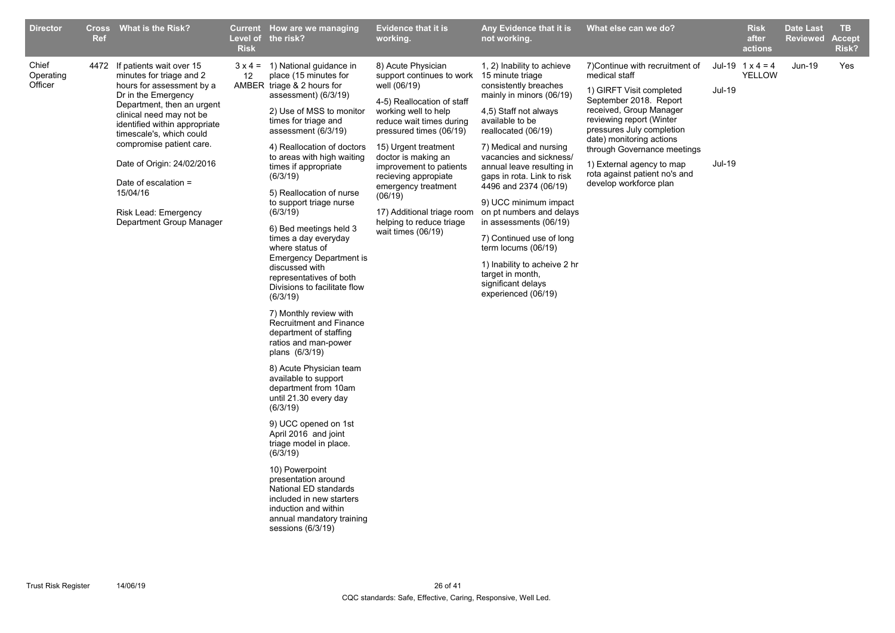| Director | Cross Ref | What is the Risk? | Current Level of Risk | How are we managing the risk? | Evidence that it is working. | Any Evidence that it is not working. | What else can we do? | | Risk after actions | Date Last Reviewed | TB Accept Risk? |
|---|---|---|---|---|---|---|---|---|---|---|---|
| Chief Operating Officer | 4472 | If patients wait over 15 minutes for triage and 2 hours for assessment by a Dr in the Emergency Department, then an urgent clinical need may not be identified within appropriate timescale's, which could compromise patient care.<br><br>Date of Origin: 24/02/2016<br><br>Date of escalation = 15/04/16<br><br>Risk Lead: Emergency Department Group Manager | 3 x 4 = 12 AMBER | 1) National guidance in place (15 minutes for triage & 2 hours for assessment) (6/3/19)<br><br>2) Use of MSS to monitor times for triage and assessment (6/3/19)<br><br>4) Reallocation of doctors to areas with high waiting times if appropriate (6/3/19)<br><br>5) Reallocation of nurse to support triage nurse (6/3/19)<br><br>6) Bed meetings held 3 times a day everyday where status of Emergency Department is discussed with representatives of both Divisions to facilitate flow (6/3/19)<br><br>7) Monthly review with Recruitment and Finance department of staffing ratios and man-power plans (6/3/19)<br><br>8) Acute Physician team available to support department from 10am until 21.30 every day (6/3/19)<br><br>9) UCC opened on 1st April 2016 and joint triage model in place. (6/3/19)<br><br>10) Powerpoint presentation around National ED standards included in new starters induction and within annual mandatory training sessions (6/3/19) | 8) Acute Physician support continues to work well (06/19)<br><br>4-5) Reallocation of staff working well to help reduce wait times during pressured times (06/19)<br><br>15) Urgent treatment doctor is making an improvement to patients recieving appropiate emergency treatment (06/19)<br><br>17) Additional triage room helping to reduce triage wait times (06/19) | 1, 2) Inability to achieve 15 minute triage consistently breaches mainly in minors (06/19)<br><br>4,5) Staff not always available to be reallocated (06/19)<br><br>7) Medical and nursing vacancies and sickness/ annual leave resulting in gaps in rota. Link to risk 4496 and 2374 (06/19)<br><br>9) UCC minimum impact on pt numbers and delays in assessments (06/19)<br><br>7) Continued use of long term locums (06/19)<br><br>1) Inability to acheive 2 hr target in month, significant delays experienced (06/19) | 7)Continue with recruitment of medical staff<br><br>1) GIRFT Visit completed September 2018. Report received, Group Manager reviewing report (Winter pressures July completion date) monitoring actions through Governance meetings<br><br>1) External agency to map rota against patient no's and develop workforce plan | Jul-19<br><br>Jul-19<br><br><br><br><br><br>Jul-19 | 1 x 4 = 4 YELLOW | Jun-19 | Yes |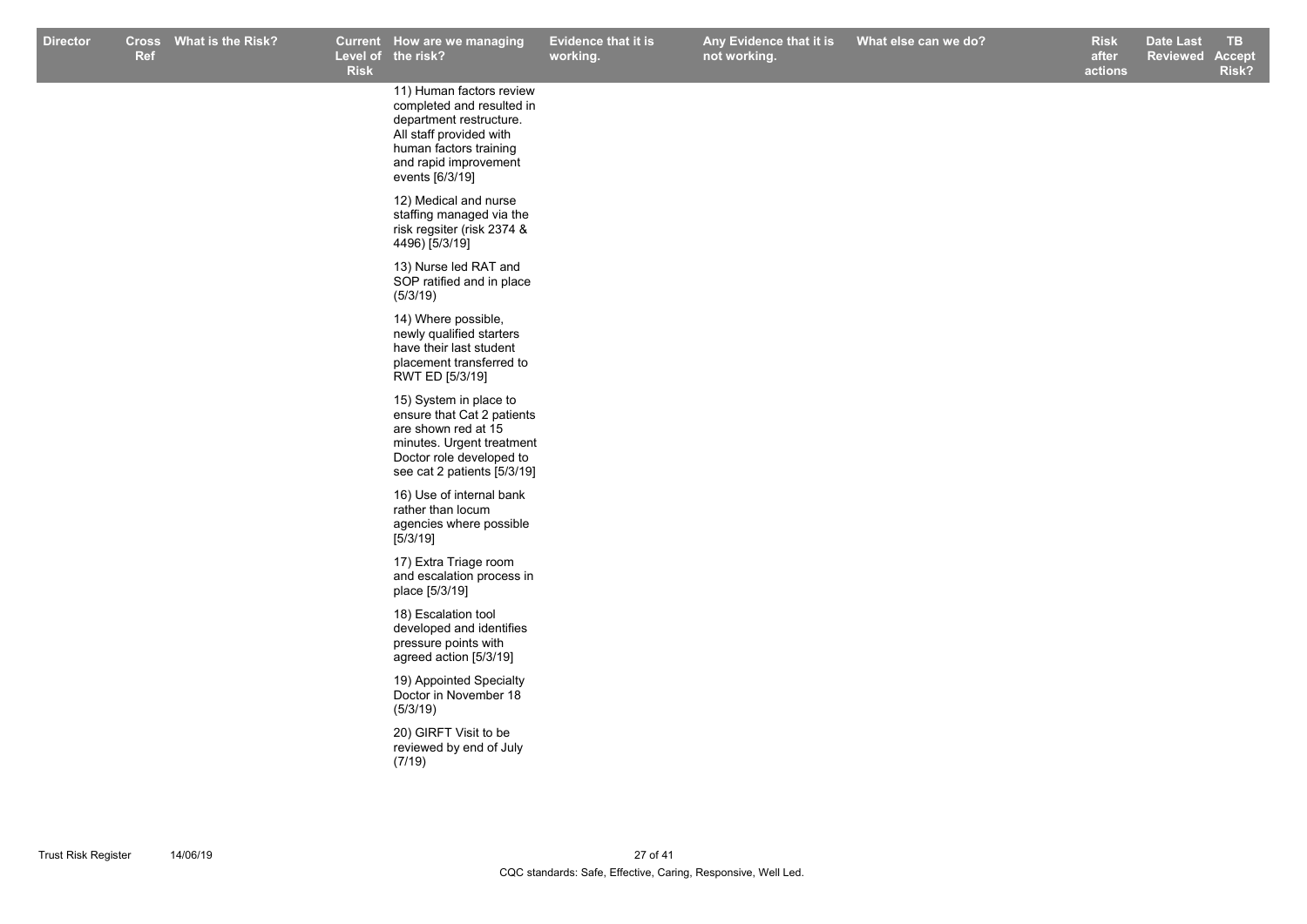| Director | Cross Ref | What is the Risk? | Current Level of Risk | How are we managing the risk? | Evidence that it is working. | Any Evidence that it is not working. | What else can we do? | Risk after actions | Date Last Reviewed | TB Accept Risk? |
|---|---|---|---|---|---|---|---|---|---|---|
| | | | | 11) Human factors review completed and resulted in department restructure. All staff provided with human factors training and rapid improvement events [6/3/19]<br><br>12) Medical and nurse staffing managed via the risk regsiter (risk 2374 & 4496) [5/3/19]<br><br>13) Nurse led RAT and SOP ratified and in place (5/3/19)<br><br>14) Where possible, newly qualified starters have their last student placement transferred to RWT ED [5/3/19]<br><br>15) System in place to ensure that Cat 2 patients are shown red at 15 minutes. Urgent treatment Doctor role developed to see cat 2 patients [5/3/19]<br><br>16) Use of internal bank rather than locum agencies where possible [5/3/19]<br><br>17) Extra Triage room and escalation process in place [5/3/19]<br><br>18) Escalation tool developed and identifies pressure points with agreed action [5/3/19]<br><br>19) Appointed Specialty Doctor in November 18 (5/3/19)<br><br>20) GIRFT Visit to be reviewed by end of July (7/19) | | | | | | |

CQC standards: Safe, Effective, Caring, Responsive, Well Led.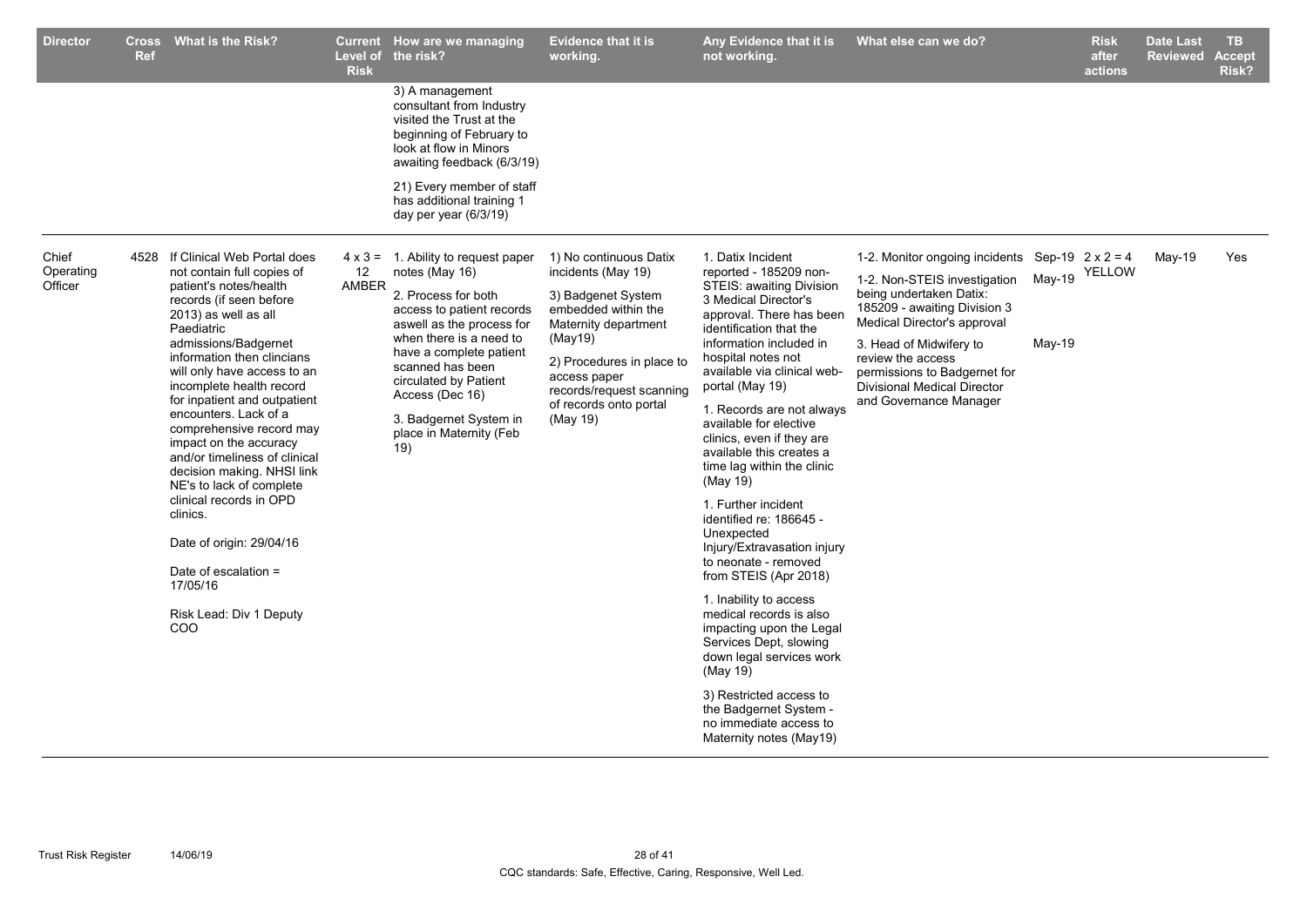| Director | Cross Ref | What is the Risk? | Current Level of Risk | How are we managing the risk? | Evidence that it is working. | Any Evidence that it is not working. | What else can we do? | | Risk after actions | Date Last Reviewed | TB Accept Risk? |
|---|---|---|---|---|---|---|---|---|---|---|---|
| | | | | 3) A management consultant from Industry visited the Trust at the beginning of February to look at flow in Minors awaiting feedback (6/3/19)<br><br>21) Every member of staff has additional training 1 day per year (6/3/19) | | | | | | | |
| Chief Operating Officer | 4528 | If Clinical Web Portal does not contain full copies of patient's notes/health records (if seen before 2013) as well as all Paediatric admissions/Badgernet information then clincians will only have access to an incomplete health record for inpatient and outpatient encounters. Lack of a comprehensive record may impact on the accuracy and/or timeliness of clinical decision making. NHSI link NE's to lack of complete clinical records in OPD clinics.<br><br>Date of origin: 29/04/16<br><br>Date of escalation = 17/05/16<br><br>Risk Lead: Div 1 Deputy COO | 4 x 3 = 12 AMBER | 1. Ability to request paper notes (May 16)<br><br>2. Process for both access to patient records aswell as the process for when there is a need to have a complete patient scanned has been circulated by Patient Access (Dec 16)<br><br>3. Badgernet System in place in Maternity (Feb 19) | 1) No continuous Datix incidents (May 19)<br><br>3) Badgenet System embedded within the Maternity department (May19)<br><br>2) Procedures in place to access paper records/request scanning of records onto portal (May 19) | 1. Datix Incident reported - 185209 non-STEIS: awaiting Division 3 Medical Director's approval. There has been identification that the information included in hospital notes not available via clinical web-portal (May 19)<br><br>1. Records are not always available for elective clinics, even if they are available this creates a time lag within the clinic (May 19)<br><br>1. Further incident identified re: 186645 - Unexpected Injury/Extravasation injury to neonate - removed from STEIS (Apr 2018)<br><br>1. Inability to access medical records is also impacting upon the Legal Services Dept, slowing down legal services work (May 19)<br><br>3) Restricted access to the Badgernet System - no immediate access to Maternity notes (May19) | 1-2. Monitor ongoing incidents<br><br>1-2. Non-STEIS investigation being undertaken Datix: 185209 - awaiting Division 3 Medical Director's approval<br><br>3. Head of Midwifery to review the access permissions to Badgernet for Divisional Medical Director and Governance Manager | Sep-19<br><br>May-19<br><br><br>May-19 | 2 x 2 = 4 YELLOW | May-19 | Yes |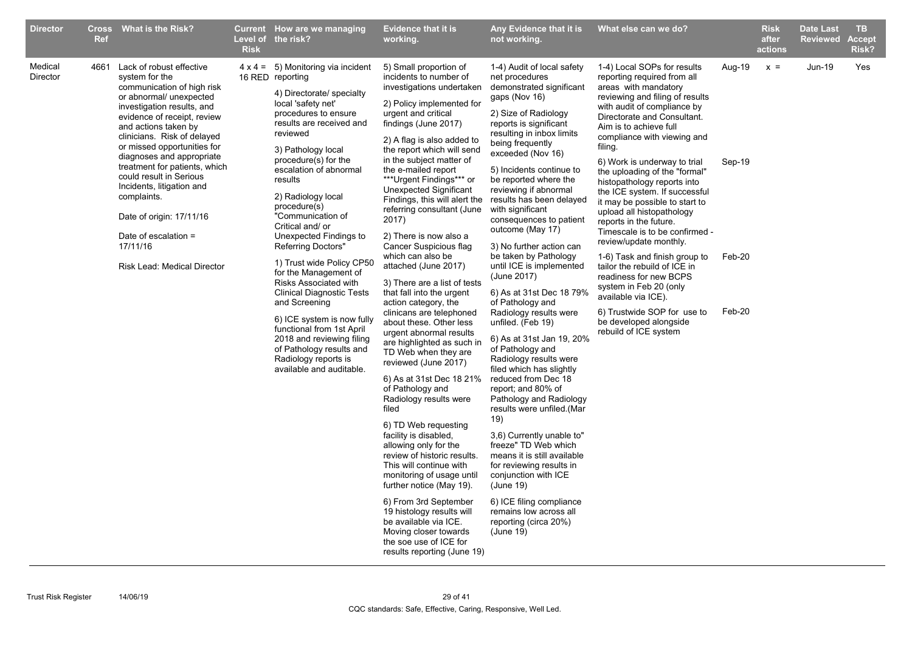| Director | Cross Ref | What is the Risk? | Current Level of Risk | How are we managing the risk? | Evidence that it is working. | Any Evidence that it is not working. | What else can we do? | | Risk after actions | Date Last Reviewed | TB Accept Risk? |
|---|---|---|---|---|---|---|---|---|---|---|---|
| Medical Director | 4661 | Lack of robust effective system for the communication of high risk or abnormal/ unexpected investigation results, and evidence of receipt, review and actions taken by clinicians. Risk of delayed or missed opportunities for diagnoses and appropriate treatment for patients, which could result in Serious Incidents, litigation and complaints.<br><br>Date of origin: 17/11/16<br><br>Date of escalation = 17/11/16<br><br>Risk Lead: Medical Director | 4 x 4 = 16 RED | 5) Monitoring via incident reporting<br><br>4) Directorate/ specialty local 'safety net' procedures to ensure results are received and reviewed<br><br>3) Pathology local procedure(s) for the escalation of abnormal results<br><br>2) Radiology local procedure(s) "Communication of Critical and/ or Unexpected Findings to Referring Doctors"<br><br>1) Trust wide Policy CP50 for the Management of Risks Associated with Clinical Diagnostic Tests and Screening<br><br>6) ICE system is now fully functional from 1st April 2018 and reviewing filing of Pathology results and Radiology reports is available and auditable. | 5) Small proportion of incidents to number of investigations undertaken<br><br>2) Policy implemented for urgent and critical findings (June 2017)<br><br>2) A flag is also added to the report which will send in the subject matter of the e-mailed report ***Urgent Findings*** or Unexpected Significant Findings, this will alert the referring consultant (June 2017)<br><br>2) There is now also a Cancer Suspicious flag which can also be attached (June 2017)<br><br>3) There are a list of tests that fall into the urgent action category, the clinicans are telephoned about these. Other less urgent abnormal results are highlighted as such in TD Web when they are reviewed (June 2017)<br><br>6) As at 31st Dec 18 21% of Pathology and Radiology results were filed<br><br>6) TD Web requesting facility is disabled, allowing only for the review of historic results. This will continue with monitoring of usage until further notice (May 19).<br><br>6) From 3rd September 19 histology results will be available via ICE. Moving closer towards the soe use of ICE for results reporting (June 19) | 1-4) Audit of local safety net procedures demonstrated significant gaps (Nov 16)<br><br>2) Size of Radiology reports is significant resulting in inbox limits being frequently exceeded (Nov 16)<br><br>5) Incidents continue to be reported where the reviewing if abnormal results has been delayed with significant consequences to patient outcome (May 17)<br><br>3) No further action can be taken by Pathology until ICE is implemented (June 2017)<br><br>6) As at 31st Dec 18 79% of Pathology and Radiology results were unfiled. (Feb 19)<br><br>6) As at 31st Jan 19, 20% of Pathology and Radiology results were filed which has slightly reduced from Dec 18 report; and 80% of Pathology and Radiology results were unfiled.(Mar 19)<br><br>3,6) Currently unable to" freeze" TD Web which means it is still available for reviewing results in conjunction with ICE (June 19)<br><br>6) ICE filing compliance remains low across all reporting (circa 20%) (June 19) | 1-4) Local SOPs for results reporting required from all areas with mandatory reviewing and filing of results with audit of compliance by Directorate and Consultant. Aim is to achieve full compliance with viewing and filing.<br><br>6) Work is underway to trial the uploading of the "formal" histopathology reports into the ICE system. If successful it may be possible to start to upload all histopathology reports in the future. Timescale is to be confirmed - review/update monthly.<br><br>1-6) Task and finish group to tailor the rebuild of ICE in readiness for new BCPS system in Feb 20 (only available via ICE).<br><br>6) Trustwide SOP for use to be developed alongside rebuild of ICE system | Aug-19<br><br>Sep-19<br><br>Feb-20<br><br>Feb-20 | x = | Jun-19 | Yes |

CQC standards: Safe, Effective, Caring, Responsive, Well Led.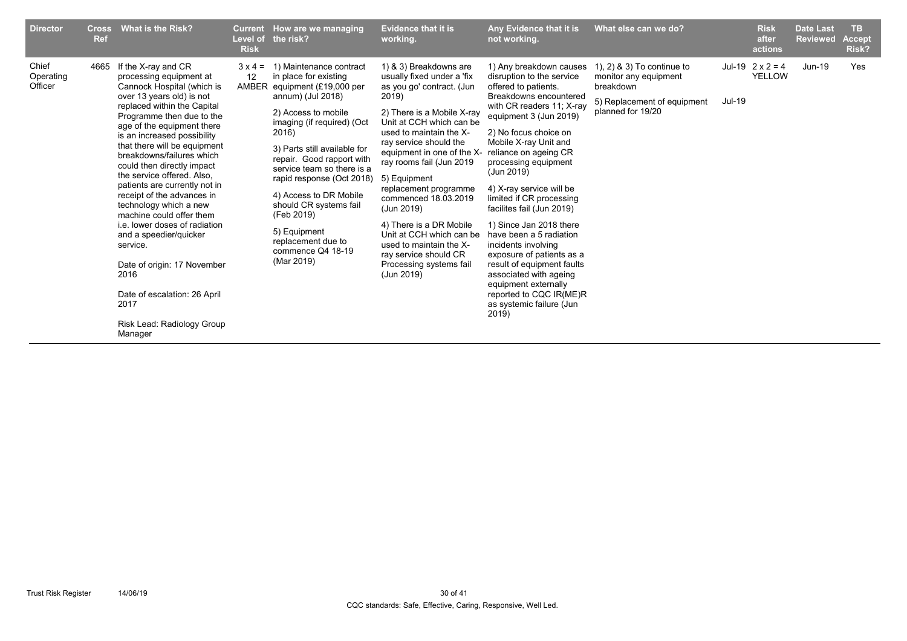| Director | Cross Ref | What is the Risk? | Current Level of Risk | How are we managing the risk? | Evidence that it is working. | Any Evidence that it is not working. | What else can we do? | | Risk after actions | Date Last Reviewed | TB Accept Risk? |
|---|---|---|---|---|---|---|---|---|---|---|---|
| Chief Operating Officer | 4665 | If the X-ray and CR processing equipment at Cannock Hospital (which is over 13 years old) is not replaced within the Capital Programme then due to the age of the equipment there is an increased possibility that there will be equipment breakdowns/failures which could then directly impact the service offered. Also, patients are currently not in receipt of the advances in technology which a new machine could offer them i.e. lower doses of radiation and a speedier/quicker service.<br><br>Date of origin: 17 November 2016<br><br>Date of escalation: 26 April 2017<br><br>Risk Lead: Radiology Group Manager | 3 x 4 = 12 AMBER | 1) Maintenance contract in place for existing equipment (£19,000 per annum) (Jul 2018)<br><br>2) Access to mobile imaging (if required) (Oct 2016)<br><br>3) Parts still available for repair. Good rapport with service team so there is a rapid response (Oct 2018)<br><br>4) Access to DR Mobile should CR systems fail (Feb 2019)<br><br>5) Equipment replacement due to commence Q4 18-19 (Mar 2019) | 1) & 3) Breakdowns are usually fixed under a 'fix as you go' contract. (Jun 2019)<br><br>2) There is a Mobile X-ray Unit at CCH which can be used to maintain the X-ray service should the equipment in one of the X-ray rooms fail (Jun 2019<br><br>5) Equipment replacement programme commenced 18.03.2019 (Jun 2019)<br><br>4) There is a DR Mobile Unit at CCH which can be used to maintain the X-ray service should CR Processing systems fail (Jun 2019) | 1) Any breakdown causes disruption to the service offered to patients. Breakdowns encountered with CR readers 11; X-ray equipment 3 (Jun 2019)<br><br>2) No focus choice on Mobile X-ray Unit and reliance on ageing CR processing equipment (Jun 2019)<br><br>4) X-ray service will be limited if CR processing facilites fail (Jun 2019)<br><br>1) Since Jan 2018 there have been a 5 radiation incidents involving exposure of patients as a result of equipment faults associated with ageing equipment externally reported to CQC IR(ME)R as systemic failure (Jun 2019) | 1), 2) & 3) To continue to monitor any equipment breakdown<br><br>5) Replacement of equipment planned for 19/20 | Jul-19<br><br>Jul-19 | 2 x 2 = 4 YELLOW | Jun-19 | Yes |

CQC standards: Safe, Effective, Caring, Responsive, Well Led.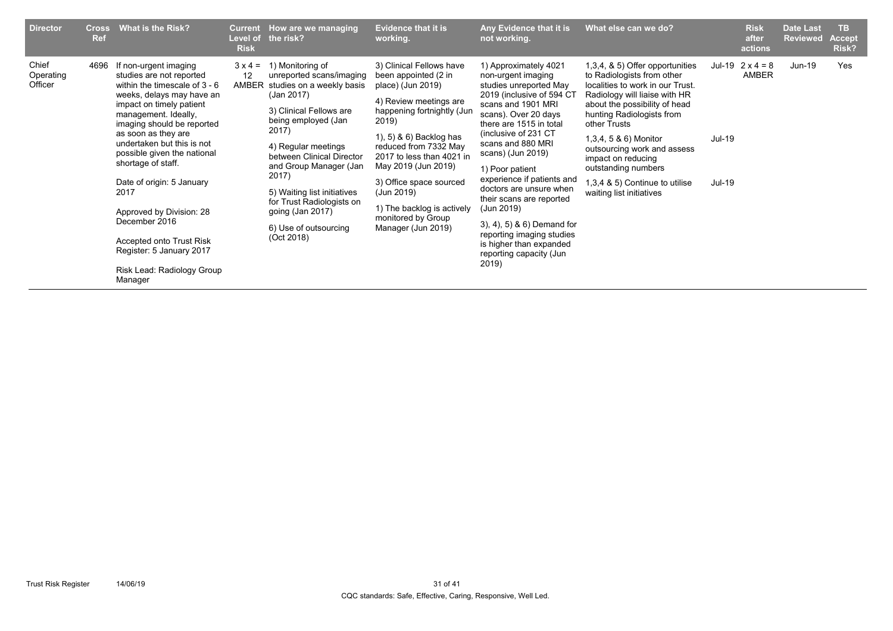| Director | Cross Ref | What is the Risk? | Current Level of Risk | How are we managing the risk? | Evidence that it is working. | Any Evidence that it is not working. | What else can we do? | | Risk after actions | Date Last Reviewed | TB Accept Risk? |
|---|---|---|---|---|---|---|---|---|---|---|---|
| Chief Operating Officer | 4696 | If non-urgent imaging studies are not reported within the timescale of 3 - 6 weeks, delays may have an impact on timely patient management. Ideally, imaging should be reported as soon as they are undertaken but this is not possible given the national shortage of staff.<br><br>Date of origin: 5 January 2017<br><br>Approved by Division: 28 December 2016<br><br>Accepted onto Trust Risk Register: 5 January 2017<br><br>Risk Lead: Radiology Group Manager | 3 x 4 = 12 AMBER | 1) Monitoring of unreported scans/imaging studies on a weekly basis (Jan 2017)<br><br>3) Clinical Fellows are being employed (Jan 2017)<br><br>4) Regular meetings between Clinical Director and Group Manager (Jan 2017)<br><br>5) Waiting list initiatives for Trust Radiologists on going (Jan 2017)<br><br>6) Use of outsourcing (Oct 2018) | 3) Clinical Fellows have been appointed (2 in place) (Jun 2019)<br><br>4) Review meetings are happening fortnightly (Jun 2019)<br><br>1), 5) & 6) Backlog has reduced from 7332 May 2017 to less than 4021 in May 2019 (Jun 2019)<br><br>3) Office space sourced (Jun 2019)<br><br>1) The backlog is actively monitored by Group Manager (Jun 2019) | 1) Approximately 4021 non-urgent imaging studies unreported May 2019 (inclusive of 594 CT scans and 1901 MRI scans). Over 20 days there are 1515 in total (inclusive of 231 CT scans and 880 MRI scans) (Jun 2019)<br><br>1) Poor patient experience if patients and doctors are unsure when their scans are reported (Jun 2019)<br><br>3), 4), 5) & 6) Demand for reporting imaging studies is higher than expanded reporting capacity (Jun 2019) | 1,3,4, & 5) Offer opportunities to Radiologists from other localities to work in our Trust. Radiology will liaise with HR about the possibility of head hunting Radiologists from other Trusts<br><br>1,3,4, 5 & 6) Monitor outsourcing work and assess impact on reducing outstanding numbers<br><br>1,3,4 & 5) Continue to utilise waiting list initiatives | Jul-19<br><br><br><br><br><br>Jul-19<br><br><br><br>Jul-19 | 2 x 4 = 8 AMBER | Jun-19 | Yes |

CQC standards: Safe, Effective, Caring, Responsive, Well Led.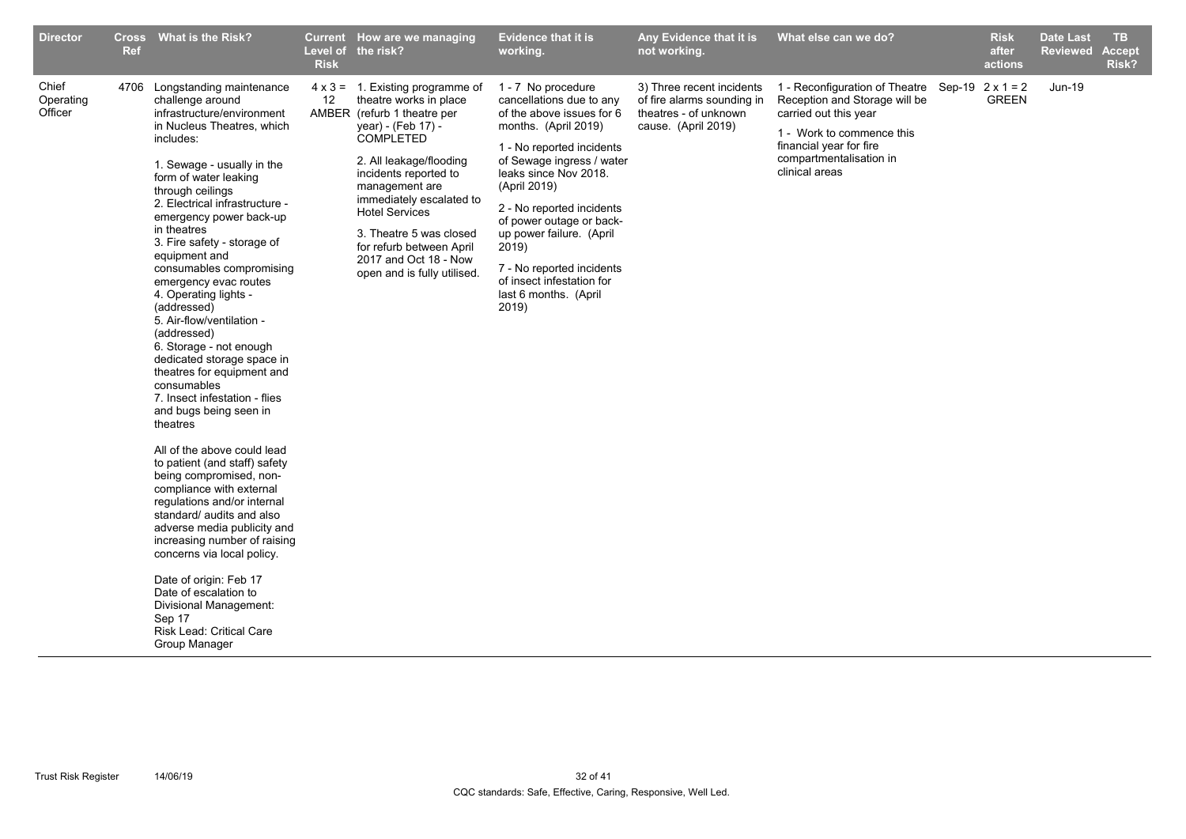| Director | Cross Ref | What is the Risk? | Current Level of Risk | How are we managing the risk? | Evidence that it is working. | Any Evidence that it is not working. | What else can we do? | | Risk after actions | Date Last Reviewed | TB Accept Risk? |
|---|---|---|---|---|---|---|---|---|---|---|---|
| Chief Operating Officer | 4706 | Longstanding maintenance challenge around infrastructure/environment in Nucleus Theatres, which includes:<br><br>1. Sewage - usually in the form of water leaking through ceilings<br>2. Electrical infrastructure - emergency power back-up in theatres<br>3. Fire safety - storage of equipment and consumables compromising emergency evac routes<br>4. Operating lights - (addressed)<br>5. Air-flow/ventilation - (addressed)<br>6. Storage - not enough dedicated storage space in theatres for equipment and consumables<br>7. Insect infestation - flies and bugs being seen in theatres<br><br>All of the above could lead to patient (and staff) safety being compromised, non-compliance with external regulations and/or internal standard/ audits and also adverse media publicity and increasing number of raising concerns via local policy.<br><br>Date of origin: Feb 17<br>Date of escalation to Divisional Management: Sep 17<br>Risk Lead: Critical Care Group Manager | 4 x 3 = 12 AMBER | 1. Existing programme of theatre works in place (refurb 1 theatre per year) - (Feb 17) - COMPLETED<br><br>2. All leakage/flooding incidents reported to management are immediately escalated to Hotel Services<br><br>3. Theatre 5 was closed for refurb between April 2017 and Oct 18 - Now open and is fully utilised. | 1 - 7 No procedure cancellations due to any of the above issues for 6 months. (April 2019)<br><br>1 - No reported incidents of Sewage ingress / water leaks since Nov 2018. (April 2019)<br><br>2 - No reported incidents of power outage or back-up power failure. (April 2019)<br><br>7 - No reported incidents of insect infestation for last 6 months. (April 2019) | 3) Three recent incidents of fire alarms sounding in theatres - of unknown cause. (April 2019) | 1 - Reconfiguration of Theatre Reception and Storage will be carried out this year<br><br>1 - Work to commence this financial year for fire compartmentalisation in clinical areas | Sep-19 | 2 x 1 = 2 GREEN | Jun-19 | |

CQC standards: Safe, Effective, Caring, Responsive, Well Led.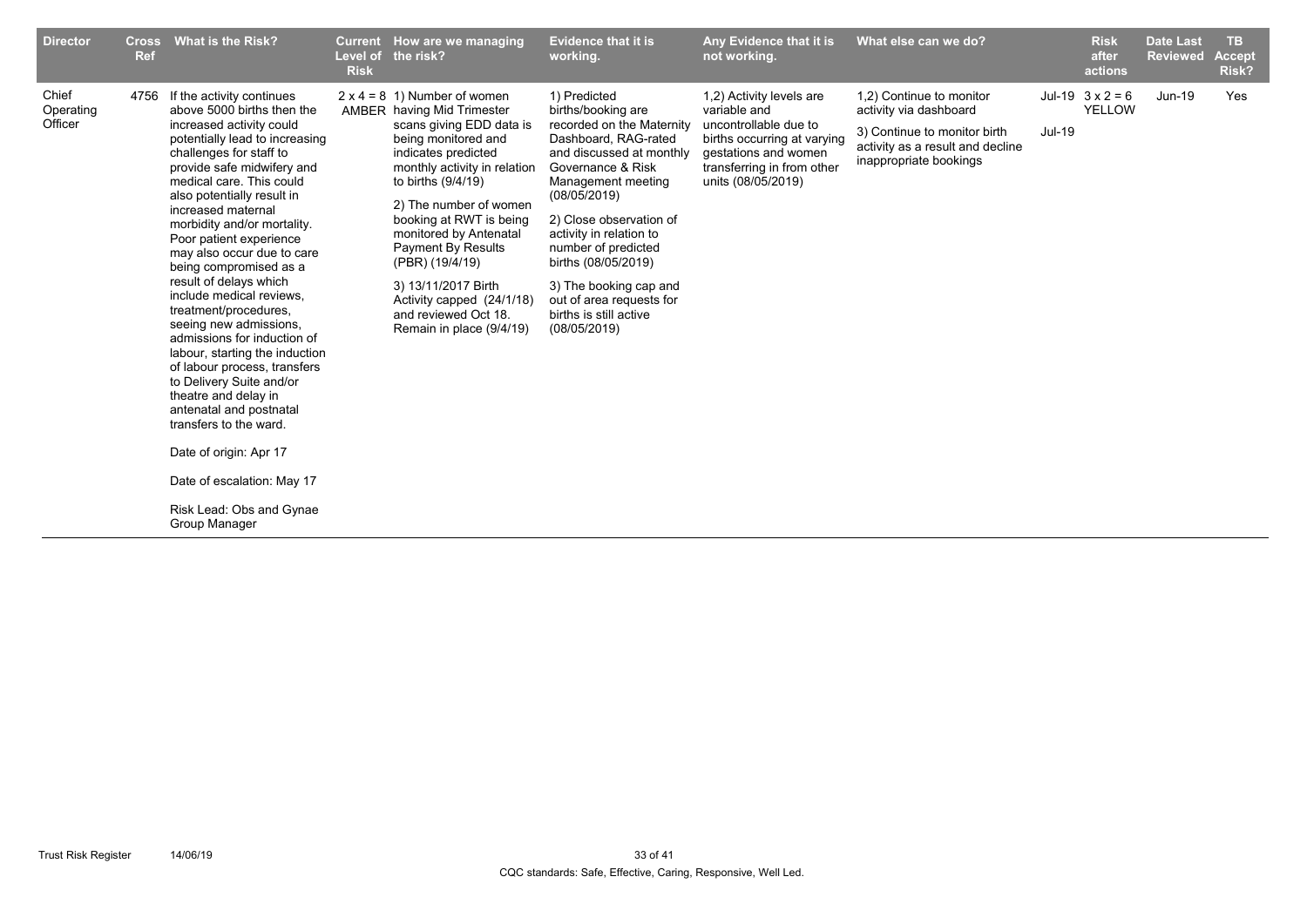| Director | Cross Ref | What is the Risk? | Current Level of Risk | How are we managing the risk? | Evidence that it is working. | Any Evidence that it is not working. | What else can we do? | | Risk after actions | Date Last Reviewed | TB Accept Risk? |
|---|---|---|---|---|---|---|---|---|---|---|---|
| Chief Operating Officer | 4756 | If the activity continues above 5000 births then the increased activity could potentially lead to increasing challenges for staff to provide safe midwifery and medical care. This could also potentially result in increased maternal morbidity and/or mortality. Poor patient experience may also occur due to care being compromised as a result of delays which include medical reviews, treatment/procedures, seeing new admissions, admissions for induction of labour, starting the induction of labour process, transfers to Delivery Suite and/or theatre and delay in antenatal and postnatal transfers to the ward.<br><br>Date of origin: Apr 17<br><br>Date of escalation: May 17<br><br>Risk Lead: Obs and Gynae Group Manager | 2 x 4 = 8 AMBER | 1) Number of women having Mid Trimester scans giving EDD data is being monitored and indicates predicted monthly activity in relation to births (9/4/19)<br><br>2) The number of women booking at RWT is being monitored by Antenatal Payment By Results (PBR) (19/4/19)<br><br>3) 13/11/2017 Birth Activity capped (24/1/18) and reviewed Oct 18. Remain in place (9/4/19) | 1) Predicted births/booking are recorded on the Maternity Dashboard, RAG-rated and discussed at monthly Governance & Risk Management meeting (08/05/2019)<br><br>2) Close observation of activity in relation to number of predicted births (08/05/2019)<br><br>3) The booking cap and out of area requests for births is still active (08/05/2019) | 1,2) Activity levels are variable and uncontrollable due to births occurring at varying gestations and women transferring in from other units (08/05/2019) | 1,2) Continue to monitor activity via dashboard<br><br>3) Continue to monitor birth activity as a result and decline inappropriate bookings | Jul-19<br><br>Jul-19 | 3 x 2 = 6 YELLOW | Jun-19 | Yes |

CQC standards: Safe, Effective, Caring, Responsive, Well Led.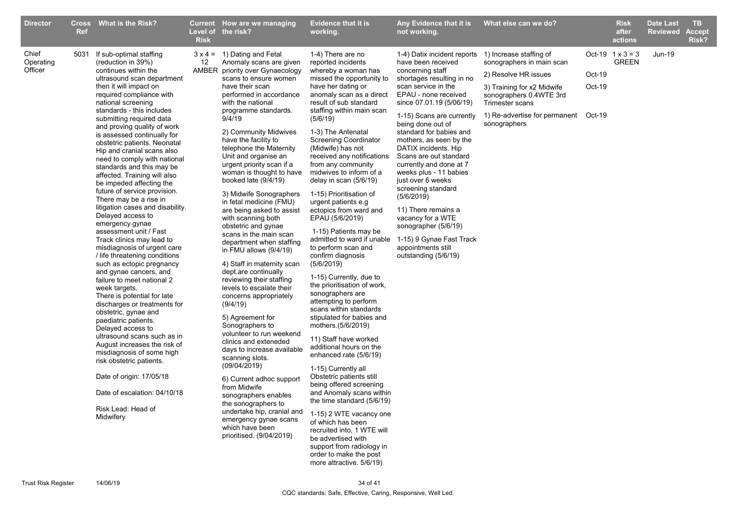| Director | Cross Ref | What is the Risk? | Current Level of Risk | How are we managing the risk? | Evidence that it is working. | Any Evidence that it is not working. | What else can we do? | | Risk after actions | Date Last Reviewed | TB Accept Risk? |
|---|---|---|---|---|---|---|---|---|---|---|---|
| Chief Operating Officer | 5031 | If sub-optimal staffing (reduction in 39%) continues within the ultrasound scan department then it will impact on required compliance with national screening standards - this includes submitting required data and proving quality of work is assessed continually for obstetric patients. Neonatal Hip and cranial scans also need to comply with national standards and this may be affected. Training will also be impeded affecting the future of service provision. There may be a rise in litigation cases and disability. Delayed access to emergency gynae assessment unit / Fast Track clinics may lead to misdiagnosis of urgent care / life threatening conditions such as ectopic pregnancy and gynae cancers, and failure to meet national 2 week targets. There is potential for late discharges or treatments for obstetric, gynae and paediatric patients. Delayed access to ultrasound scans such as in August increases the risk of misdiagnosis of some high risk obstetric patients.<br><br>Date of origin: 17/05/18<br><br>Date of escalation: 04/10/18<br><br>Risk Lead: Head of Midwifery | 3 x 4 = 12 AMBER | 1) Dating and Fetal Anomaly scans are given priority over Gynaecology scans to ensure women have their scan performed in accordance with the national programme standards. 9/4/19<br><br>2) Community Midwives have the facility to telephone the Maternity Unit and organise an urgent priority scan if a woman is thought to have booked late (9/4/19)<br><br>3) Midwife Sonographers in fetal medicine (FMU) are being asked to assist with scanning both obstetric and gynae scans in the main scan department when staffing in FMU allows (9/4/19)<br><br>4) Staff in maternity scan dept.are continually reviewing their staffing levels to escalate their concerns appropriately (9/4/19)<br><br>5) Agreement for Sonographers to volunteer to run weekend clinics and exteneded days to increase available scanning slots. (09/04/2019)<br><br>6) Current adhoc support from Midwife sonographers enables the sonographers to undertake hip, cranial and emergency gynae scans which have been prioritised. (9/04/2019) | 1-4) There are no reported incidents whereby a woman has missed the opportunity to have her dating or anomaly scan as a direct result of sub standard staffing within main scan (5/6/19)<br><br>1-3) The Antenatal Screening Coordinator (Midwife) has not received any notifications from any community midwives to inform of a delay in scan (5/6/19)<br><br>1-15) Prioritisation of urgent patients e.g ectopics from ward and EPAU (5/6/2019)<br><br>1-15) Patients may be admitted to ward if unable to perform scan and confirm diagnosis (5/6/2019)<br><br>1-15) Currently, due to the prioritisation of work, sonographers are attempting to perform scans within standards stipulated for babies and mothers.(5/6/2019)<br><br>11) Staff have worked additional hours on the enhanced rate (5/6/19)<br><br>1-15) Currently all Obstetric patients still being offered screening and Anomaly scans within the time standard (5/6/19)<br><br>1-15) 2 WTE vacancy one of which has been recruited into, 1 WTE will be advertised with support from radiology in order to make the post more attractive. 5/6/19) | 1-4) Datix incident reports have been received concerning staff shortages resulting in no scan service in the EPAU - none received since 07.01.19 (5/06/19)<br><br>1-15) Scans are currently being done out of standard for babies and mothers, as seen by the DATIX incidents. Hip Scans are out standard currently and done at 7 weeks plus - 11 babies just over 6 weeks screening standard (5/6/2019)<br><br>11) There remains a vacancy for a WTE sonographer (5/6/19)<br><br>1-15) 9 Gynae Fast Track appointments still outstanding (5/6/19) | 1) Increase staffing of sonographers in main scan<br><br>2) Resolve HR issues<br><br>3) Training for x2 Midwife sonographers 0.4WTE 3rd Trimester scans<br><br>1) Re-advertise for permanent sonographers | Oct-19<br><br>Oct-19<br><br>Oct-19<br><br>Oct-19 | 1 x 3 = 3 GREEN | Jun-19 | |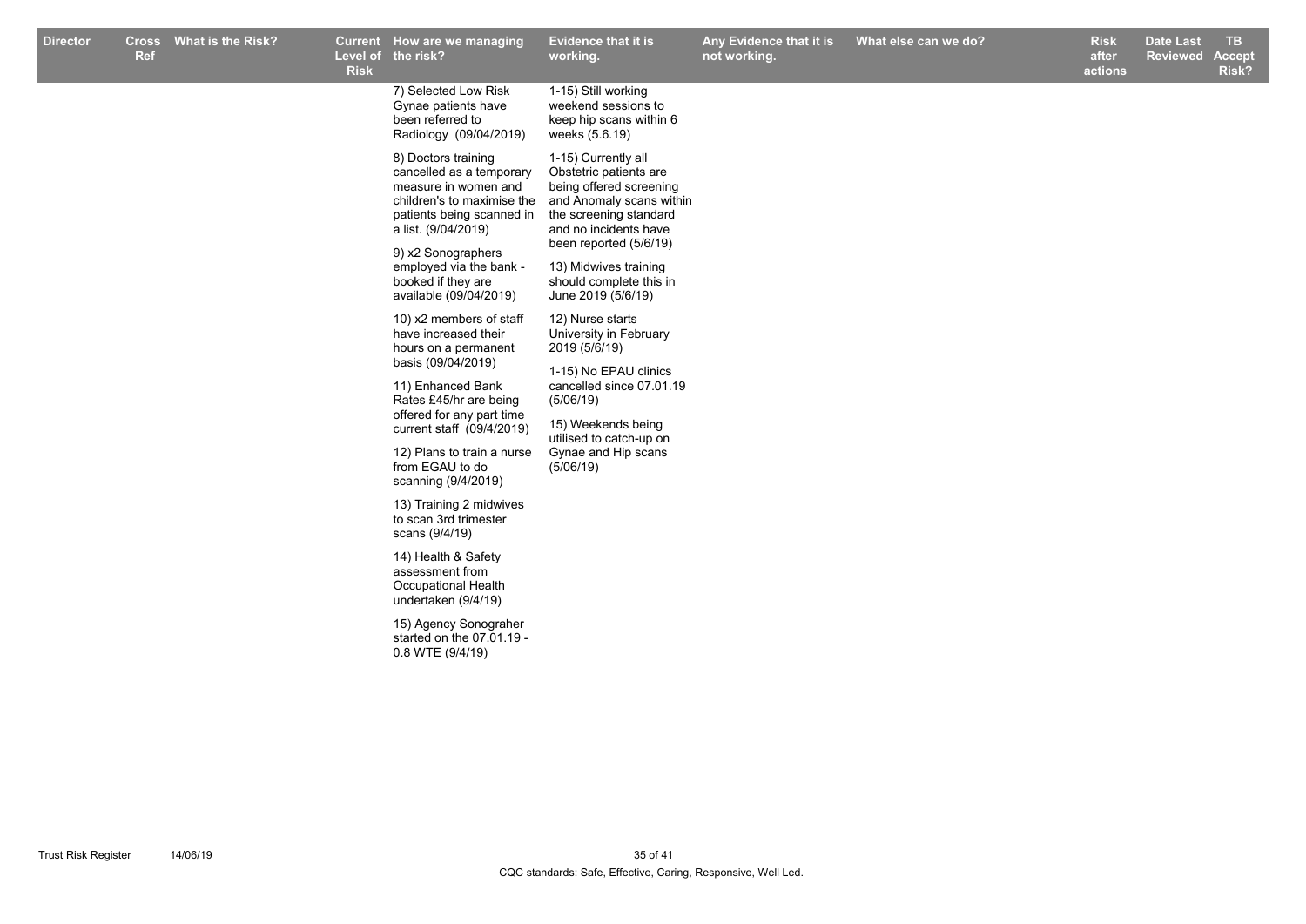| Director | Cross Ref | What is the Risk? | Current Level of Risk | How are we managing the risk? | Evidence that it is working. | Any Evidence that it is not working. | What else can we do? | Risk after actions | Date Last Reviewed | TB Accept Risk? |
|---|---|---|---|---|---|---|---|---|---|---|
| | | | | 7) Selected Low Risk Gynae patients have been referred to Radiology (09/04/2019)<br><br>8) Doctors training cancelled as a temporary measure in women and children's to maximise the patients being scanned in a list. (9/04/2019)<br><br>9) x2 Sonographers employed via the bank - booked if they are available (09/04/2019)<br><br>10) x2 members of staff have increased their hours on a permanent basis (09/04/2019)<br><br>11) Enhanced Bank Rates £45/hr are being offered for any part time current staff (09/4/2019)<br><br>12) Plans to train a nurse from EGAU to do scanning (9/4/2019)<br><br>13) Training 2 midwives to scan 3rd trimester scans (9/4/19)<br><br>14) Health & Safety assessment from Occupational Health undertaken (9/4/19)<br><br>15) Agency Sonograher started on the 07.01.19 - 0.8 WTE (9/4/19) | 1-15) Still working weekend sessions to keep hip scans within 6 weeks (5.6.19)<br><br>1-15) Currently all Obstetric patients are being offered screening and Anomaly scans within the screening standard and no incidents have been reported (5/6/19)<br><br>13) Midwives training should complete this in June 2019 (5/6/19)<br><br>12) Nurse starts University in February 2019 (5/6/19)<br><br>1-15) No EPAU clinics cancelled since 07.01.19 (5/06/19)<br><br>15) Weekends being utilised to catch-up on Gynae and Hip scans (5/06/19) | | | | | |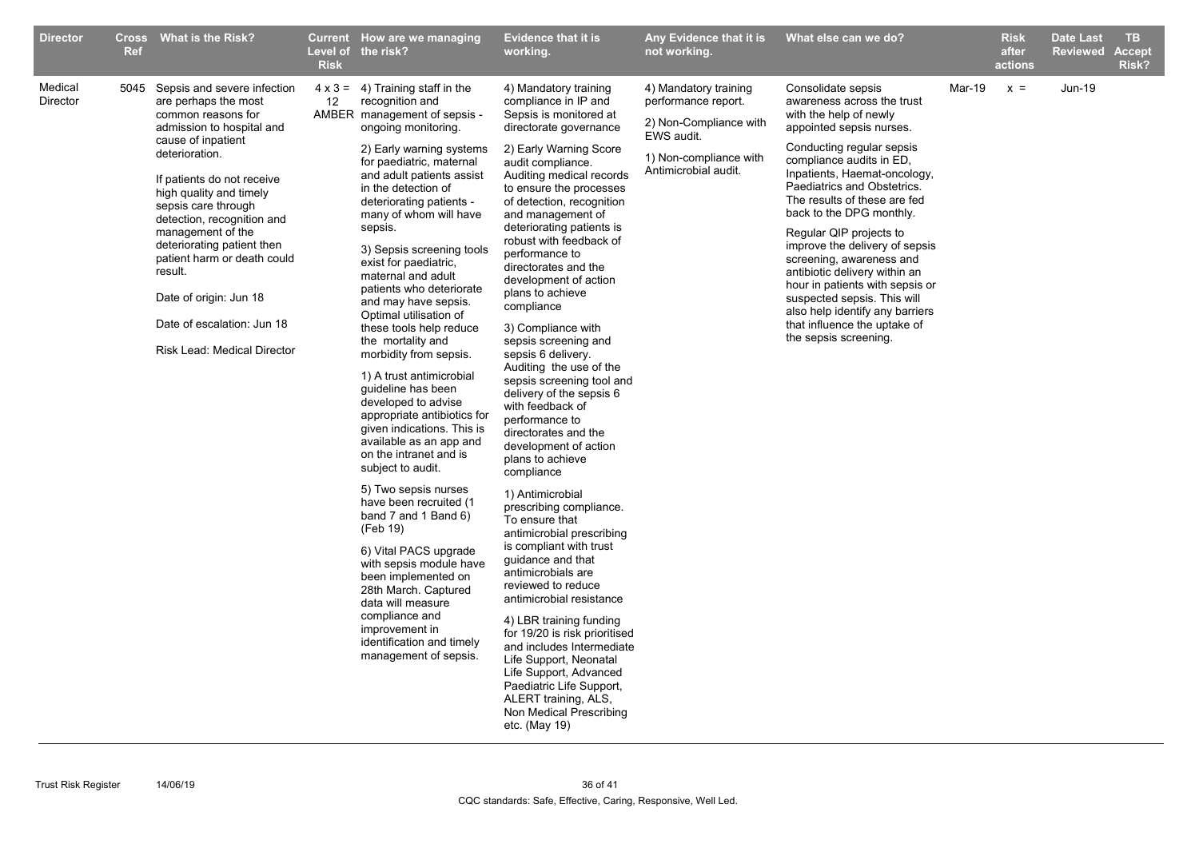| Director | Cross Ref | What is the Risk? | Current Level of Risk | How are we managing the risk? | Evidence that it is working. | Any Evidence that it is not working. | What else can we do? | | Risk after actions | Date Last Reviewed | TB Accept Risk? |
|---|---|---|---|---|---|---|---|---|---|---|---|
| Medical Director | 5045 | Sepsis and severe infection are perhaps the most common reasons for admission to hospital and cause of inpatient deterioration.<br><br>If patients do not receive high quality and timely sepsis care through detection, recognition and management of the deteriorating patient then patient harm or death could result.<br><br>Date of origin: Jun 18<br><br>Date of escalation: Jun 18<br><br>Risk Lead: Medical Director | 4 x 3 = 12 AMBER | 4) Training staff in the recognition and management of sepsis - ongoing monitoring.<br><br>2) Early warning systems for paediatric, maternal and adult patients assist in the detection of deteriorating patients - many of whom will have sepsis.<br><br>3) Sepsis screening tools exist for paediatric, maternal and adult patients who deteriorate and may have sepsis. Optimal utilisation of these tools help reduce the mortality and morbidity from sepsis.<br><br>1) A trust antimicrobial guideline has been developed to advise appropriate antibiotics for given indications. This is available as an app and on the intranet and is subject to audit.<br><br>5) Two sepsis nurses have been recruited (1 band 7 and 1 Band 6) (Feb 19)<br><br>6) Vital PACS upgrade with sepsis module have been implemented on 28th March. Captured data will measure compliance and improvement in identification and timely management of sepsis. | 4) Mandatory training compliance in IP and Sepsis is monitored at directorate governance<br><br>2) Early Warning Score audit compliance. Auditing medical records to ensure the processes of detection, recognition and management of deteriorating patients is robust with feedback of performance to directorates and the development of action plans to achieve compliance<br><br>3) Compliance with sepsis screening and sepsis 6 delivery. Auditing the use of the sepsis screening tool and delivery of the sepsis 6 with feedback of performance to directorates and the development of action plans to achieve compliance<br><br>1) Antimicrobial prescribing compliance. To ensure that antimicrobial prescribing is compliant with trust guidance and that antimicrobials are reviewed to reduce antimicrobial resistance<br><br>4) LBR training funding for 19/20 is risk prioritised and includes Intermediate Life Support, Neonatal Life Support, Advanced Paediatric Life Support, ALERT training, ALS, Non Medical Prescribing etc. (May 19) | 4) Mandatory training performance report.<br><br>2) Non-Compliance with EWS audit.<br><br>1) Non-compliance with Antimicrobial audit. | Consolidate sepsis awareness across the trust with the help of newly appointed sepsis nurses.<br><br>Conducting regular sepsis compliance audits in ED, Inpatients, Haemat-oncology, Paediatrics and Obstetrics. The results of these are fed back to the DPG monthly.<br><br>Regular QIP projects to improve the delivery of sepsis screening, awareness and antibiotic delivery within an hour in patients with sepsis or suspected sepsis. This will also help identify any barriers that influence the uptake of the sepsis screening. | Mar-19 | x = | Jun-19 | |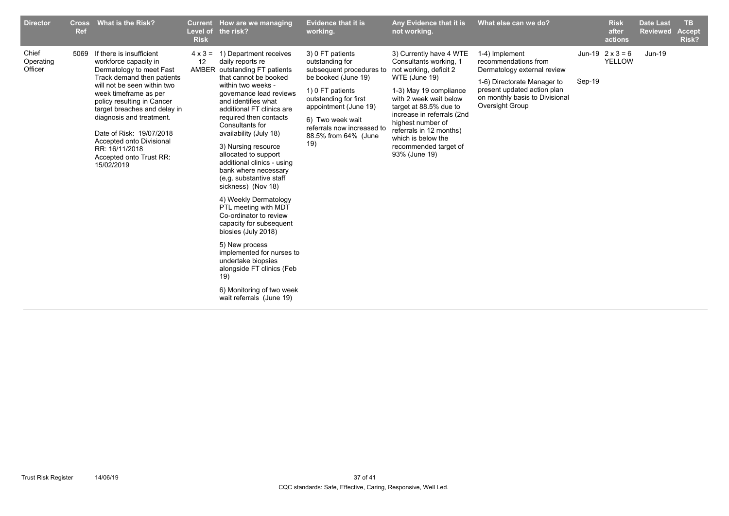| Director | Cross Ref | What is the Risk? | Current Level of Risk | How are we managing the risk? | Evidence that it is working. | Any Evidence that it is not working. | What else can we do? | | Risk after actions | Date Last Reviewed | TB Accept Risk? |
|---|---|---|---|---|---|---|---|---|---|---|---|
| Chief Operating Officer | 5069 | If there is insufficient workforce capacity in Dermatology to meet Fast Track demand then patients will not be seen within two week timeframe as per policy resulting in Cancer target breaches and delay in diagnosis and treatment.<br><br>Date of Risk: 19/07/2018<br>Accepted onto Divisional RR: 16/11/2018<br>Accepted onto Trust RR: 15/02/2019 | 4 x 3 = 12 AMBER | 1) Department receives daily reports re outstanding FT patients that cannot be booked within two weeks - governance lead reviews and identifies what additional FT clinics are required then contacts Consultants for availability (July 18)<br><br>3) Nursing resource allocated to support additional clinics - using bank where necessary (e,g. substantive staff sickness) (Nov 18)<br><br>4) Weekly Dermatology PTL meeting with MDT Co-ordinator to review capacity for subsequent biosies (July 2018)<br><br>5) New process implemented for nurses to undertake biopsies alongside FT clinics (Feb 19)<br><br>6) Monitoring of two week wait referrals (June 19) | 3) 0 FT patients outstanding for subsequent procedures to be booked (June 19)<br><br>1) 0 FT patients outstanding for first appointment (June 19)<br><br>6) Two week wait referrals now increased to 88.5% from 64% (June 19) | 3) Currently have 4 WTE Consultants working, 1 not working, deficit 2 WTE (June 19)<br><br>1-3) May 19 compliance with 2 week wait below target at 88.5% due to increase in referrals (2nd highest number of referrals in 12 months) which is below the recommended target of 93% (June 19) | 1-4) Implement recommendations from Dermatology external review<br><br>1-6) Directorate Manager to present updated action plan on monthly basis to Divisional Oversight Group | Jun-19<br><br>Sep-19 | 2 x 3 = 6 YELLOW | Jun-19 | |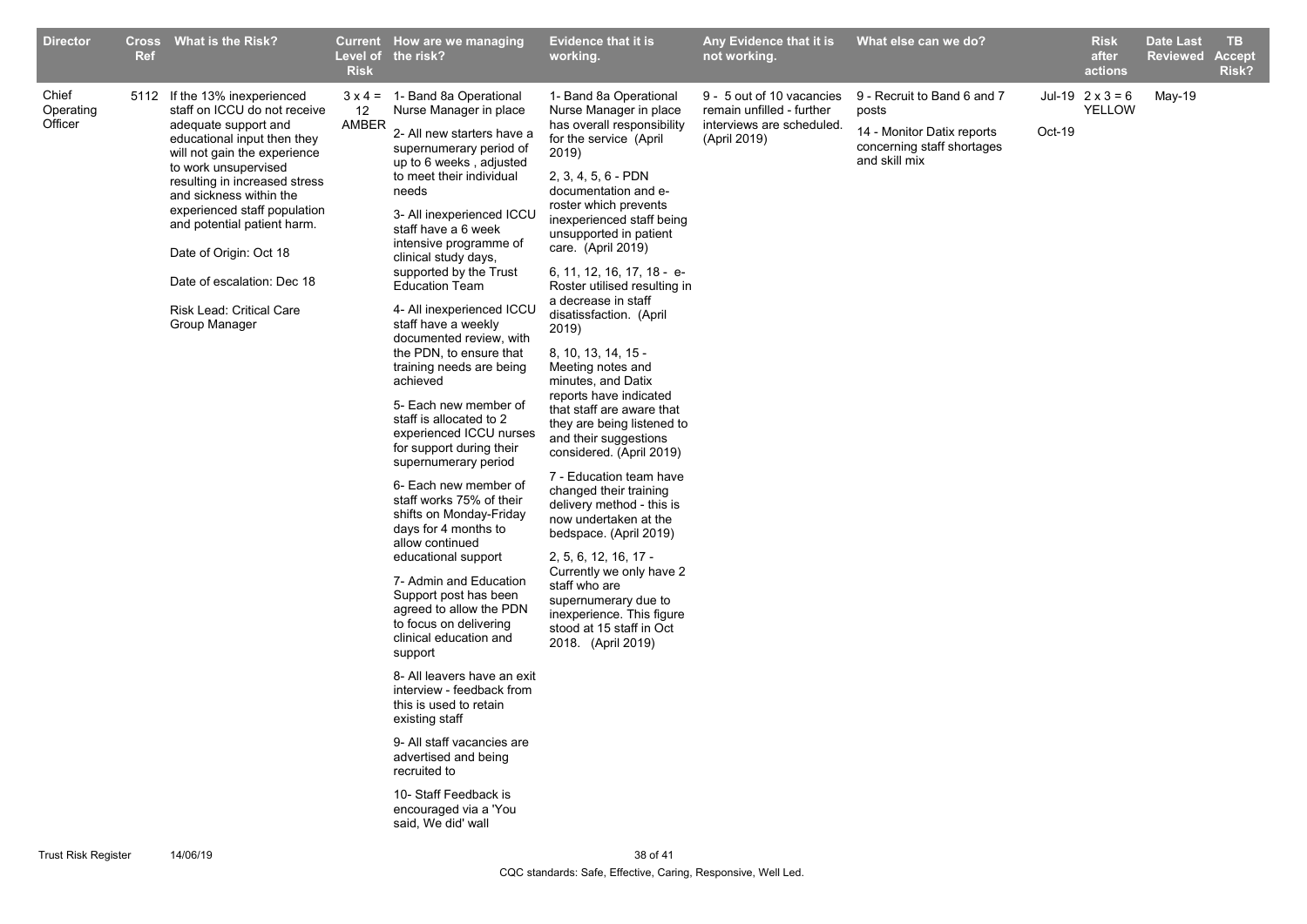| Director | Cross Ref | What is the Risk? | Current Level of Risk | How are we managing the risk? | Evidence that it is working. | Any Evidence that it is not working. | What else can we do? | | Risk after actions | Date Last Reviewed | TB Accept Risk? |
|---|---|---|---|---|---|---|---|---|---|---|---|
| Chief Operating Officer | 5112 | If the 13% inexperienced staff on ICCU do not receive adequate support and educational input then they will not gain the experience to work unsupervised resulting in increased stress and sickness within the experienced staff population and potential patient harm.<br><br>Date of Origin: Oct 18<br><br>Date of escalation: Dec 18<br><br>Risk Lead: Critical Care Group Manager | 3 x 4 = 12 AMBER | 1- Band 8a Operational Nurse Manager in place<br><br>2- All new starters have a supernumerary period of up to 6 weeks , adjusted to meet their individual needs<br><br>3- All inexperienced ICCU staff have a 6 week intensive programme of clinical study days, supported by the Trust Education Team<br><br>4- All inexperienced ICCU staff have a weekly documented review, with the PDN, to ensure that training needs are being achieved<br><br>5- Each new member of staff is allocated to 2 experienced ICCU nurses for support during their supernumerary period<br><br>6- Each new member of staff works 75% of their shifts on Monday-Friday days for 4 months to allow continued educational support<br><br>7- Admin and Education Support post has been agreed to allow the PDN to focus on delivering clinical education and support<br><br>8- All leavers have an exit interview - feedback from this is used to retain existing staff<br><br>9- All staff vacancies are advertised and being recruited to<br><br>10- Staff Feedback is encouraged via a 'You said, We did' wall | 1- Band 8a Operational Nurse Manager in place has overall responsibility for the service (April 2019)<br><br>2, 3, 4, 5, 6 - PDN documentation and e-roster which prevents inexperienced staff being unsupported in patient care. (April 2019)<br><br>6, 11, 12, 16, 17, 18 - e-Roster utilised resulting in a decrease in staff disatissfaction. (April 2019)<br><br>8, 10, 13, 14, 15 - Meeting notes and minutes, and Datix reports have indicated that staff are aware that they are being listened to and their suggestions considered. (April 2019)<br><br>7 - Education team have changed their training delivery method - this is now undertaken at the bedspace. (April 2019)<br><br>2, 5, 6, 12, 16, 17 - Currently we only have 2 staff who are supernumerary due to inexperience. This figure stood at 15 staff in Oct 2018. (April 2019) | 9 - 5 out of 10 vacancies remain unfilled - further interviews are scheduled. (April 2019) | 9 - Recruit to Band 6 and 7 posts<br><br>14 - Monitor Datix reports concerning staff shortages and skill mix | Jul-19<br><br>Oct-19 | 2 x 3 = 6 YELLOW | May-19 | |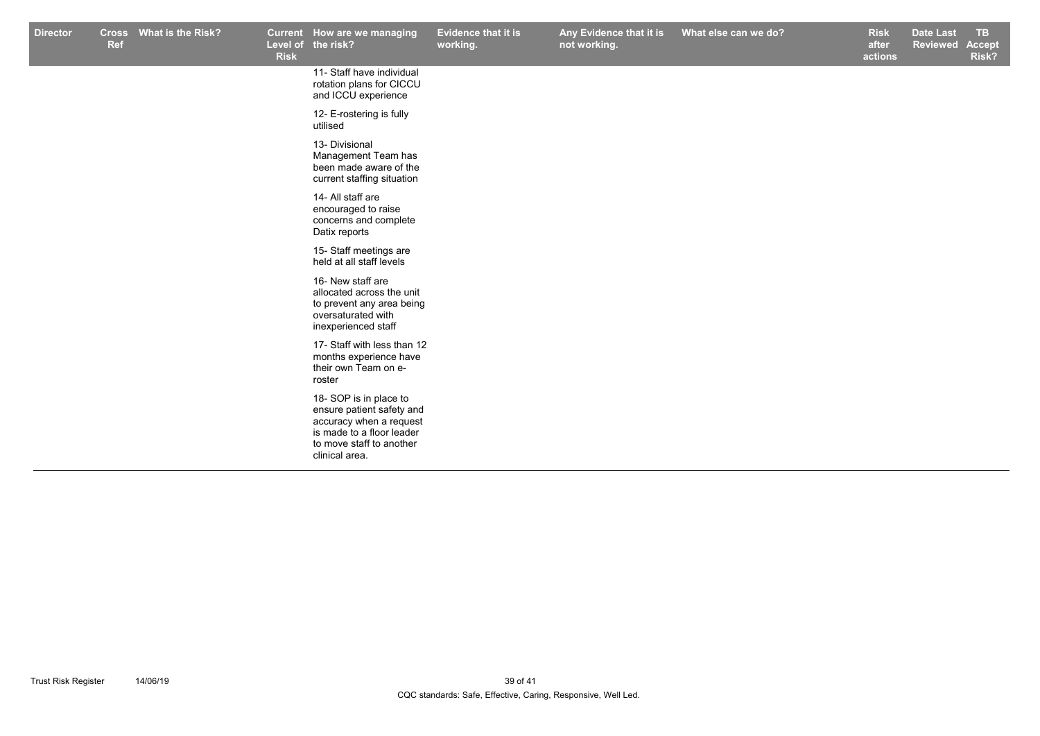| Director | Cross Ref | What is the Risk? | Current Level of Risk | How are we managing the risk? | Evidence that it is working. | Any Evidence that it is not working. | What else can we do? | Risk after actions | Date Last Reviewed | TB Accept Risk? |
|---|---|---|---|---|---|---|---|---|---|---|
| | | | | 11- Staff have individual rotation plans for CICCU and ICCU experience<br><br>12- E-rostering is fully utilised<br><br>13- Divisional Management Team has been made aware of the current staffing situation<br><br>14- All staff are encouraged to raise concerns and complete Datix reports<br><br>15- Staff meetings are held at all staff levels<br><br>16- New staff are allocated across the unit to prevent any area being oversaturated with inexperienced staff<br><br>17- Staff with less than 12 months experience have their own Team on e-roster<br><br>18- SOP is in place to ensure patient safety and accuracy when a request is made to a floor leader to move staff to another clinical area. | | | | | | |

Trust Risk Register 14/06/19

CQC standards: Safe, Effective, Caring, Responsive, Well Led.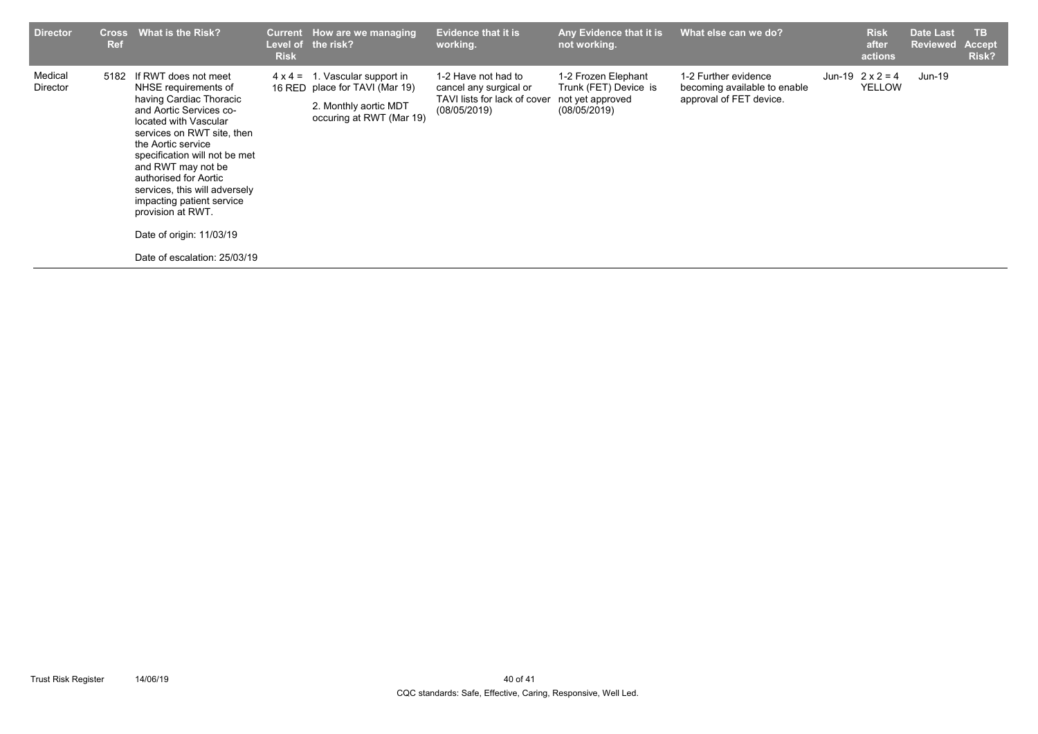| Director | Cross Ref | What is the Risk? | Current Level of Risk | How are we managing the risk? | Evidence that it is working. | Any Evidence that it is not working. | What else can we do? | | Risk after actions | Date Last Reviewed | TB Accept Risk? |
|---|---|---|---|---|---|---|---|---|---|---|---|
| Medical Director | 5182 | If RWT does not meet NHSE requirements of having Cardiac Thoracic and Aortic Services co-located with Vascular services on RWT site, then the Aortic service specification will not be met and RWT may not be authorised for Aortic services, this will adversely impacting patient service provision at RWT.<br><br>Date of origin: 11/03/19<br><br>Date of escalation: 25/03/19 | 4 x 4 = 16 RED | 1. Vascular support in place for TAVI (Mar 19)<br><br>2. Monthly aortic MDT occuring at RWT (Mar 19) | 1-2 Have not had to cancel any surgical or TAVI lists for lack of cover (08/05/2019) | 1-2 Frozen Elephant Trunk (FET) Device is not yet approved (08/05/2019) | 1-2 Further evidence becoming available to enable approval of FET device. | Jun-19 | 2 x 2 = 4 YELLOW | Jun-19 | |

CQC standards: Safe, Effective, Caring, Responsive, Well Led.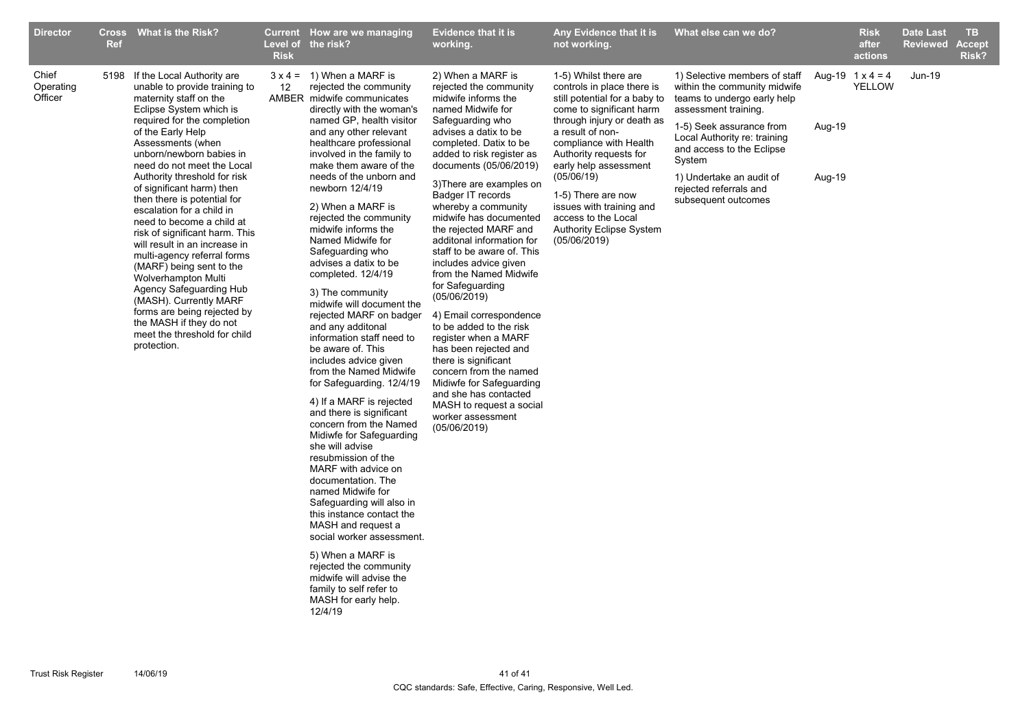| Director | Cross Ref | What is the Risk? | Current Level of Risk | How are we managing the risk? | Evidence that it is working. | Any Evidence that it is not working. | What else can we do? | | Risk after actions | Date Last Reviewed | TB Accept Risk? |
|---|---|---|---|---|---|---|---|---|---|---|---|
| Chief Operating Officer | 5198 | If the Local Authority are unable to provide training to maternity staff on the Eclipse System which is required for the completion of the Early Help Assessments (when unborn/newborn babies in need do not meet the Local Authority threshold for risk of significant harm) then then there is potential for escalation for a child in need to become a child at risk of significant harm. This will result in an increase in multi-agency referral forms (MARF) being sent to the Wolverhampton Multi Agency Safeguarding Hub (MASH). Currently MARF forms are being rejected by the MASH if they do not meet the threshold for child protection. | 3 x 4 = 12 AMBER | 1) When a MARF is rejected the community midwife communicates directly with the woman's named GP, health visitor and any other relevant healthcare professional involved in the family to make them aware of the needs of the unborn and newborn 12/4/19<br><br>2) When a MARF is rejected the community midwife informs the Named Midwife for Safeguarding who advises a datix to be completed. 12/4/19<br><br>3) The community midwife will document the rejected MARF on badger and any additonal information staff need to be aware of. This includes advice given from the Named Midwife for Safeguarding. 12/4/19<br><br>4) If a MARF is rejected and there is significant concern from the Named Midiwfe for Safeguarding she will advise resubmission of the MARF with advice on documentation. The named Midwife for Safeguarding will also in this instance contact the MASH and request a social worker assessment.<br><br>5) When a MARF is rejected the community midwife will advise the family to self refer to MASH for early help. 12/4/19 | 2) When a MARF is rejected the community midwife informs the named Midwife for Safeguarding who advises a datix to be completed. Datix to be added to risk register as documents (05/06/2019)<br><br>3)There are examples on Badger IT records whereby a community midwife has documented the rejected MARF and additonal information for staff to be aware of. This includes advice given from the Named Midwife for Safeguarding (05/06/2019)<br><br>4) Email correspondence to be added to the risk register when a MARF has been rejected and there is significant concern from the named Midiwfe for Safeguarding and she has contacted MASH to request a social worker assessment (05/06/2019) | 1-5) Whilst there are controls in place there is still potential for a baby to come to significant harm through injury or death as a result of non-compliance with Health Authority requests for early help assessment (05/06/19)<br><br>1-5) There are now issues with training and access to the Local Authority Eclipse System (05/06/2019) | 1) Selective members of staff within the community midwife teams to undergo early help assessment training.<br><br>1-5) Seek assurance from Local Authority re: training and access to the Eclipse System<br><br>1) Undertake an audit of rejected referrals and subsequent outcomes | Aug-19<br><br>Aug-19<br><br>Aug-19 | 1 x 4 = 4 YELLOW | Jun-19 | |

CQC standards: Safe, Effective, Caring, Responsive, Well Led.